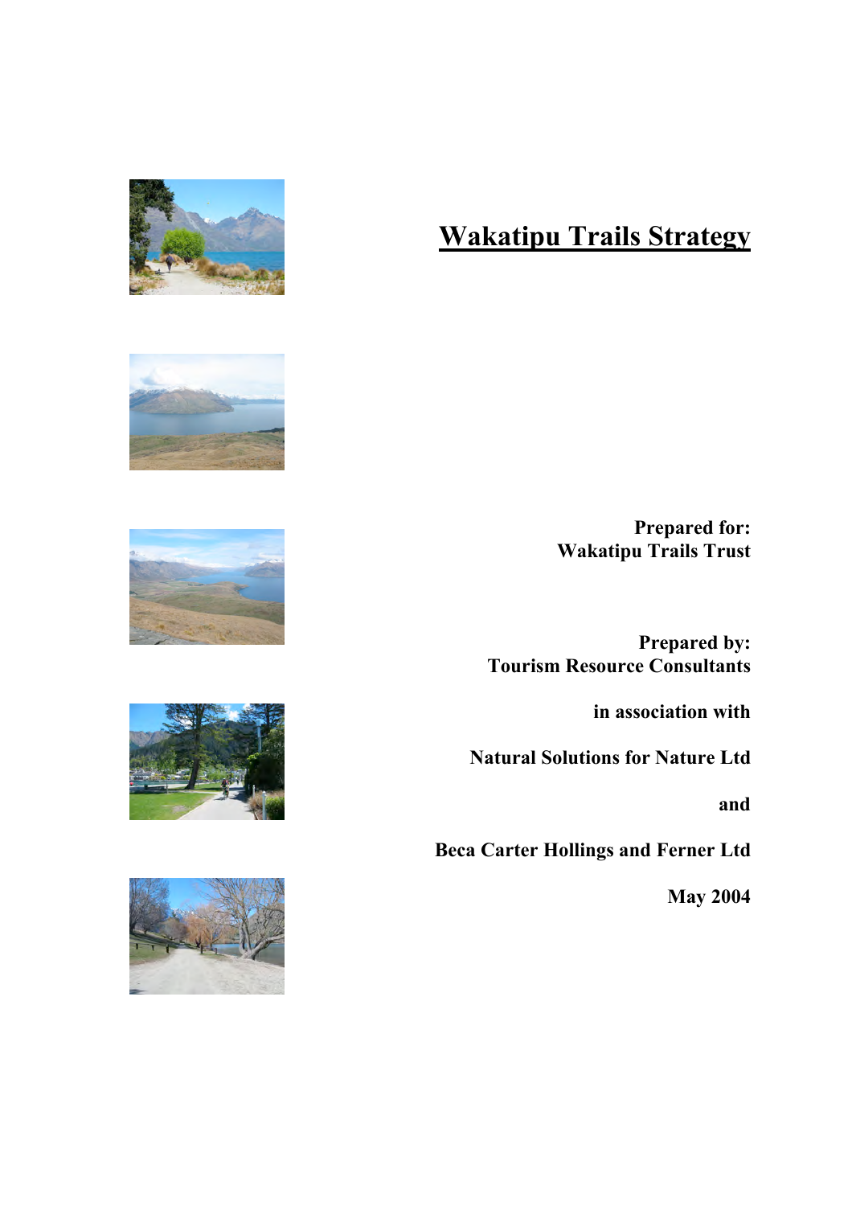# Wakatipu Trails Strategy

**Prepared for:**
**Wakatipu Trails Trust**

**Prepared by:**
**Tourism Resource Consultants**

**in association with**

**Natural Solutions for Nature Ltd**

**and**

**Beca Carter Hollings and Ferner Ltd**

**May 2004**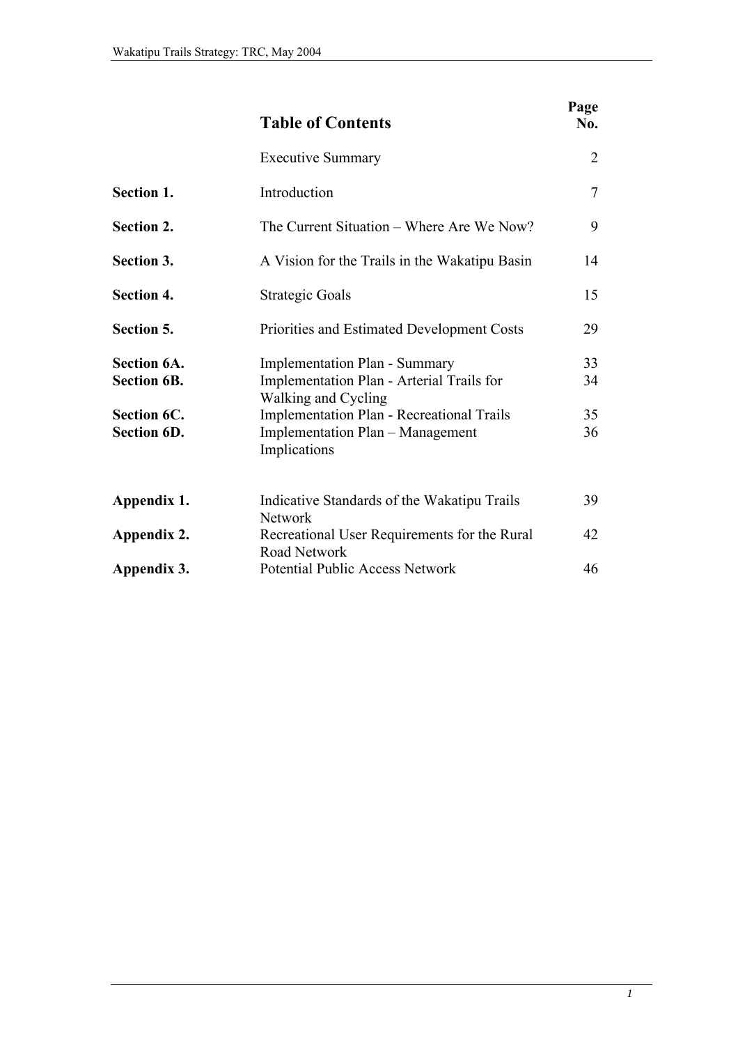# Table of Contents

| | | Page No. |
|---|---|---|
| | Executive Summary | 2 |
| **Section 1.** | Introduction | 7 |
| **Section 2.** | The Current Situation – Where Are We Now? | 9 |
| **Section 3.** | A Vision for the Trails in the Wakatipu Basin | 14 |
| **Section 4.** | Strategic Goals | 15 |
| **Section 5.** | Priorities and Estimated Development Costs | 29 |
| **Section 6A.** | Implementation Plan - Summary | 33 |
| **Section 6B.** | Implementation Plan - Arterial Trails for Walking and Cycling | 34 |
| **Section 6C.** | Implementation Plan - Recreational Trails | 35 |
| **Section 6D.** | Implementation Plan – Management Implications | 36 |
| **Appendix 1.** | Indicative Standards of the Wakatipu Trails Network | 39 |
| **Appendix 2.** | Recreational User Requirements for the Rural Road Network | 42 |
| **Appendix 3.** | Potential Public Access Network | 46 |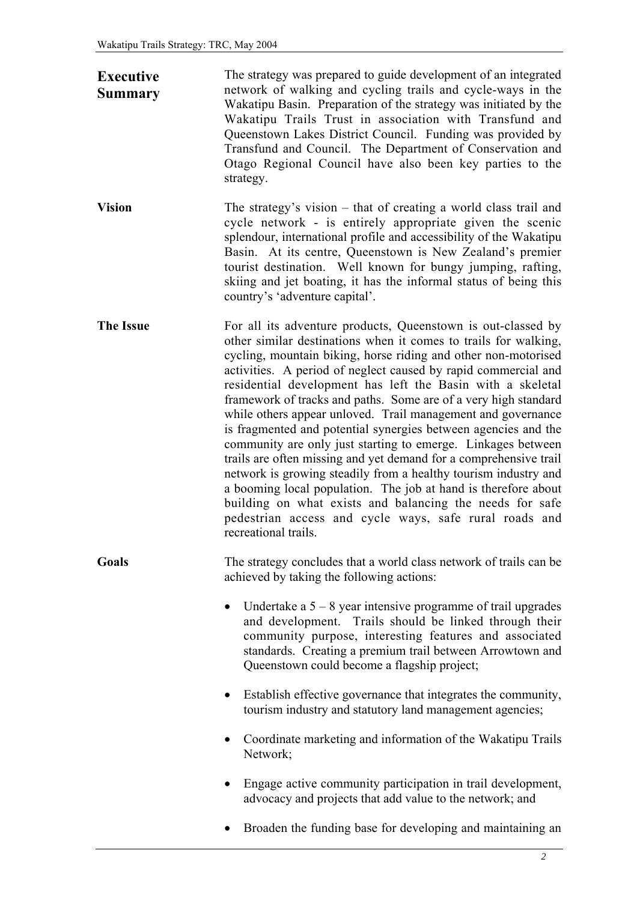## Executive Summary

The strategy was prepared to guide development of an integrated network of walking and cycling trails and cycle-ways in the Wakatipu Basin. Preparation of the strategy was initiated by the Wakatipu Trails Trust in association with Transfund and Queenstown Lakes District Council. Funding was provided by Transfund and Council. The Department of Conservation and Otago Regional Council have also been key parties to the strategy.

**Vision**

The strategy's vision – that of creating a world class trail and cycle network - is entirely appropriate given the scenic splendour, international profile and accessibility of the Wakatipu Basin. At its centre, Queenstown is New Zealand's premier tourist destination. Well known for bungy jumping, rafting, skiing and jet boating, it has the informal status of being this country's 'adventure capital'.

**The Issue**

For all its adventure products, Queenstown is out-classed by other similar destinations when it comes to trails for walking, cycling, mountain biking, horse riding and other non-motorised activities. A period of neglect caused by rapid commercial and residential development has left the Basin with a skeletal framework of tracks and paths. Some are of a very high standard while others appear unloved. Trail management and governance is fragmented and potential synergies between agencies and the community are only just starting to emerge. Linkages between trails are often missing and yet demand for a comprehensive trail network is growing steadily from a healthy tourism industry and a booming local population. The job at hand is therefore about building on what exists and balancing the needs for safe pedestrian access and cycle ways, safe rural roads and recreational trails.

**Goals**

The strategy concludes that a world class network of trails can be achieved by taking the following actions:

- Undertake a 5 – 8 year intensive programme of trail upgrades and development. Trails should be linked through their community purpose, interesting features and associated standards. Creating a premium trail between Arrowtown and Queenstown could become a flagship project;
- Establish effective governance that integrates the community, tourism industry and statutory land management agencies;
- Coordinate marketing and information of the Wakatipu Trails Network;
- Engage active community participation in trail development, advocacy and projects that add value to the network; and
- Broaden the funding base for developing and maintaining an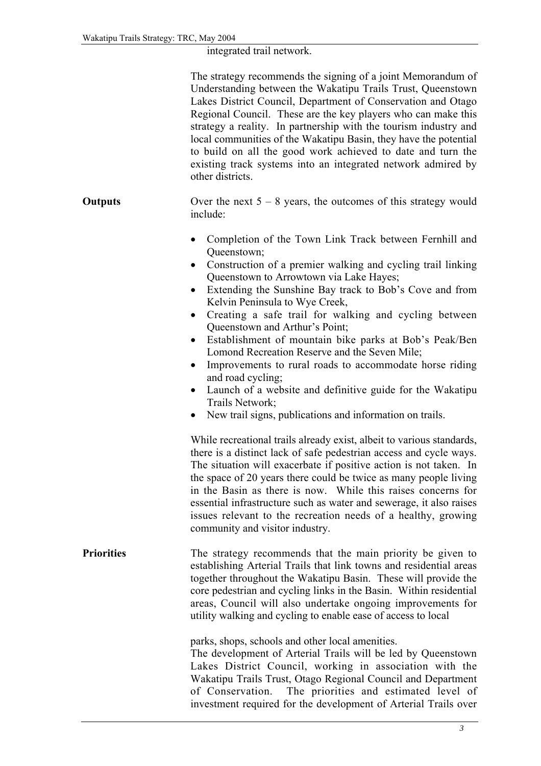integrated trail network.

The strategy recommends the signing of a joint Memorandum of Understanding between the Wakatipu Trails Trust, Queenstown Lakes District Council, Department of Conservation and Otago Regional Council. These are the key players who can make this strategy a reality. In partnership with the tourism industry and local communities of the Wakatipu Basin, they have the potential to build on all the good work achieved to date and turn the existing track systems into an integrated network admired by other districts.

**Outputs**

Over the next 5 – 8 years, the outcomes of this strategy would include:

- Completion of the Town Link Track between Fernhill and Queenstown;
- Construction of a premier walking and cycling trail linking Queenstown to Arrowtown via Lake Hayes;
- Extending the Sunshine Bay track to Bob's Cove and from Kelvin Peninsula to Wye Creek,
- Creating a safe trail for walking and cycling between Queenstown and Arthur's Point;
- Establishment of mountain bike parks at Bob's Peak/Ben Lomond Recreation Reserve and the Seven Mile;
- Improvements to rural roads to accommodate horse riding and road cycling;
- Launch of a website and definitive guide for the Wakatipu Trails Network;
- New trail signs, publications and information on trails.

While recreational trails already exist, albeit to various standards, there is a distinct lack of safe pedestrian access and cycle ways. The situation will exacerbate if positive action is not taken. In the space of 20 years there could be twice as many people living in the Basin as there is now. While this raises concerns for essential infrastructure such as water and sewerage, it also raises issues relevant to the recreation needs of a healthy, growing community and visitor industry.

**Priorities**

The strategy recommends that the main priority be given to establishing Arterial Trails that link towns and residential areas together throughout the Wakatipu Basin. These will provide the core pedestrian and cycling links in the Basin. Within residential areas, Council will also undertake ongoing improvements for utility walking and cycling to enable ease of access to local parks, shops, schools and other local amenities.

The development of Arterial Trails will be led by Queenstown Lakes District Council, working in association with the Wakatipu Trails Trust, Otago Regional Council and Department of Conservation. The priorities and estimated level of investment required for the development of Arterial Trails over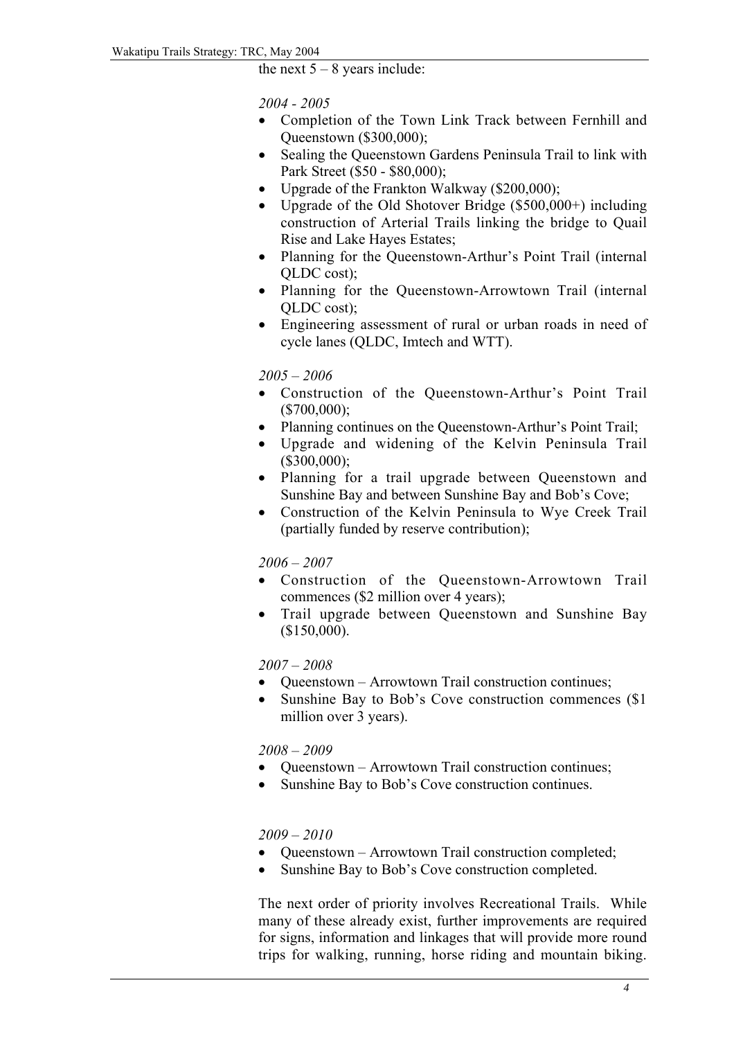the next 5 – 8 years include:

*2004 - 2005*

- Completion of the Town Link Track between Fernhill and Queenstown ($300,000);
- Sealing the Queenstown Gardens Peninsula Trail to link with Park Street ($50 - $80,000);
- Upgrade of the Frankton Walkway ($200,000);
- Upgrade of the Old Shotover Bridge ($500,000+) including construction of Arterial Trails linking the bridge to Quail Rise and Lake Hayes Estates;
- Planning for the Queenstown-Arthur's Point Trail (internal QLDC cost);
- Planning for the Queenstown-Arrowtown Trail (internal QLDC cost);
- Engineering assessment of rural or urban roads in need of cycle lanes (QLDC, Imtech and WTT).

*2005 – 2006*

- Construction of the Queenstown-Arthur's Point Trail ($700,000);
- Planning continues on the Queenstown-Arthur's Point Trail;
- Upgrade and widening of the Kelvin Peninsula Trail ($300,000);
- Planning for a trail upgrade between Queenstown and Sunshine Bay and between Sunshine Bay and Bob's Cove;
- Construction of the Kelvin Peninsula to Wye Creek Trail (partially funded by reserve contribution);

*2006 – 2007*

- Construction of the Queenstown-Arrowtown Trail commences ($2 million over 4 years);
- Trail upgrade between Queenstown and Sunshine Bay ($150,000).

*2007 – 2008*

- Queenstown – Arrowtown Trail construction continues;
- Sunshine Bay to Bob's Cove construction commences ($1 million over 3 years).

*2008 – 2009*

- Queenstown – Arrowtown Trail construction continues;
- Sunshine Bay to Bob's Cove construction continues.

*2009 – 2010*

- Queenstown – Arrowtown Trail construction completed;
- Sunshine Bay to Bob's Cove construction completed.

The next order of priority involves Recreational Trails. While many of these already exist, further improvements are required for signs, information and linkages that will provide more round trips for walking, running, horse riding and mountain biking.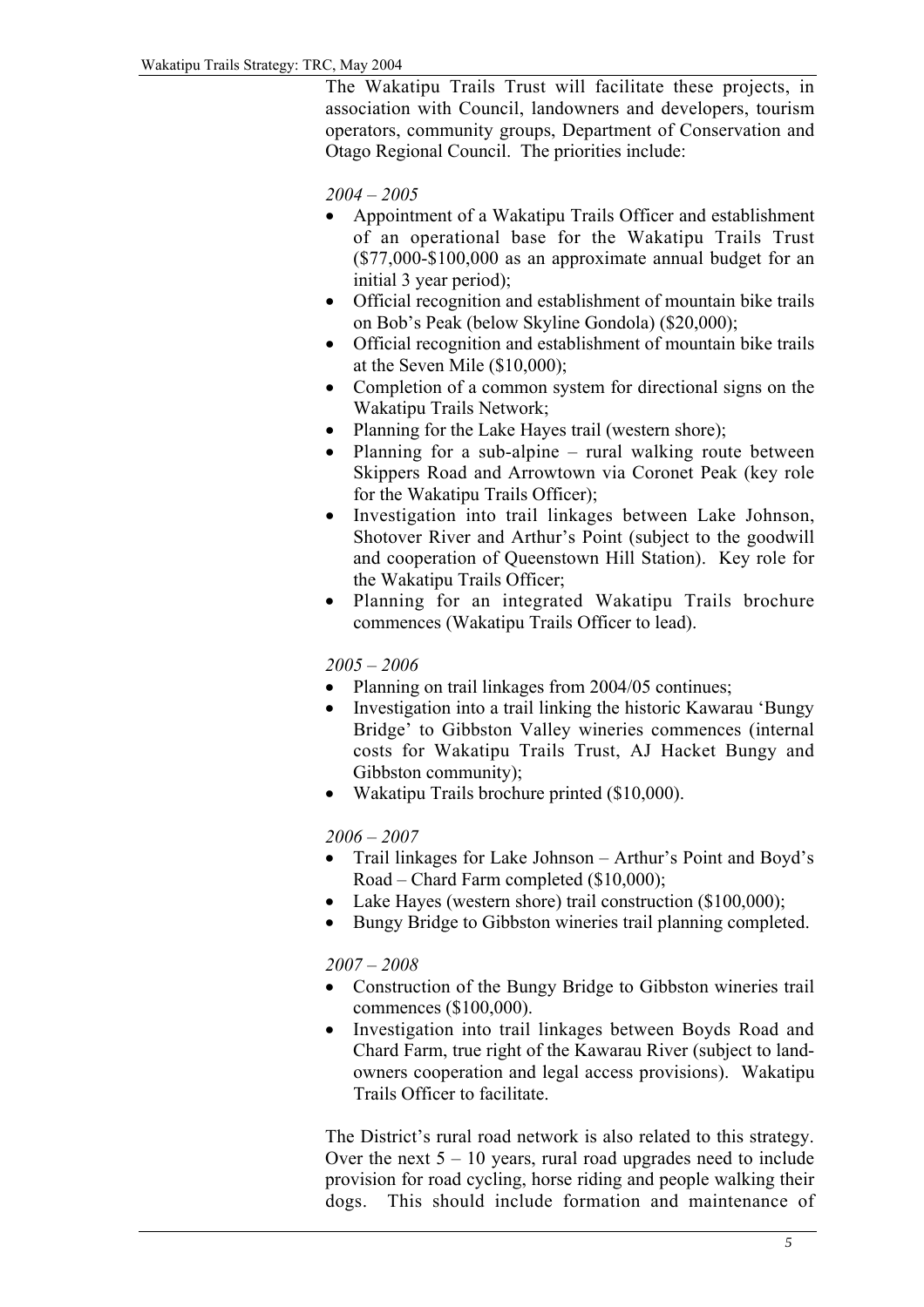The Wakatipu Trails Trust will facilitate these projects, in association with Council, landowners and developers, tourism operators, community groups, Department of Conservation and Otago Regional Council. The priorities include:

*2004 – 2005*

- Appointment of a Wakatipu Trails Officer and establishment of an operational base for the Wakatipu Trails Trust ($77,000-$100,000 as an approximate annual budget for an initial 3 year period);
- Official recognition and establishment of mountain bike trails on Bob's Peak (below Skyline Gondola) ($20,000);
- Official recognition and establishment of mountain bike trails at the Seven Mile ($10,000);
- Completion of a common system for directional signs on the Wakatipu Trails Network;
- Planning for the Lake Hayes trail (western shore);
- Planning for a sub-alpine – rural walking route between Skippers Road and Arrowtown via Coronet Peak (key role for the Wakatipu Trails Officer);
- Investigation into trail linkages between Lake Johnson, Shotover River and Arthur's Point (subject to the goodwill and cooperation of Queenstown Hill Station). Key role for the Wakatipu Trails Officer;
- Planning for an integrated Wakatipu Trails brochure commences (Wakatipu Trails Officer to lead).

*2005 – 2006*

- Planning on trail linkages from 2004/05 continues;
- Investigation into a trail linking the historic Kawarau 'Bungy Bridge' to Gibbston Valley wineries commences (internal costs for Wakatipu Trails Trust, AJ Hacket Bungy and Gibbston community);
- Wakatipu Trails brochure printed ($10,000).

*2006 – 2007*

- Trail linkages for Lake Johnson – Arthur's Point and Boyd's Road – Chard Farm completed ($10,000);
- Lake Hayes (western shore) trail construction ($100,000);
- Bungy Bridge to Gibbston wineries trail planning completed.

*2007 – 2008*

- Construction of the Bungy Bridge to Gibbston wineries trail commences ($100,000).
- Investigation into trail linkages between Boyds Road and Chard Farm, true right of the Kawarau River (subject to land-owners cooperation and legal access provisions). Wakatipu Trails Officer to facilitate.

The District's rural road network is also related to this strategy. Over the next 5 – 10 years, rural road upgrades need to include provision for road cycling, horse riding and people walking their dogs. This should include formation and maintenance of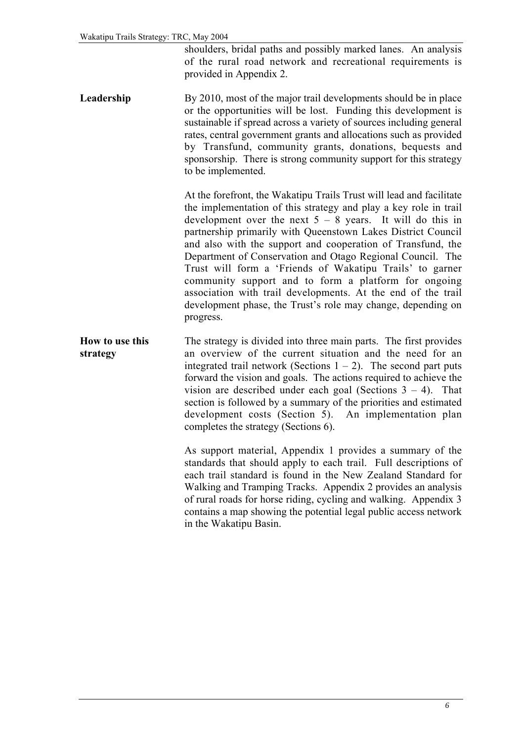shoulders, bridal paths and possibly marked lanes. An analysis of the rural road network and recreational requirements is provided in Appendix 2.

**Leadership**

By 2010, most of the major trail developments should be in place or the opportunities will be lost. Funding this development is sustainable if spread across a variety of sources including general rates, central government grants and allocations such as provided by Transfund, community grants, donations, bequests and sponsorship. There is strong community support for this strategy to be implemented.

At the forefront, the Wakatipu Trails Trust will lead and facilitate the implementation of this strategy and play a key role in trail development over the next 5 – 8 years. It will do this in partnership primarily with Queenstown Lakes District Council and also with the support and cooperation of Transfund, the Department of Conservation and Otago Regional Council. The Trust will form a 'Friends of Wakatipu Trails' to garner community support and to form a platform for ongoing association with trail developments. At the end of the trail development phase, the Trust's role may change, depending on progress.

**How to use this strategy**

The strategy is divided into three main parts. The first provides an overview of the current situation and the need for an integrated trail network (Sections 1 – 2). The second part puts forward the vision and goals. The actions required to achieve the vision are described under each goal (Sections 3 – 4). That section is followed by a summary of the priorities and estimated development costs (Section 5). An implementation plan completes the strategy (Sections 6).

As support material, Appendix 1 provides a summary of the standards that should apply to each trail. Full descriptions of each trail standard is found in the New Zealand Standard for Walking and Tramping Tracks. Appendix 2 provides an analysis of rural roads for horse riding, cycling and walking. Appendix 3 contains a map showing the potential legal public access network in the Wakatipu Basin.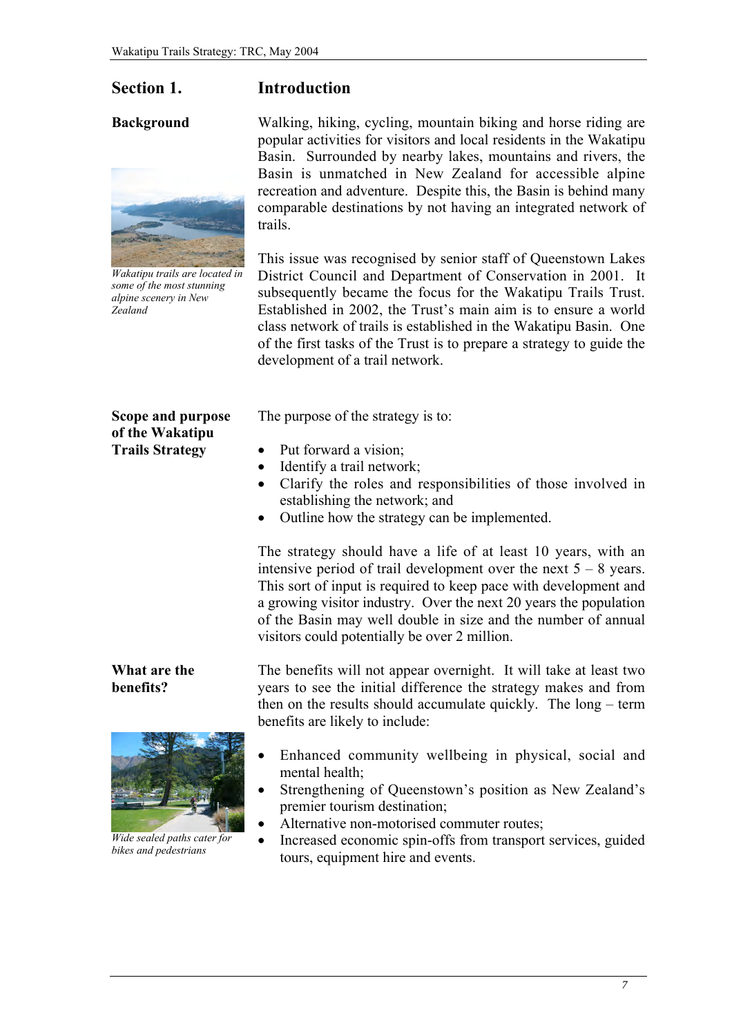# Section 1. Introduction

## Background

Walking, hiking, cycling, mountain biking and horse riding are popular activities for visitors and local residents in the Wakatipu Basin. Surrounded by nearby lakes, mountains and rivers, the Basin is unmatched in New Zealand for accessible alpine recreation and adventure. Despite this, the Basin is behind many comparable destinations by not having an integrated network of trails.

*Wakatipu trails are located in some of the most stunning alpine scenery in New Zealand*

This issue was recognised by senior staff of Queenstown Lakes District Council and Department of Conservation in 2001. It subsequently became the focus for the Wakatipu Trails Trust. Established in 2002, the Trust's main aim is to ensure a world class network of trails is established in the Wakatipu Basin. One of the first tasks of the Trust is to prepare a strategy to guide the development of a trail network.

## Scope and purpose of the Wakatipu Trails Strategy

The purpose of the strategy is to:

- Put forward a vision;
- Identify a trail network;
- Clarify the roles and responsibilities of those involved in establishing the network; and
- Outline how the strategy can be implemented.

The strategy should have a life of at least 10 years, with an intensive period of trail development over the next 5 – 8 years. This sort of input is required to keep pace with development and a growing visitor industry. Over the next 20 years the population of the Basin may well double in size and the number of annual visitors could potentially be over 2 million.

## What are the benefits?

The benefits will not appear overnight. It will take at least two years to see the initial difference the strategy makes and from then on the results should accumulate quickly. The long – term benefits are likely to include:

- Enhanced community wellbeing in physical, social and mental health;
- Strengthening of Queenstown's position as New Zealand's premier tourism destination;
- Alternative non-motorised commuter routes;
- Increased economic spin-offs from transport services, guided tours, equipment hire and events.

*Wide sealed paths cater for bikes and pedestrians*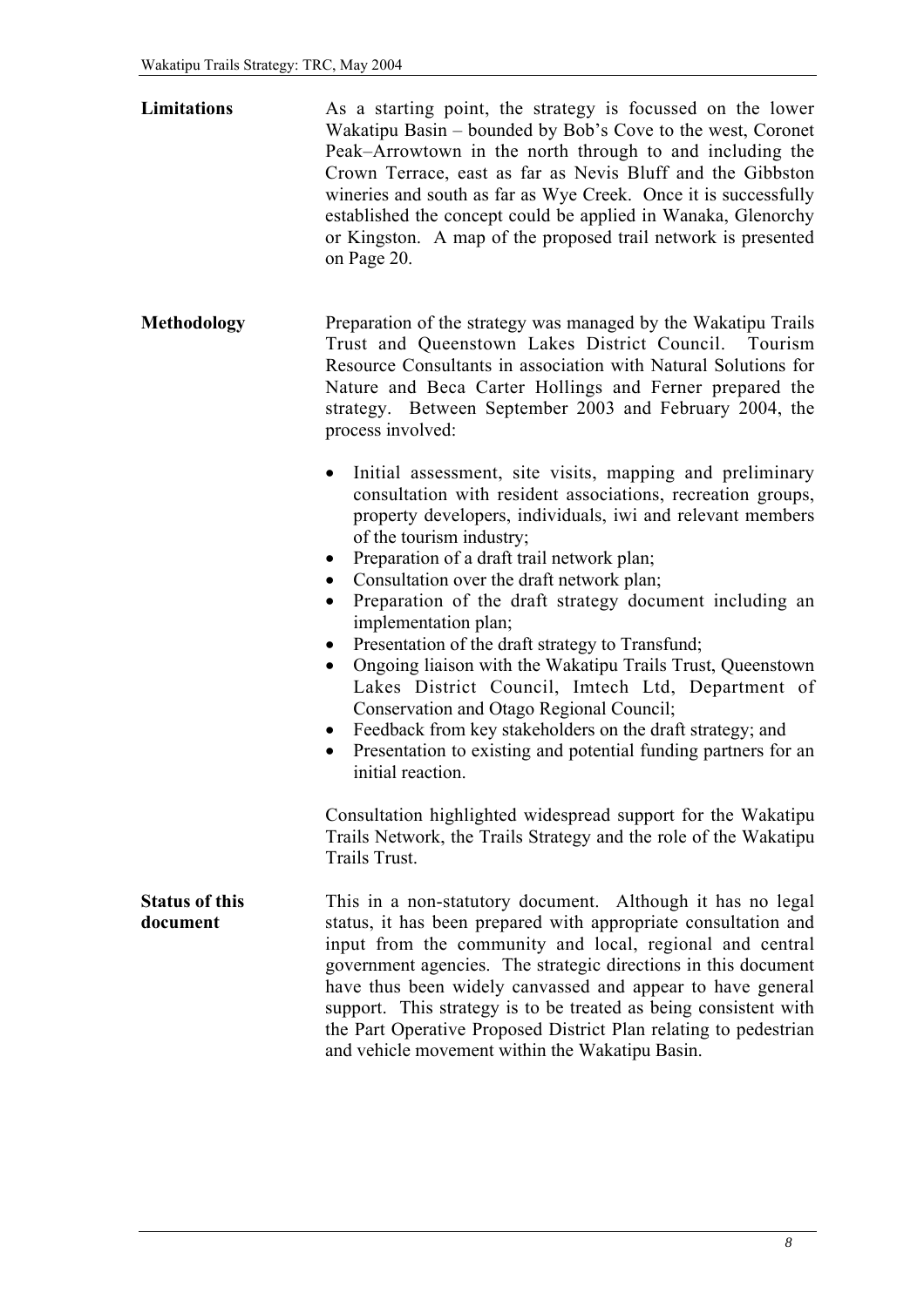**Limitations**

As a starting point, the strategy is focussed on the lower Wakatipu Basin – bounded by Bob's Cove to the west, Coronet Peak–Arrowtown in the north through to and including the Crown Terrace, east as far as Nevis Bluff and the Gibbston wineries and south as far as Wye Creek. Once it is successfully established the concept could be applied in Wanaka, Glenorchy or Kingston. A map of the proposed trail network is presented on Page 20.

**Methodology**

Preparation of the strategy was managed by the Wakatipu Trails Trust and Queenstown Lakes District Council. Tourism Resource Consultants in association with Natural Solutions for Nature and Beca Carter Hollings and Ferner prepared the strategy. Between September 2003 and February 2004, the process involved:

- Initial assessment, site visits, mapping and preliminary consultation with resident associations, recreation groups, property developers, individuals, iwi and relevant members of the tourism industry;
- Preparation of a draft trail network plan;
- Consultation over the draft network plan;
- Preparation of the draft strategy document including an implementation plan;
- Presentation of the draft strategy to Transfund;
- Ongoing liaison with the Wakatipu Trails Trust, Queenstown Lakes District Council, Imtech Ltd, Department of Conservation and Otago Regional Council;
- Feedback from key stakeholders on the draft strategy; and
- Presentation to existing and potential funding partners for an initial reaction.

Consultation highlighted widespread support for the Wakatipu Trails Network, the Trails Strategy and the role of the Wakatipu Trails Trust.

**Status of this document**

This in a non-statutory document. Although it has no legal status, it has been prepared with appropriate consultation and input from the community and local, regional and central government agencies. The strategic directions in this document have thus been widely canvassed and appear to have general support. This strategy is to be treated as being consistent with the Part Operative Proposed District Plan relating to pedestrian and vehicle movement within the Wakatipu Basin.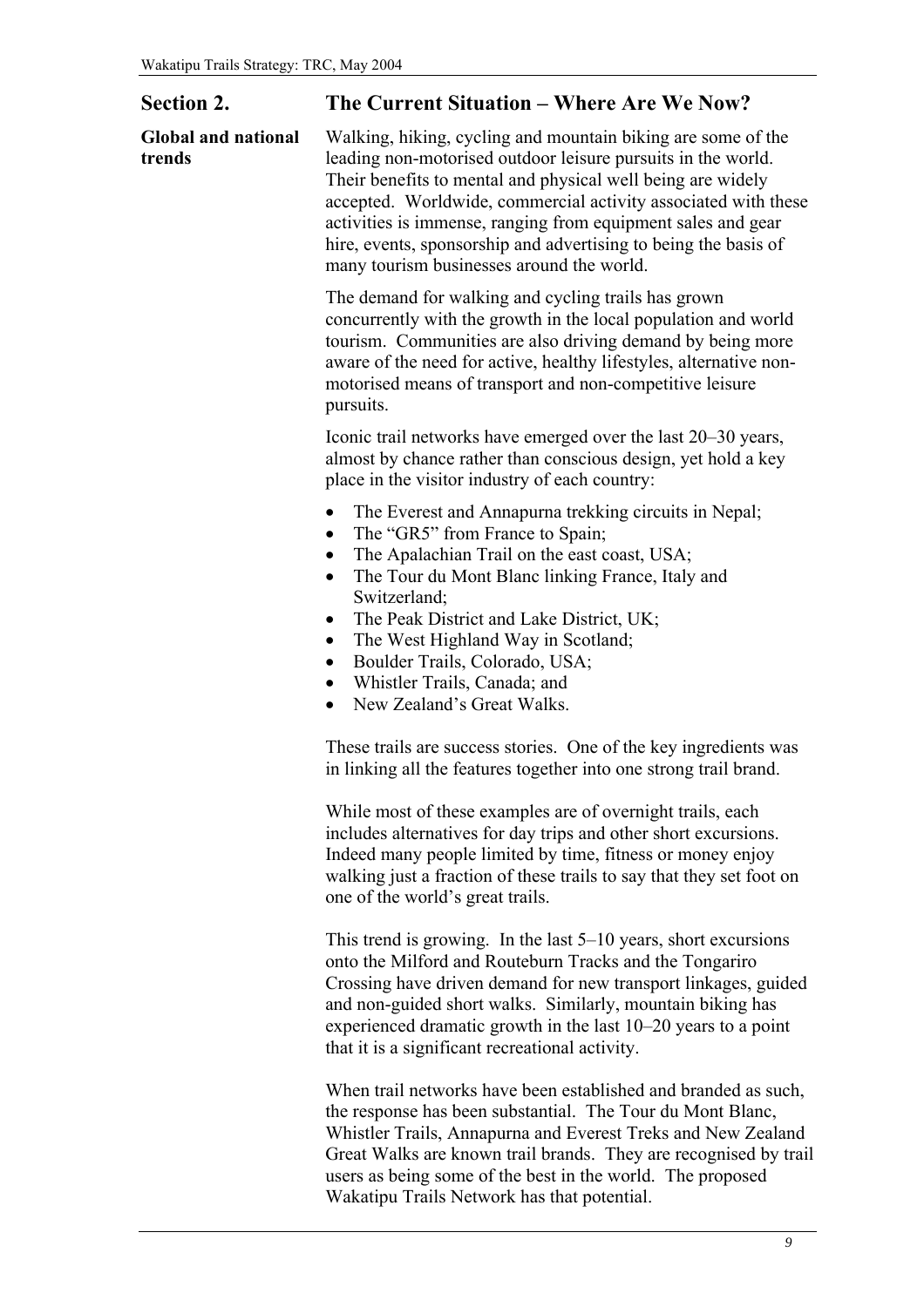## Section 2. The Current Situation – Where Are We Now?

### Global and national trends

Walking, hiking, cycling and mountain biking are some of the leading non-motorised outdoor leisure pursuits in the world. Their benefits to mental and physical well being are widely accepted. Worldwide, commercial activity associated with these activities is immense, ranging from equipment sales and gear hire, events, sponsorship and advertising to being the basis of many tourism businesses around the world.

The demand for walking and cycling trails has grown concurrently with the growth in the local population and world tourism. Communities are also driving demand by being more aware of the need for active, healthy lifestyles, alternative non-motorised means of transport and non-competitive leisure pursuits.

Iconic trail networks have emerged over the last 20–30 years, almost by chance rather than conscious design, yet hold a key place in the visitor industry of each country:

- The Everest and Annapurna trekking circuits in Nepal;
- The "GR5" from France to Spain;
- The Apalachian Trail on the east coast, USA;
- The Tour du Mont Blanc linking France, Italy and Switzerland;
- The Peak District and Lake District, UK;
- The West Highland Way in Scotland;
- Boulder Trails, Colorado, USA;
- Whistler Trails, Canada; and
- New Zealand's Great Walks.

These trails are success stories. One of the key ingredients was in linking all the features together into one strong trail brand.

While most of these examples are of overnight trails, each includes alternatives for day trips and other short excursions. Indeed many people limited by time, fitness or money enjoy walking just a fraction of these trails to say that they set foot on one of the world's great trails.

This trend is growing. In the last 5–10 years, short excursions onto the Milford and Routeburn Tracks and the Tongariro Crossing have driven demand for new transport linkages, guided and non-guided short walks. Similarly, mountain biking has experienced dramatic growth in the last 10–20 years to a point that it is a significant recreational activity.

When trail networks have been established and branded as such, the response has been substantial. The Tour du Mont Blanc, Whistler Trails, Annapurna and Everest Treks and New Zealand Great Walks are known trail brands. They are recognised by trail users as being some of the best in the world. The proposed Wakatipu Trails Network has that potential.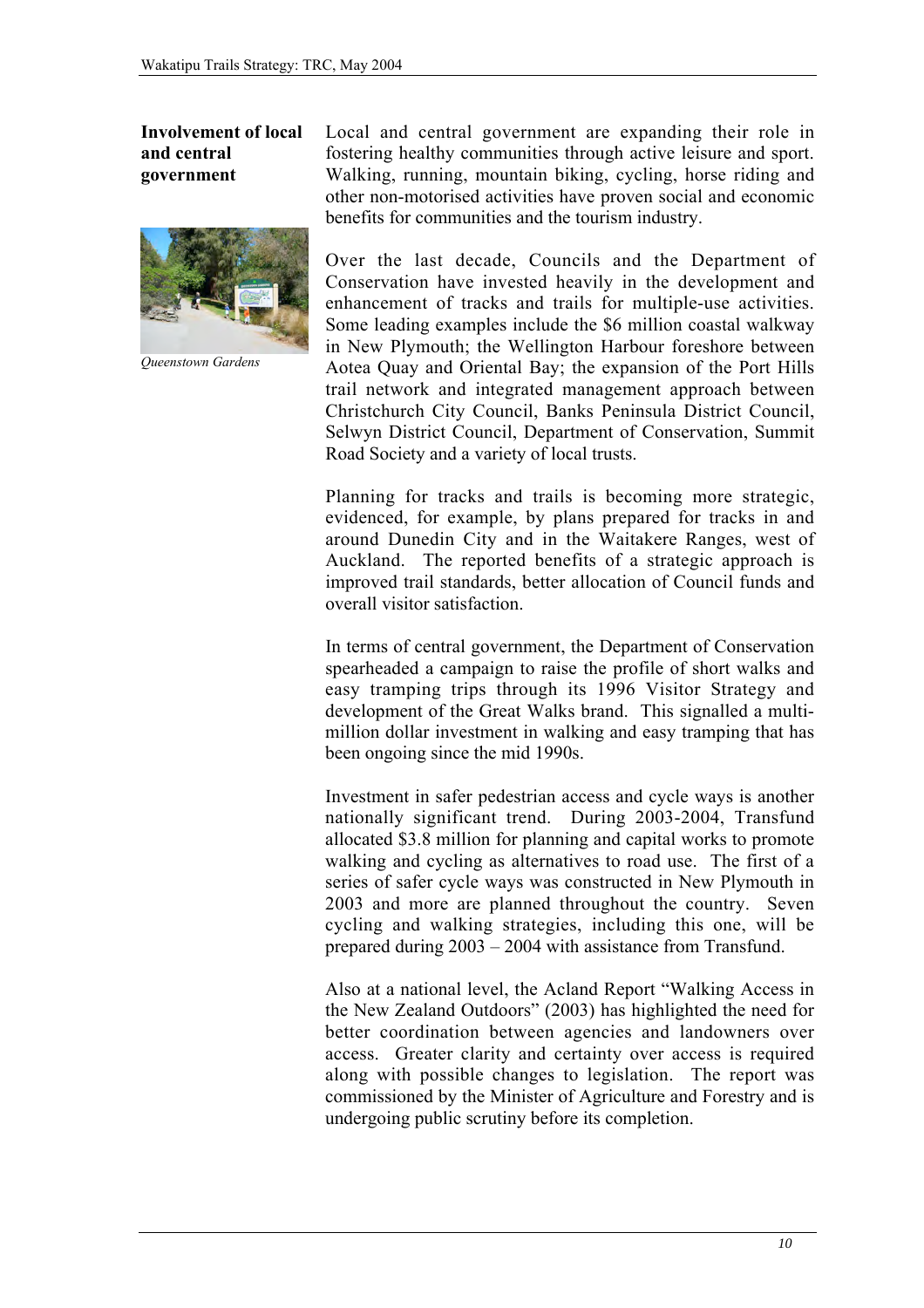**Involvement of local and central government**

Local and central government are expanding their role in fostering healthy communities through active leisure and sport. Walking, running, mountain biking, cycling, horse riding and other non-motorised activities have proven social and economic benefits for communities and the tourism industry.

*Queenstown Gardens*

Over the last decade, Councils and the Department of Conservation have invested heavily in the development and enhancement of tracks and trails for multiple-use activities. Some leading examples include the $6 million coastal walkway in New Plymouth; the Wellington Harbour foreshore between Aotea Quay and Oriental Bay; the expansion of the Port Hills trail network and integrated management approach between Christchurch City Council, Banks Peninsula District Council, Selwyn District Council, Department of Conservation, Summit Road Society and a variety of local trusts.

Planning for tracks and trails is becoming more strategic, evidenced, for example, by plans prepared for tracks in and around Dunedin City and in the Waitakere Ranges, west of Auckland. The reported benefits of a strategic approach is improved trail standards, better allocation of Council funds and overall visitor satisfaction.

In terms of central government, the Department of Conservation spearheaded a campaign to raise the profile of short walks and easy tramping trips through its 1996 Visitor Strategy and development of the Great Walks brand. This signalled a multi-million dollar investment in walking and easy tramping that has been ongoing since the mid 1990s.

Investment in safer pedestrian access and cycle ways is another nationally significant trend. During 2003-2004, Transfund allocated $3.8 million for planning and capital works to promote walking and cycling as alternatives to road use. The first of a series of safer cycle ways was constructed in New Plymouth in 2003 and more are planned throughout the country. Seven cycling and walking strategies, including this one, will be prepared during 2003 – 2004 with assistance from Transfund.

Also at a national level, the Acland Report "Walking Access in the New Zealand Outdoors" (2003) has highlighted the need for better coordination between agencies and landowners over access. Greater clarity and certainty over access is required along with possible changes to legislation. The report was commissioned by the Minister of Agriculture and Forestry and is undergoing public scrutiny before its completion.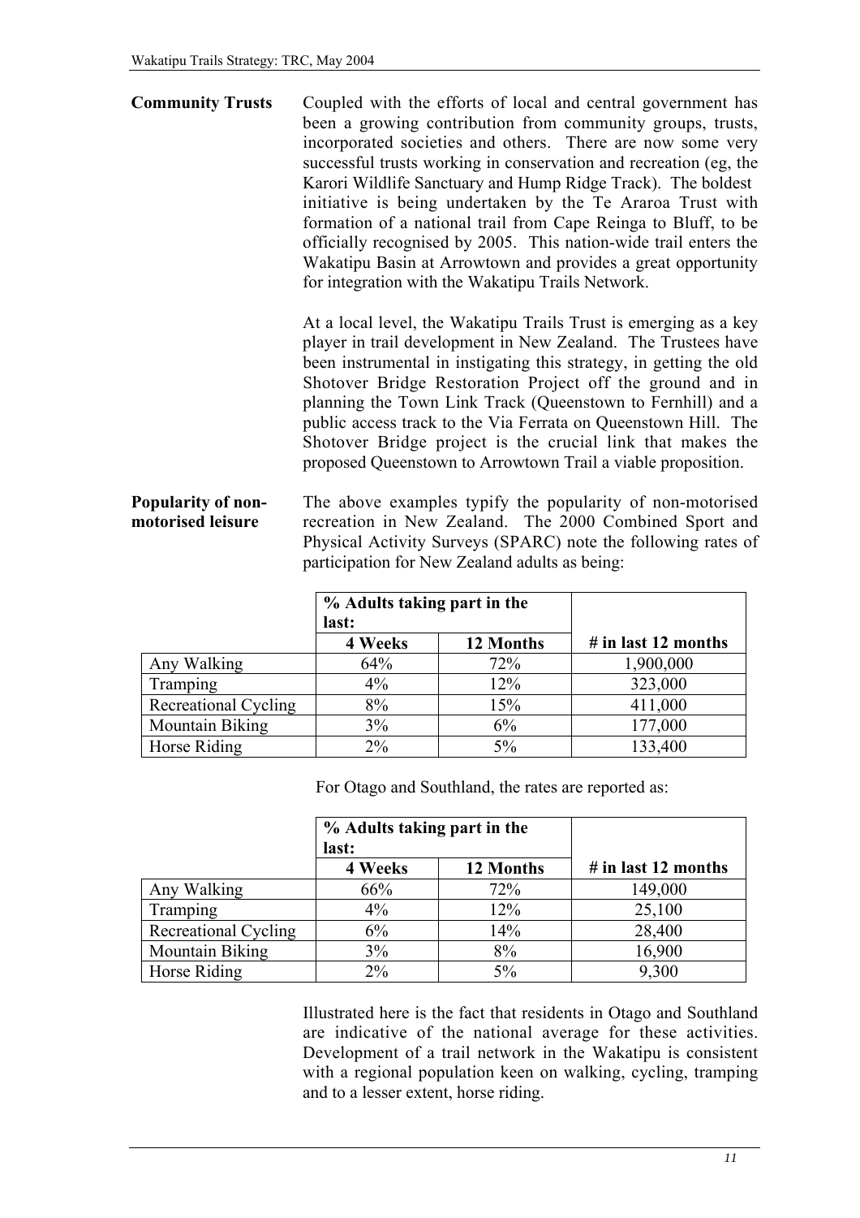**Community Trusts**

Coupled with the efforts of local and central government has been a growing contribution from community groups, trusts, incorporated societies and others. There are now some very successful trusts working in conservation and recreation (eg, the Karori Wildlife Sanctuary and Hump Ridge Track). The boldest initiative is being undertaken by the Te Araroa Trust with formation of a national trail from Cape Reinga to Bluff, to be officially recognised by 2005. This nation-wide trail enters the Wakatipu Basin at Arrowtown and provides a great opportunity for integration with the Wakatipu Trails Network.

At a local level, the Wakatipu Trails Trust is emerging as a key player in trail development in New Zealand. The Trustees have been instrumental in instigating this strategy, in getting the old Shotover Bridge Restoration Project off the ground and in planning the Town Link Track (Queenstown to Fernhill) and a public access track to the Via Ferrata on Queenstown Hill. The Shotover Bridge project is the crucial link that makes the proposed Queenstown to Arrowtown Trail a viable proposition.

**Popularity of non-motorised leisure**

The above examples typify the popularity of non-motorised recreation in New Zealand. The 2000 Combined Sport and Physical Activity Surveys (SPARC) note the following rates of participation for New Zealand adults as being:

| | **% Adults taking part in the last:** | | |
|---|---|---|---|
| | **4 Weeks** | **12 Months** | **# in last 12 months** |
| Any Walking | 64% | 72% | 1,900,000 |
| Tramping | 4% | 12% | 323,000 |
| Recreational Cycling | 8% | 15% | 411,000 |
| Mountain Biking | 3% | 6% | 177,000 |
| Horse Riding | 2% | 5% | 133,400 |

For Otago and Southland, the rates are reported as:

| | **% Adults taking part in the last:** | | |
|---|---|---|---|
| | **4 Weeks** | **12 Months** | **# in last 12 months** |
| Any Walking | 66% | 72% | 149,000 |
| Tramping | 4% | 12% | 25,100 |
| Recreational Cycling | 6% | 14% | 28,400 |
| Mountain Biking | 3% | 8% | 16,900 |
| Horse Riding | 2% | 5% | 9,300 |

Illustrated here is the fact that residents in Otago and Southland are indicative of the national average for these activities. Development of a trail network in the Wakatipu is consistent with a regional population keen on walking, cycling, tramping and to a lesser extent, horse riding.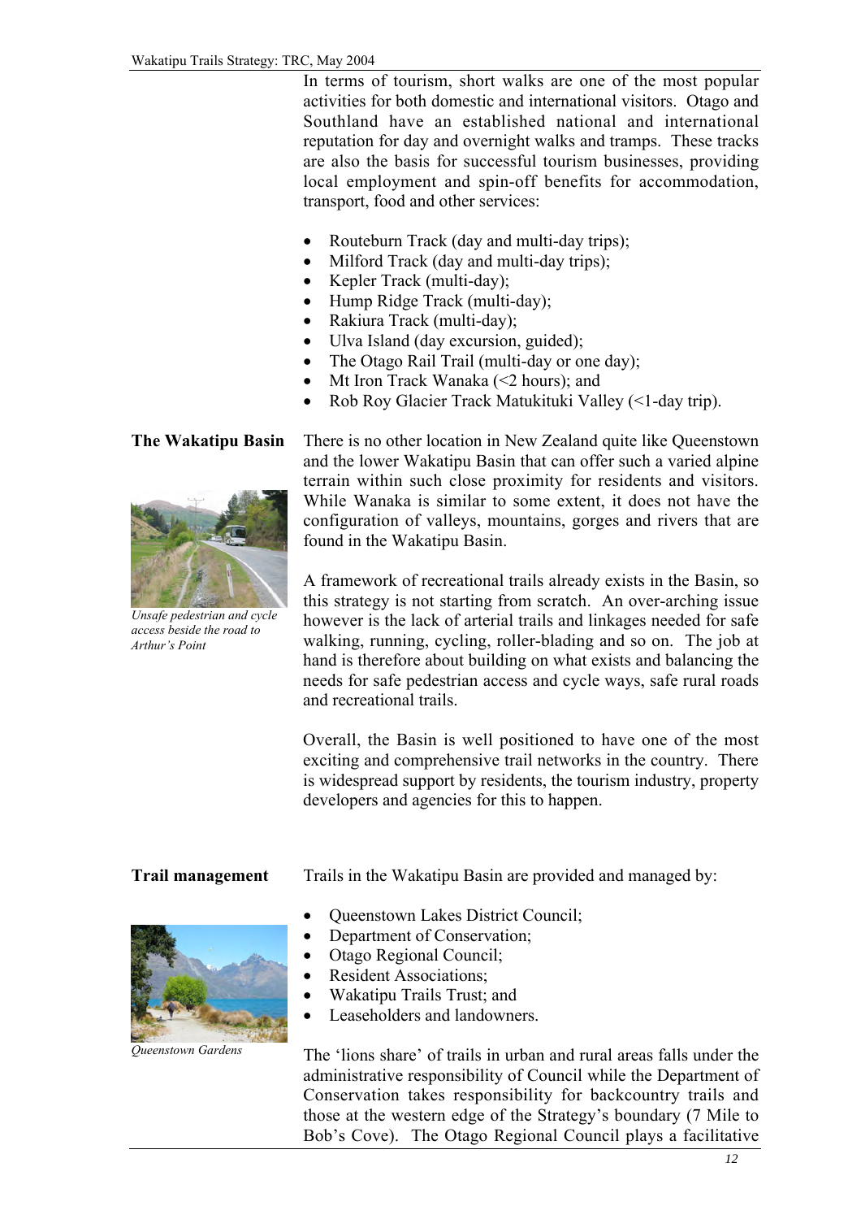In terms of tourism, short walks are one of the most popular activities for both domestic and international visitors. Otago and Southland have an established national and international reputation for day and overnight walks and tramps. These tracks are also the basis for successful tourism businesses, providing local employment and spin-off benefits for accommodation, transport, food and other services:

- Routeburn Track (day and multi-day trips);
- Milford Track (day and multi-day trips);
- Kepler Track (multi-day);
- Hump Ridge Track (multi-day);
- Rakiura Track (multi-day);
- Ulva Island (day excursion, guided);
- The Otago Rail Trail (multi-day or one day);
- Mt Iron Track Wanaka (<2 hours); and
- Rob Roy Glacier Track Matukituki Valley (<1-day trip).

## The Wakatipu Basin

*Unsafe pedestrian and cycle access beside the road to Arthur's Point*

There is no other location in New Zealand quite like Queenstown and the lower Wakatipu Basin that can offer such a varied alpine terrain within such close proximity for residents and visitors. While Wanaka is similar to some extent, it does not have the configuration of valleys, mountains, gorges and rivers that are found in the Wakatipu Basin.

A framework of recreational trails already exists in the Basin, so this strategy is not starting from scratch. An over-arching issue however is the lack of arterial trails and linkages needed for safe walking, running, cycling, roller-blading and so on. The job at hand is therefore about building on what exists and balancing the needs for safe pedestrian access and cycle ways, safe rural roads and recreational trails.

Overall, the Basin is well positioned to have one of the most exciting and comprehensive trail networks in the country. There is widespread support by residents, the tourism industry, property developers and agencies for this to happen.

## Trail management

*Queenstown Gardens*

Trails in the Wakatipu Basin are provided and managed by:

- Queenstown Lakes District Council;
- Department of Conservation;
- Otago Regional Council;
- Resident Associations;
- Wakatipu Trails Trust; and
- Leaseholders and landowners.

The 'lions share' of trails in urban and rural areas falls under the administrative responsibility of Council while the Department of Conservation takes responsibility for backcountry trails and those at the western edge of the Strategy's boundary (7 Mile to Bob's Cove). The Otago Regional Council plays a facilitative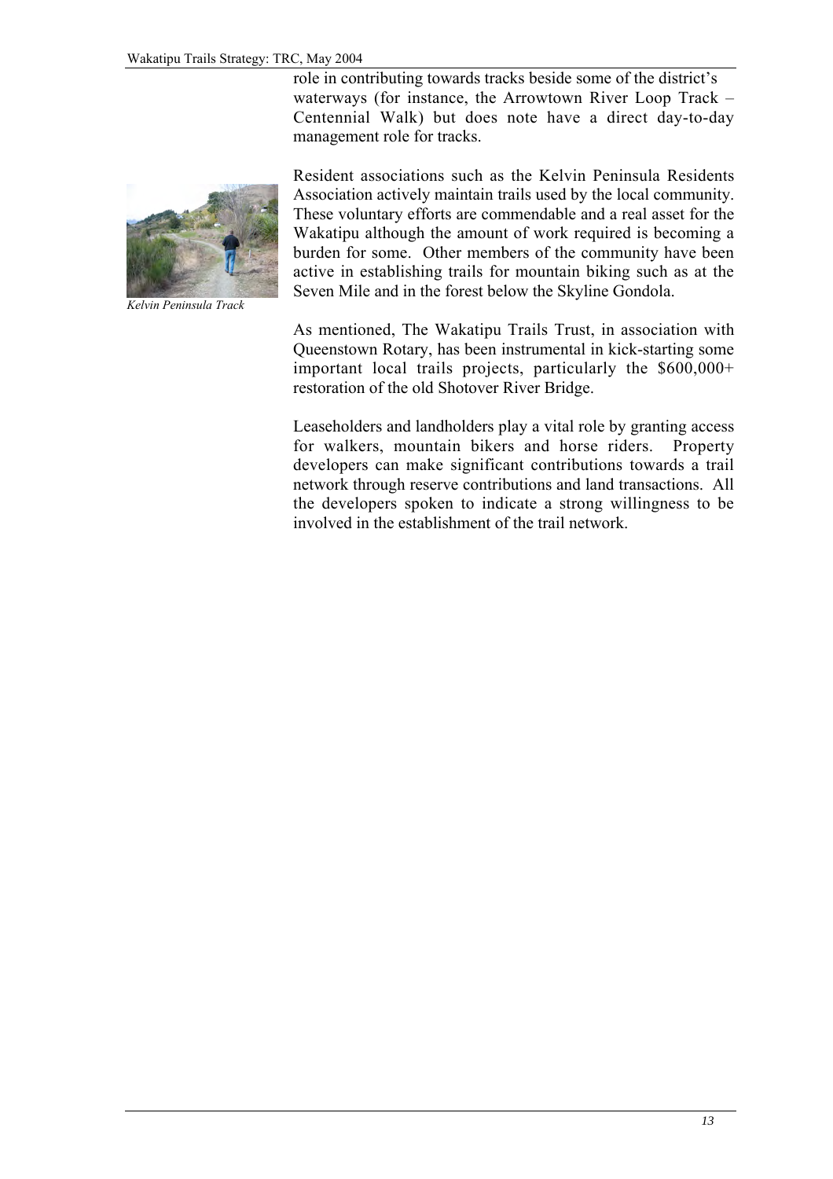role in contributing towards tracks beside some of the district's waterways (for instance, the Arrowtown River Loop Track – Centennial Walk) but does note have a direct day-to-day management role for tracks.

*Kelvin Peninsula Track*

Resident associations such as the Kelvin Peninsula Residents Association actively maintain trails used by the local community. These voluntary efforts are commendable and a real asset for the Wakatipu although the amount of work required is becoming a burden for some. Other members of the community have been active in establishing trails for mountain biking such as at the Seven Mile and in the forest below the Skyline Gondola.

As mentioned, The Wakatipu Trails Trust, in association with Queenstown Rotary, has been instrumental in kick-starting some important local trails projects, particularly the $600,000+ restoration of the old Shotover River Bridge.

Leaseholders and landholders play a vital role by granting access for walkers, mountain bikers and horse riders. Property developers can make significant contributions towards a trail network through reserve contributions and land transactions. All the developers spoken to indicate a strong willingness to be involved in the establishment of the trail network.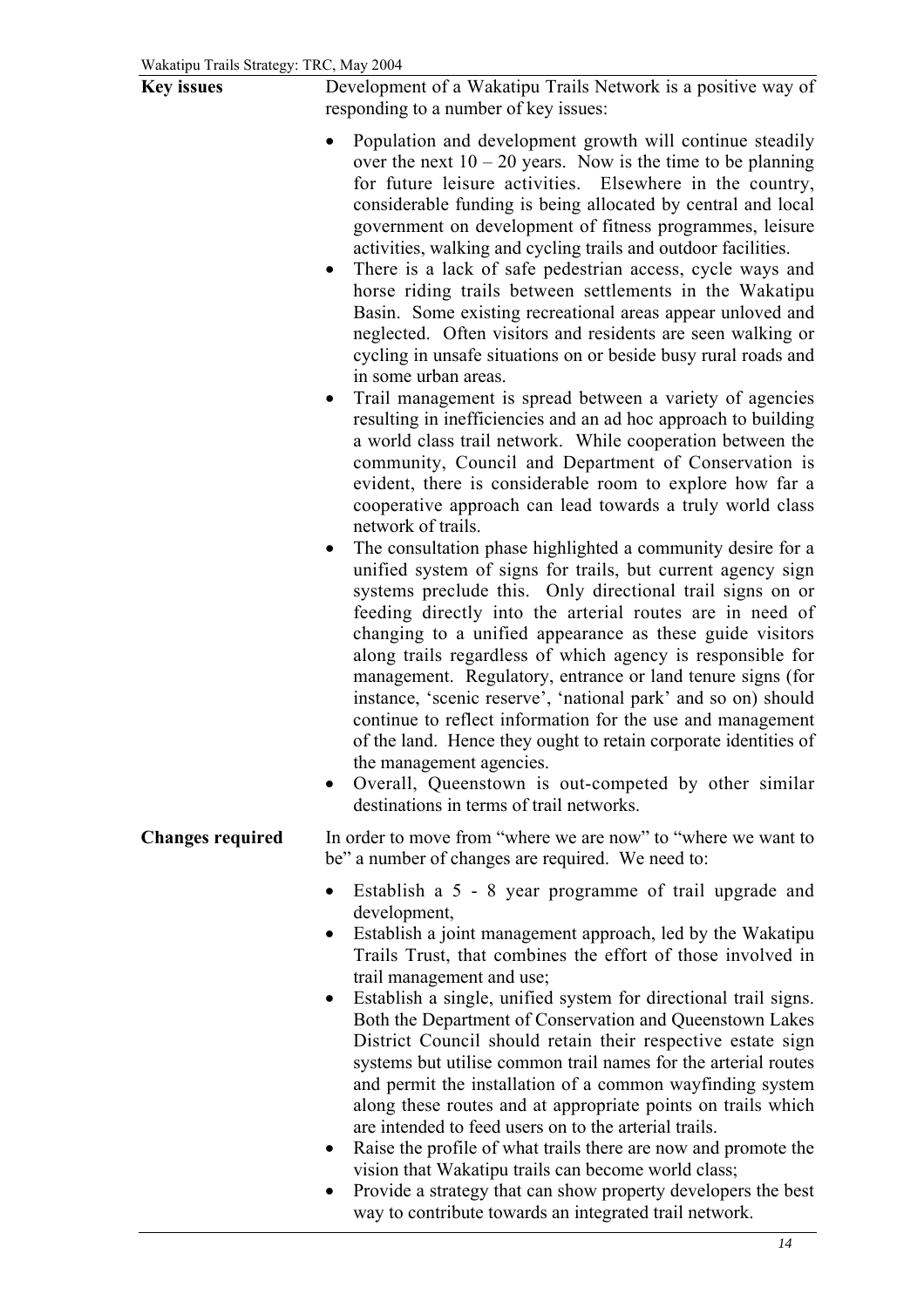**Key issues**

Development of a Wakatipu Trails Network is a positive way of responding to a number of key issues:

- Population and development growth will continue steadily over the next 10 – 20 years. Now is the time to be planning for future leisure activities. Elsewhere in the country, considerable funding is being allocated by central and local government on development of fitness programmes, leisure activities, walking and cycling trails and outdoor facilities.
- There is a lack of safe pedestrian access, cycle ways and horse riding trails between settlements in the Wakatipu Basin. Some existing recreational areas appear unloved and neglected. Often visitors and residents are seen walking or cycling in unsafe situations on or beside busy rural roads and in some urban areas.
- Trail management is spread between a variety of agencies resulting in inefficiencies and an ad hoc approach to building a world class trail network. While cooperation between the community, Council and Department of Conservation is evident, there is considerable room to explore how far a cooperative approach can lead towards a truly world class network of trails.
- The consultation phase highlighted a community desire for a unified system of signs for trails, but current agency sign systems preclude this. Only directional trail signs on or feeding directly into the arterial routes are in need of changing to a unified appearance as these guide visitors along trails regardless of which agency is responsible for management. Regulatory, entrance or land tenure signs (for instance, 'scenic reserve', 'national park' and so on) should continue to reflect information for the use and management of the land. Hence they ought to retain corporate identities of the management agencies.
- Overall, Queenstown is out-competed by other similar destinations in terms of trail networks.

**Changes required**

In order to move from "where we are now" to "where we want to be" a number of changes are required. We need to:

- Establish a 5 - 8 year programme of trail upgrade and development,
- Establish a joint management approach, led by the Wakatipu Trails Trust, that combines the effort of those involved in trail management and use;
- Establish a single, unified system for directional trail signs. Both the Department of Conservation and Queenstown Lakes District Council should retain their respective estate sign systems but utilise common trail names for the arterial routes and permit the installation of a common wayfinding system along these routes and at appropriate points on trails which are intended to feed users on to the arterial trails.
- Raise the profile of what trails there are now and promote the vision that Wakatipu trails can become world class;
- Provide a strategy that can show property developers the best way to contribute towards an integrated trail network.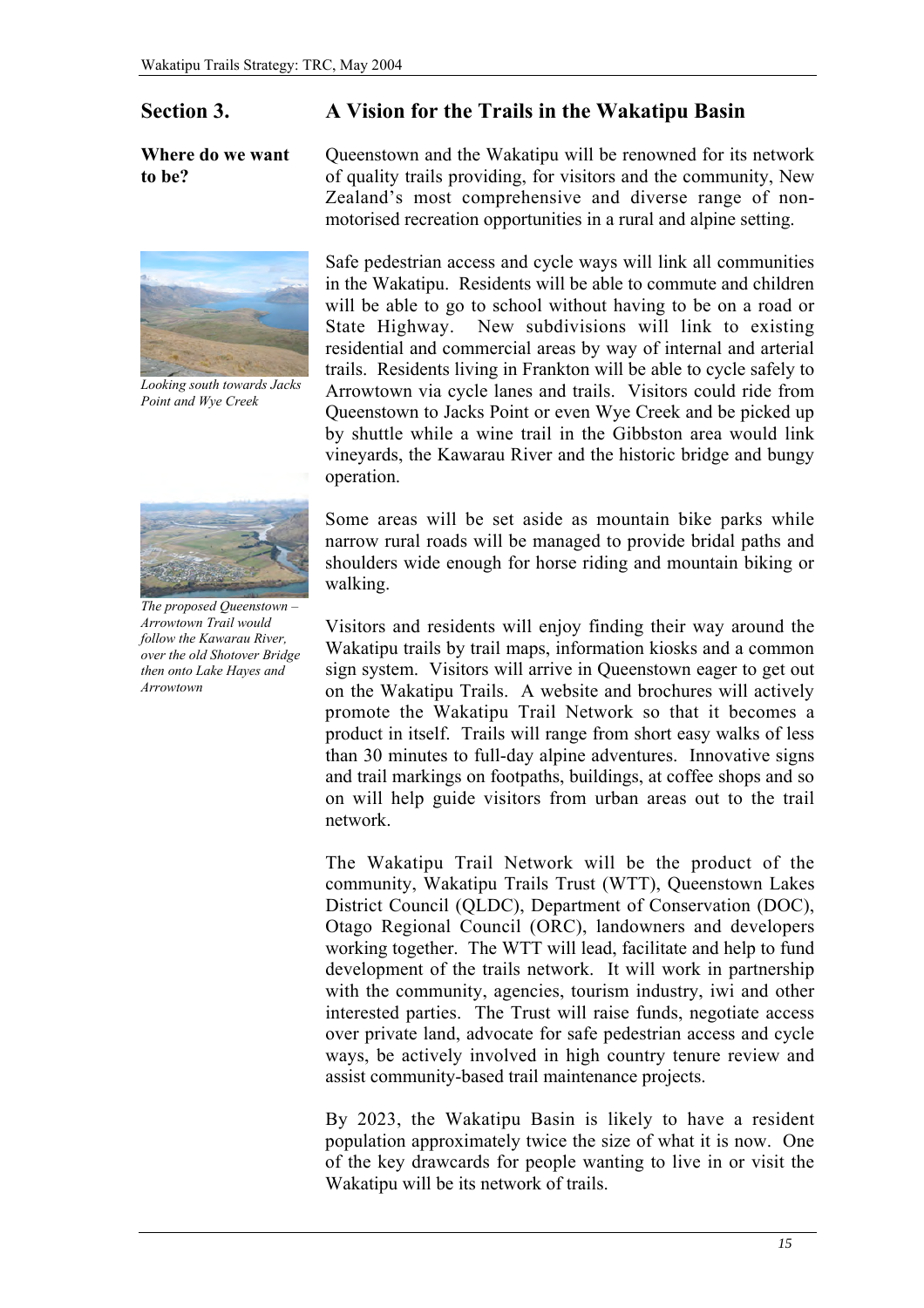## Section 3. A Vision for the Trails in the Wakatipu Basin

**Where do we want to be?**

Queenstown and the Wakatipu will be renowned for its network of quality trails providing, for visitors and the community, New Zealand's most comprehensive and diverse range of non-motorised recreation opportunities in a rural and alpine setting.

*Looking south towards Jacks Point and Wye Creek*

Safe pedestrian access and cycle ways will link all communities in the Wakatipu. Residents will be able to commute and children will be able to go to school without having to be on a road or State Highway. New subdivisions will link to existing residential and commercial areas by way of internal and arterial trails. Residents living in Frankton will be able to cycle safely to Arrowtown via cycle lanes and trails. Visitors could ride from Queenstown to Jacks Point or even Wye Creek and be picked up by shuttle while a wine trail in the Gibbston area would link vineyards, the Kawarau River and the historic bridge and bungy operation.

*The proposed Queenstown – Arrowtown Trail would follow the Kawarau River, over the old Shotover Bridge then onto Lake Hayes and Arrowtown*

Some areas will be set aside as mountain bike parks while narrow rural roads will be managed to provide bridal paths and shoulders wide enough for horse riding and mountain biking or walking.

Visitors and residents will enjoy finding their way around the Wakatipu trails by trail maps, information kiosks and a common sign system. Visitors will arrive in Queenstown eager to get out on the Wakatipu Trails. A website and brochures will actively promote the Wakatipu Trail Network so that it becomes a product in itself. Trails will range from short easy walks of less than 30 minutes to full-day alpine adventures. Innovative signs and trail markings on footpaths, buildings, at coffee shops and so on will help guide visitors from urban areas out to the trail network.

The Wakatipu Trail Network will be the product of the community, Wakatipu Trails Trust (WTT), Queenstown Lakes District Council (QLDC), Department of Conservation (DOC), Otago Regional Council (ORC), landowners and developers working together. The WTT will lead, facilitate and help to fund development of the trails network. It will work in partnership with the community, agencies, tourism industry, iwi and other interested parties. The Trust will raise funds, negotiate access over private land, advocate for safe pedestrian access and cycle ways, be actively involved in high country tenure review and assist community-based trail maintenance projects.

By 2023, the Wakatipu Basin is likely to have a resident population approximately twice the size of what it is now. One of the key drawcards for people wanting to live in or visit the Wakatipu will be its network of trails.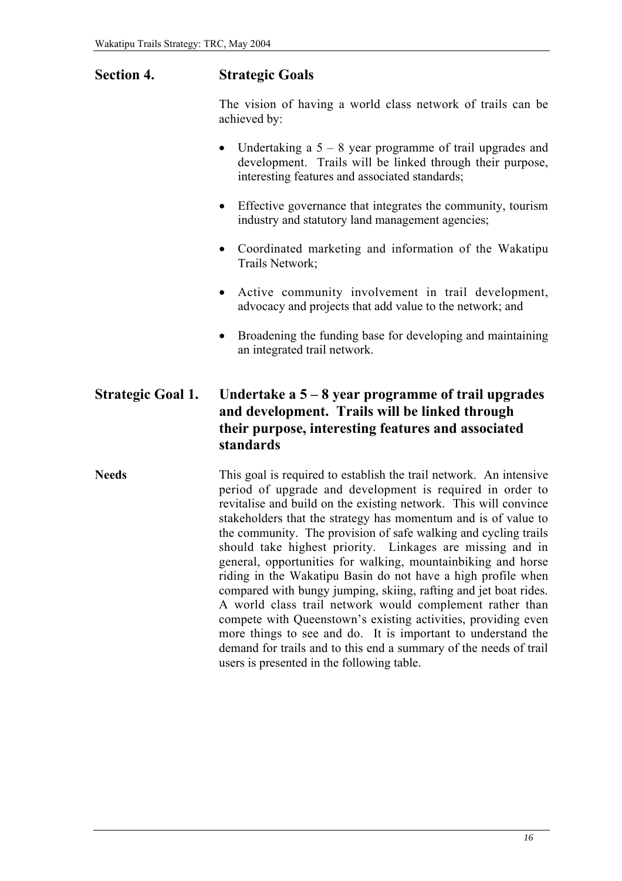## Section 4. Strategic Goals

The vision of having a world class network of trails can be achieved by:

- Undertaking a 5 – 8 year programme of trail upgrades and development. Trails will be linked through their purpose, interesting features and associated standards;
- Effective governance that integrates the community, tourism industry and statutory land management agencies;
- Coordinated marketing and information of the Wakatipu Trails Network;
- Active community involvement in trail development, advocacy and projects that add value to the network; and
- Broadening the funding base for developing and maintaining an integrated trail network.

## Strategic Goal 1. Undertake a 5 – 8 year programme of trail upgrades and development. Trails will be linked through their purpose, interesting features and associated standards

**Needs**

This goal is required to establish the trail network. An intensive period of upgrade and development is required in order to revitalise and build on the existing network. This will convince stakeholders that the strategy has momentum and is of value to the community. The provision of safe walking and cycling trails should take highest priority. Linkages are missing and in general, opportunities for walking, mountainbiking and horse riding in the Wakatipu Basin do not have a high profile when compared with bungy jumping, skiing, rafting and jet boat rides. A world class trail network would complement rather than compete with Queenstown's existing activities, providing even more things to see and do. It is important to understand the demand for trails and to this end a summary of the needs of trail users is presented in the following table.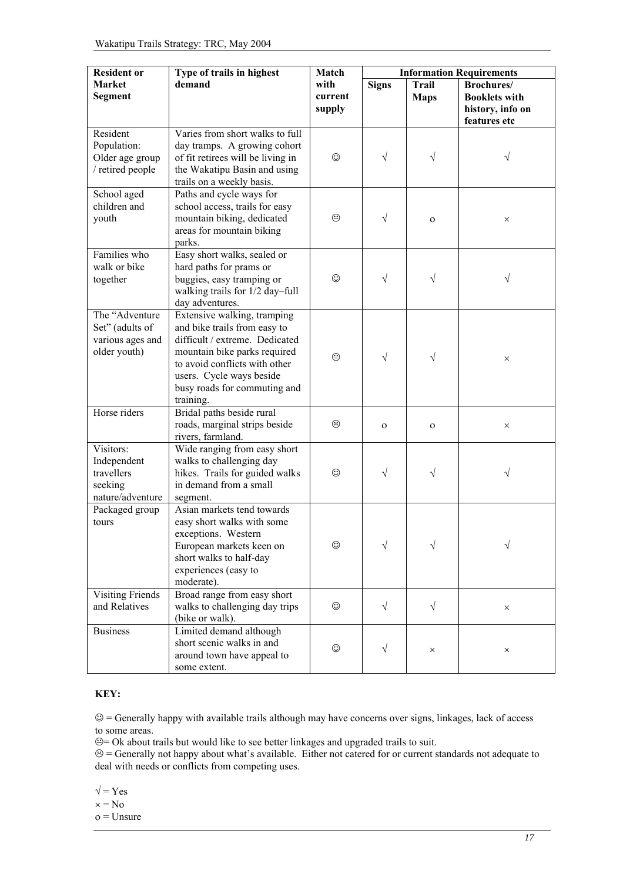| Resident or Market Segment | Type of trails in highest demand | Match with current supply | Information Requirements | | |
|---|---|---|---|---|---|
| | | | Signs | Trail Maps | Brochures/ Booklets with history, info on features etc |
| Resident Population: Older age group / retired people | Varies from short walks to full day tramps. A growing cohort of fit retirees will be living in the Wakatipu Basin and using trails on a weekly basis. | ☺ | √ | √ | √ |
| School aged children and youth | Paths and cycle ways for school access, trails for easy mountain biking, dedicated areas for mountain biking parks. | 😐 | √ | o | × |
| Families who walk or bike together | Easy short walks, sealed or hard paths for prams or buggies, easy tramping or walking trails for 1/2 day–full day adventures. | ☺ | √ | √ | √ |
| The "Adventure Set" (adults of various ages and older youth) | Extensive walking, tramping and bike trails from easy to difficult / extreme. Dedicated mountain bike parks required to avoid conflicts with other users. Cycle ways beside busy roads for commuting and training. | 😐 | √ | √ | × |
| Horse riders | Bridal paths beside rural roads, marginal strips beside rivers, farmland. | ☹ | o | o | × |
| Visitors: Independent travellers seeking nature/adventure | Wide ranging from easy short walks to challenging day hikes. Trails for guided walks in demand from a small segment. | ☺ | √ | √ | √ |
| Packaged group tours | Asian markets tend towards easy short walks with some exceptions. Western European markets keen on short walks to half-day experiences (easy to moderate). | ☺ | √ | √ | √ |
| Visiting Friends and Relatives | Broad range from easy short walks to challenging day trips (bike or walk). | ☺ | √ | √ | × |
| Business | Limited demand although short scenic walks in and around town have appeal to some extent. | ☺ | √ | × | × |

**KEY:**

☺ = Generally happy with available trails although may have concerns over signs, linkages, lack of access to some areas.

😐= Ok about trails but would like to see better linkages and upgraded trails to suit.

☹ = Generally not happy about what's available. Either not catered for or current standards not adequate to deal with needs or conflicts from competing uses.

√ = Yes
× = No
o = Unsure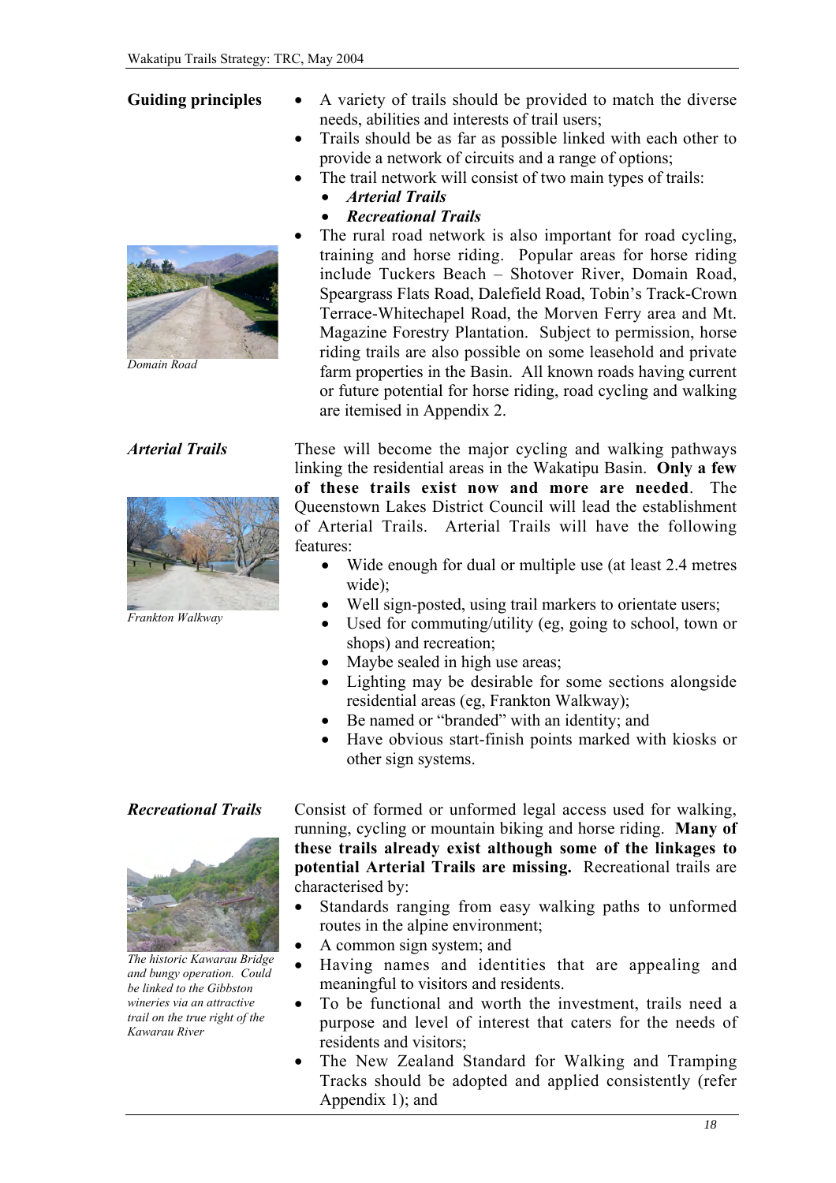**Guiding principles**

- A variety of trails should be provided to match the diverse needs, abilities and interests of trail users;
- Trails should be as far as possible linked with each other to provide a network of circuits and a range of options;
- The trail network will consist of two main types of trails:
  - ***Arterial Trails***
  - ***Recreational Trails***
- The rural road network is also important for road cycling, training and horse riding. Popular areas for horse riding include Tuckers Beach – Shotover River, Domain Road, Speargrass Flats Road, Dalefield Road, Tobin's Track-Crown Terrace-Whitechapel Road, the Morven Ferry area and Mt. Magazine Forestry Plantation. Subject to permission, horse riding trails are also possible on some leasehold and private farm properties in the Basin. All known roads having current or future potential for horse riding, road cycling and walking are itemised in Appendix 2.

*Domain Road*

***Arterial Trails***

These will become the major cycling and walking pathways linking the residential areas in the Wakatipu Basin. **Only a few of these trails exist now and more are needed**. The Queenstown Lakes District Council will lead the establishment of Arterial Trails. Arterial Trails will have the following features:

- Wide enough for dual or multiple use (at least 2.4 metres wide);
- Well sign-posted, using trail markers to orientate users;
- Used for commuting/utility (eg, going to school, town or shops) and recreation;
- Maybe sealed in high use areas;
- Lighting may be desirable for some sections alongside residential areas (eg, Frankton Walkway);
- Be named or "branded" with an identity; and
- Have obvious start-finish points marked with kiosks or other sign systems.

*Frankton Walkway*

***Recreational Trails***

Consist of formed or unformed legal access used for walking, running, cycling or mountain biking and horse riding. **Many of these trails already exist although some of the linkages to potential Arterial Trails are missing.** Recreational trails are characterised by:

- Standards ranging from easy walking paths to unformed routes in the alpine environment;
- A common sign system; and
- Having names and identities that are appealing and meaningful to visitors and residents.
- To be functional and worth the investment, trails need a purpose and level of interest that caters for the needs of residents and visitors;
- The New Zealand Standard for Walking and Tramping Tracks should be adopted and applied consistently (refer Appendix 1); and

*The historic Kawarau Bridge and bungy operation. Could be linked to the Gibbston wineries via an attractive trail on the true right of the Kawarau River*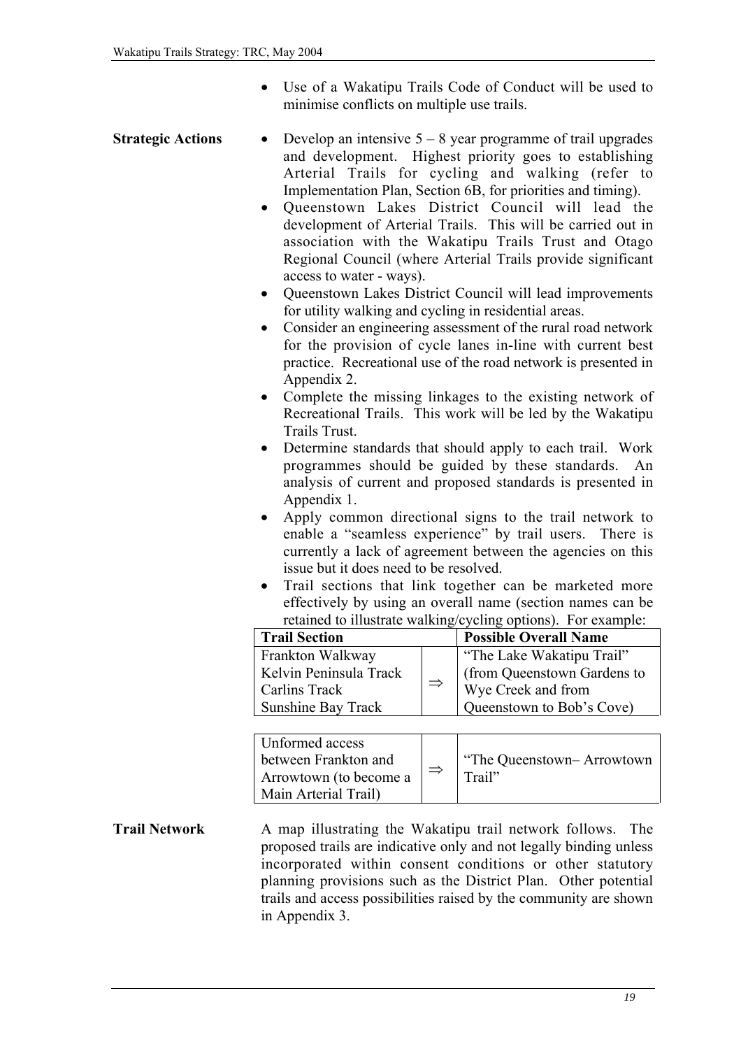- Use of a Wakatipu Trails Code of Conduct will be used to minimise conflicts on multiple use trails.

**Strategic Actions**

- Develop an intensive 5 – 8 year programme of trail upgrades and development. Highest priority goes to establishing Arterial Trails for cycling and walking (refer to Implementation Plan, Section 6B, for priorities and timing).
- Queenstown Lakes District Council will lead the development of Arterial Trails. This will be carried out in association with the Wakatipu Trails Trust and Otago Regional Council (where Arterial Trails provide significant access to water - ways).
- Queenstown Lakes District Council will lead improvements for utility walking and cycling in residential areas.
- Consider an engineering assessment of the rural road network for the provision of cycle lanes in-line with current best practice. Recreational use of the road network is presented in Appendix 2.
- Complete the missing linkages to the existing network of Recreational Trails. This work will be led by the Wakatipu Trails Trust.
- Determine standards that should apply to each trail. Work programmes should be guided by these standards. An analysis of current and proposed standards is presented in Appendix 1.
- Apply common directional signs to the trail network to enable a "seamless experience" by trail users. There is currently a lack of agreement between the agencies on this issue but it does need to be resolved.
- Trail sections that link together can be marketed more effectively by using an overall name (section names can be retained to illustrate walking/cycling options). For example:

| Trail Section | | Possible Overall Name |
|---|---|---|
| Frankton Walkway<br>Kelvin Peninsula Track<br>Carlins Track<br>Sunshine Bay Track | ⇒ | "The Lake Wakatipu Trail" (from Queenstown Gardens to Wye Creek and from Queenstown to Bob's Cove) |
| Unformed access between Frankton and Arrowtown (to become a Main Arterial Trail) | ⇒ | "The Queenstown– Arrowtown Trail" |

**Trail Network**

A map illustrating the Wakatipu trail network follows. The proposed trails are indicative only and not legally binding unless incorporated within consent conditions or other statutory planning provisions such as the District Plan. Other potential trails and access possibilities raised by the community are shown in Appendix 3.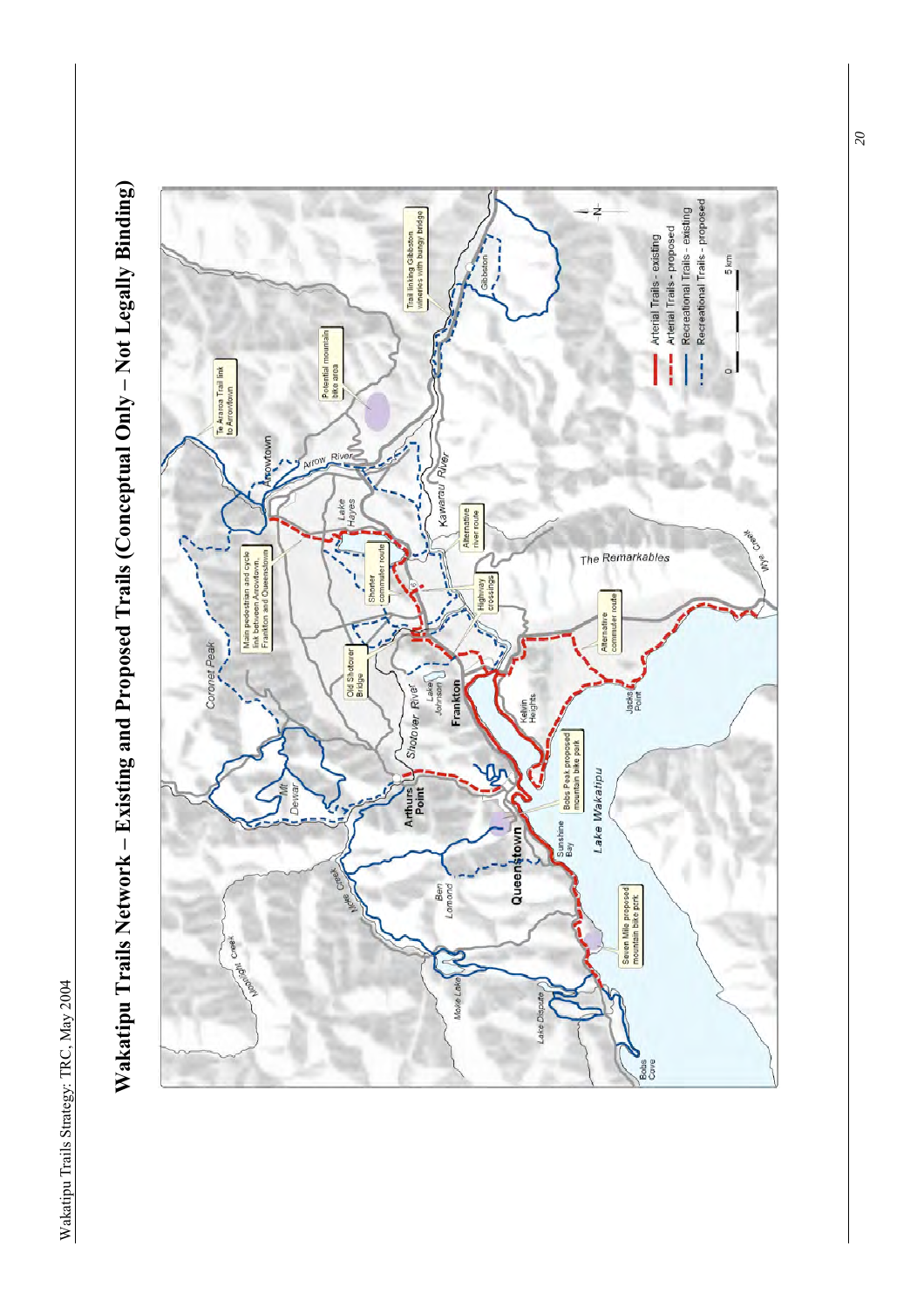# Wakatipu Trails Network – Existing and Proposed Trails (Conceptual Only – Not Legally Binding)

Arterial Trails - existing

Arterial Trails - proposed

Recreational Trails - existing

Recreational Trails - proposed

Te Araroa Trail link to Arrowtown

Potential mountain bike area

Trail linking Gibbston wineries with bungy bridge

Main pedestrian and cycle link between Arrowtown, Frankton and Queenstown

Shorter commuter route

Alternative river route

Highway crossings

Old Shotover Bridge

Alternative commuter route

Bobs Peak proposed mountain bike park

Seven Mile proposed mountain bike park

Arrowtown, Arrow River, Lake Hayes, Kawarau River, Gibbston, The Remarkables, Coronet Peak, Mt Dewar, Shotover River, Lake Johnson, Frankton, Kelvin Heights, Jacks Point, Arthurs Point, Queenstown, Sunshine Bay, Lake Wakatipu, Ben Lomond, Moke Creek, Moonlight Creek, Moke Lake, Lake Dispute, Bobs Cove, Wye Creek

0 – 5 km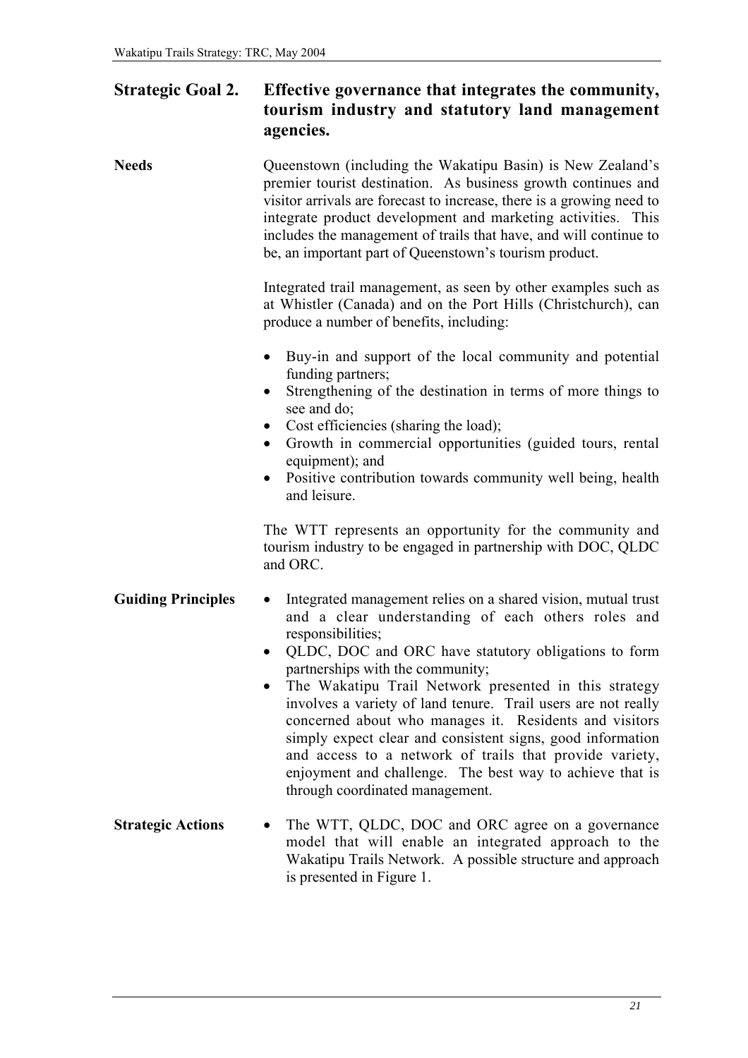## Strategic Goal 2. Effective governance that integrates the community, tourism industry and statutory land management agencies.

**Needs**

Queenstown (including the Wakatipu Basin) is New Zealand's premier tourist destination. As business growth continues and visitor arrivals are forecast to increase, there is a growing need to integrate product development and marketing activities. This includes the management of trails that have, and will continue to be, an important part of Queenstown's tourism product.

Integrated trail management, as seen by other examples such as at Whistler (Canada) and on the Port Hills (Christchurch), can produce a number of benefits, including:

- Buy-in and support of the local community and potential funding partners;
- Strengthening of the destination in terms of more things to see and do;
- Cost efficiencies (sharing the load);
- Growth in commercial opportunities (guided tours, rental equipment); and
- Positive contribution towards community well being, health and leisure.

The WTT represents an opportunity for the community and tourism industry to be engaged in partnership with DOC, QLDC and ORC.

**Guiding Principles**

- Integrated management relies on a shared vision, mutual trust and a clear understanding of each others roles and responsibilities;
- QLDC, DOC and ORC have statutory obligations to form partnerships with the community;
- The Wakatipu Trail Network presented in this strategy involves a variety of land tenure. Trail users are not really concerned about who manages it. Residents and visitors simply expect clear and consistent signs, good information and access to a network of trails that provide variety, enjoyment and challenge. The best way to achieve that is through coordinated management.

**Strategic Actions**

- The WTT, QLDC, DOC and ORC agree on a governance model that will enable an integrated approach to the Wakatipu Trails Network. A possible structure and approach is presented in Figure 1.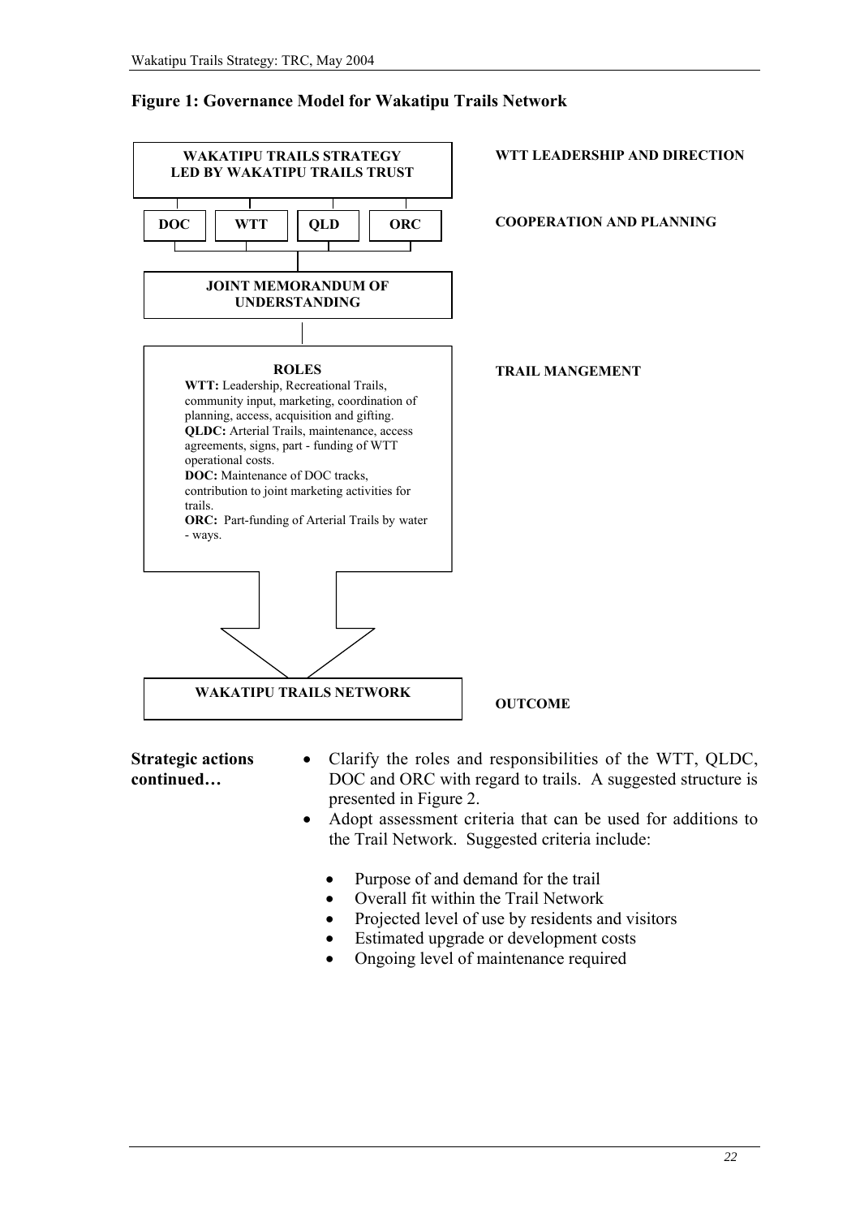**Figure 1: Governance Model for Wakatipu Trails Network**

**WAKATIPU TRAILS STRATEGY LED BY WAKATIPU TRAILS TRUST** — WTT LEADERSHIP AND DIRECTION

**DOC** | **WTT** | **QLD** | **ORC** — COOPERATION AND PLANNING

**JOINT MEMORANDUM OF UNDERSTANDING**

**ROLES** — TRAIL MANGEMENT

**WTT:** Leadership, Recreational Trails, community input, marketing, coordination of planning, access, acquisition and gifting.
**QLDC:** Arterial Trails, maintenance, access agreements, signs, part - funding of WTT operational costs.
**DOC:** Maintenance of DOC tracks, contribution to joint marketing activities for trails.
**ORC:** Part-funding of Arterial Trails by water - ways.

**WAKATIPU TRAILS NETWORK** — OUTCOME

**Strategic actions continued…**

- Clarify the roles and responsibilities of the WTT, QLDC, DOC and ORC with regard to trails. A suggested structure is presented in Figure 2.
- Adopt assessment criteria that can be used for additions to the Trail Network. Suggested criteria include:
  - Purpose of and demand for the trail
  - Overall fit within the Trail Network
  - Projected level of use by residents and visitors
  - Estimated upgrade or development costs
  - Ongoing level of maintenance required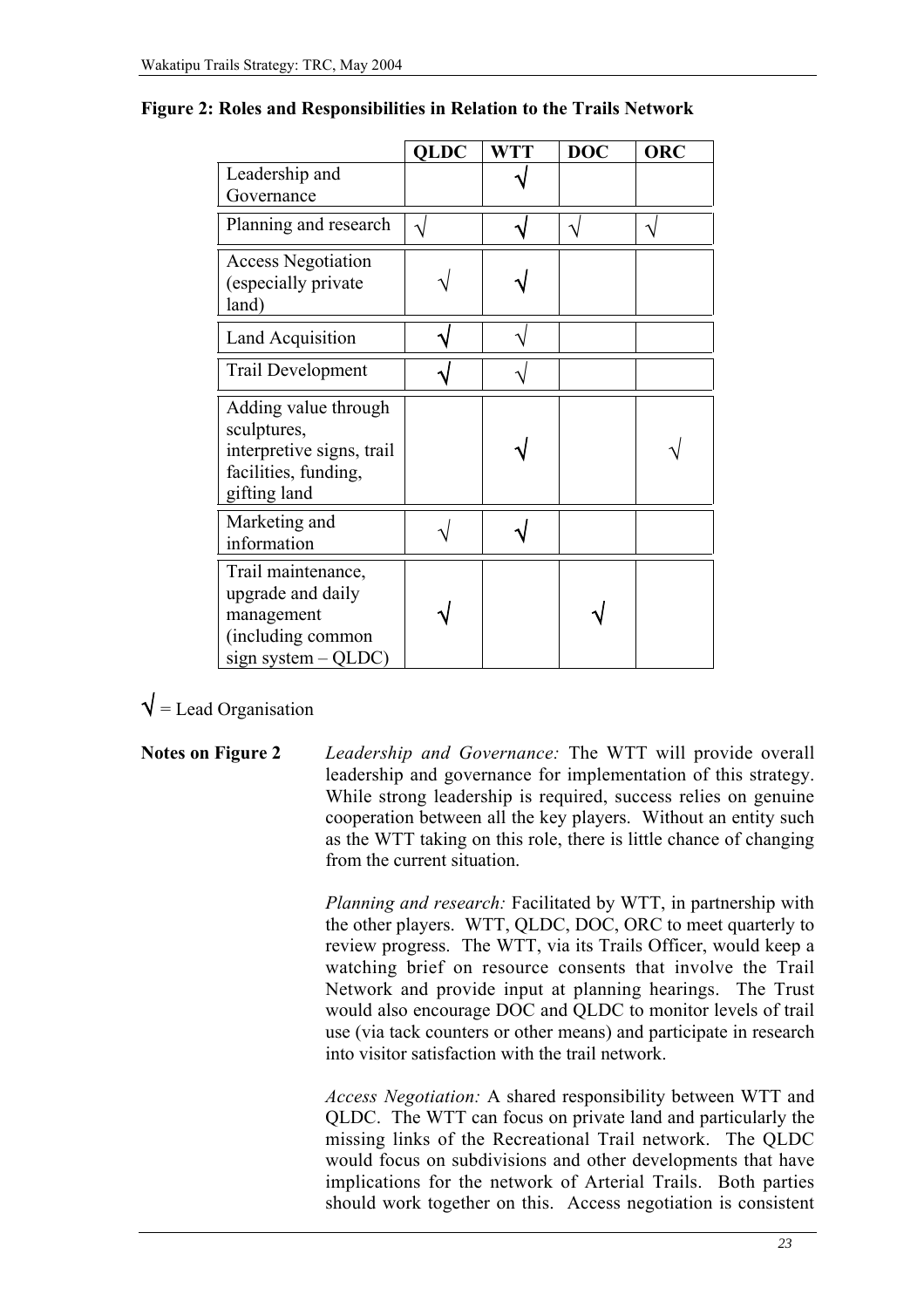**Figure 2: Roles and Responsibilities in Relation to the Trails Network**

| | QLDC | WTT | DOC | ORC |
|---|---|---|---|---|
| Leadership and Governance | | **√** | | |
| Planning and research | √ | **√** | √ | √ |
| Access Negotiation (especially private land) | √ | **√** | | |
| Land Acquisition | **√** | √ | | |
| Trail Development | **√** | √ | | |
| Adding value through sculptures, interpretive signs, trail facilities, funding, gifting land | | **√** | | √ |
| Marketing and information | √ | **√** | | |
| Trail maintenance, upgrade and daily management (including common sign system – QLDC) | **√** | | **√** | |

**√** = Lead Organisation

**Notes on Figure 2**

*Leadership and Governance:* The WTT will provide overall leadership and governance for implementation of this strategy. While strong leadership is required, success relies on genuine cooperation between all the key players. Without an entity such as the WTT taking on this role, there is little chance of changing from the current situation.

*Planning and research:* Facilitated by WTT, in partnership with the other players. WTT, QLDC, DOC, ORC to meet quarterly to review progress. The WTT, via its Trails Officer, would keep a watching brief on resource consents that involve the Trail Network and provide input at planning hearings. The Trust would also encourage DOC and QLDC to monitor levels of trail use (via tack counters or other means) and participate in research into visitor satisfaction with the trail network.

*Access Negotiation:* A shared responsibility between WTT and QLDC. The WTT can focus on private land and particularly the missing links of the Recreational Trail network. The QLDC would focus on subdivisions and other developments that have implications for the network of Arterial Trails. Both parties should work together on this. Access negotiation is consistent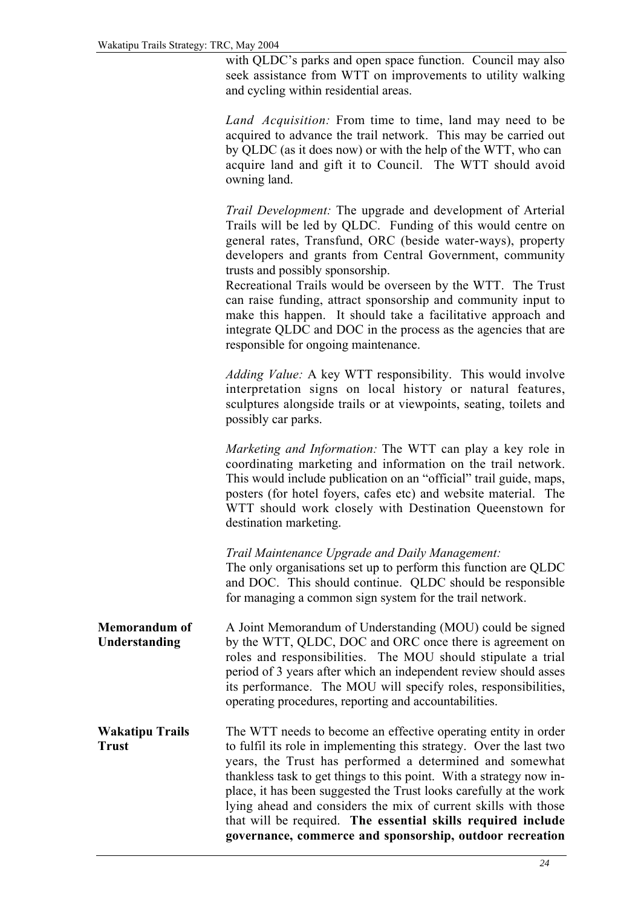with QLDC's parks and open space function. Council may also seek assistance from WTT on improvements to utility walking and cycling within residential areas.

*Land Acquisition:* From time to time, land may need to be acquired to advance the trail network. This may be carried out by QLDC (as it does now) or with the help of the WTT, who can acquire land and gift it to Council. The WTT should avoid owning land.

*Trail Development:* The upgrade and development of Arterial Trails will be led by QLDC. Funding of this would centre on general rates, Transfund, ORC (beside water-ways), property developers and grants from Central Government, community trusts and possibly sponsorship.
Recreational Trails would be overseen by the WTT. The Trust can raise funding, attract sponsorship and community input to make this happen. It should take a facilitative approach and integrate QLDC and DOC in the process as the agencies that are responsible for ongoing maintenance.

*Adding Value:* A key WTT responsibility. This would involve interpretation signs on local history or natural features, sculptures alongside trails or at viewpoints, seating, toilets and possibly car parks.

*Marketing and Information:* The WTT can play a key role in coordinating marketing and information on the trail network. This would include publication on an "official" trail guide, maps, posters (for hotel foyers, cafes etc) and website material. The WTT should work closely with Destination Queenstown for destination marketing.

*Trail Maintenance Upgrade and Daily Management:*
The only organisations set up to perform this function are QLDC and DOC. This should continue. QLDC should be responsible for managing a common sign system for the trail network.

**Memorandum of Understanding**

A Joint Memorandum of Understanding (MOU) could be signed by the WTT, QLDC, DOC and ORC once there is agreement on roles and responsibilities. The MOU should stipulate a trial period of 3 years after which an independent review should asses its performance. The MOU will specify roles, responsibilities, operating procedures, reporting and accountabilities.

**Wakatipu Trails Trust**

The WTT needs to become an effective operating entity in order to fulfil its role in implementing this strategy. Over the last two years, the Trust has performed a determined and somewhat thankless task to get things to this point. With a strategy now in-place, it has been suggested the Trust looks carefully at the work lying ahead and considers the mix of current skills with those that will be required. **The essential skills required include governance, commerce and sponsorship, outdoor recreation**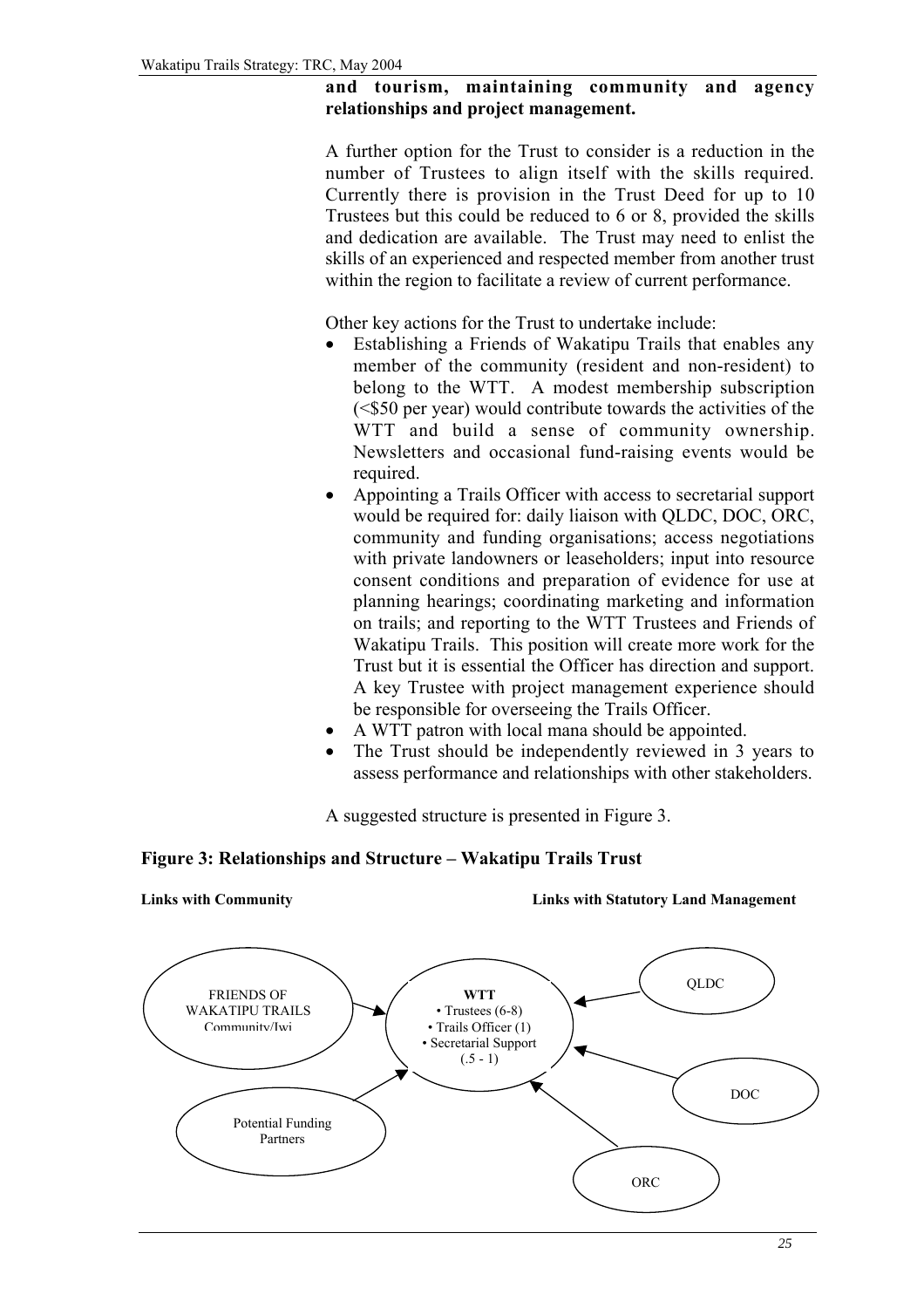**and tourism, maintaining community and agency relationships and project management.**

A further option for the Trust to consider is a reduction in the number of Trustees to align itself with the skills required. Currently there is provision in the Trust Deed for up to 10 Trustees but this could be reduced to 6 or 8, provided the skills and dedication are available. The Trust may need to enlist the skills of an experienced and respected member from another trust within the region to facilitate a review of current performance.

Other key actions for the Trust to undertake include:

- Establishing a Friends of Wakatipu Trails that enables any member of the community (resident and non-resident) to belong to the WTT. A modest membership subscription (<$50 per year) would contribute towards the activities of the WTT and build a sense of community ownership. Newsletters and occasional fund-raising events would be required.
- Appointing a Trails Officer with access to secretarial support would be required for: daily liaison with QLDC, DOC, ORC, community and funding organisations; access negotiations with private landowners or leaseholders; input into resource consent conditions and preparation of evidence for use at planning hearings; coordinating marketing and information on trails; and reporting to the WTT Trustees and Friends of Wakatipu Trails. This position will create more work for the Trust but it is essential the Officer has direction and support. A key Trustee with project management experience should be responsible for overseeing the Trails Officer.
- A WTT patron with local mana should be appointed.
- The Trust should be independently reviewed in 3 years to assess performance and relationships with other stakeholders.

A suggested structure is presented in Figure 3.

**Figure 3: Relationships and Structure – Wakatipu Trails Trust**

**Links with Community** | **Links with Statutory Land Management**

FRIENDS OF WAKATIPU TRAILS Community/Iwi

Potential Funding Partners

**WTT**
- Trustees (6-8)
- Trails Officer (1)
- Secretarial Support (.5 - 1)

QLDC

DOC

ORC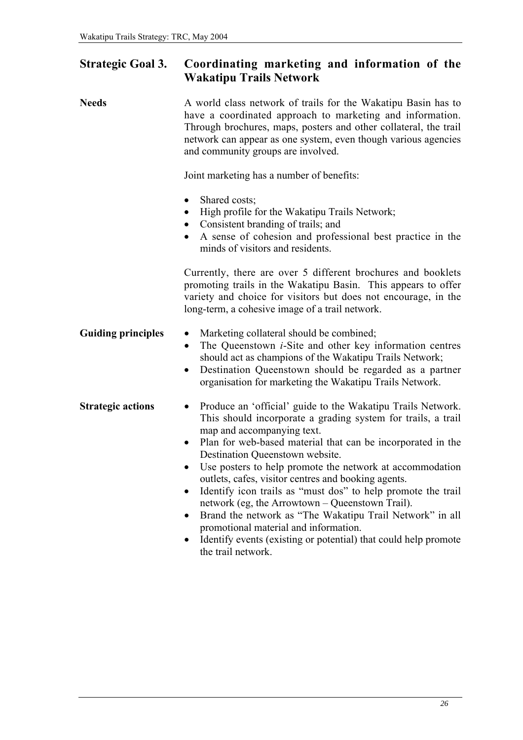## Strategic Goal 3. Coordinating marketing and information of the Wakatipu Trails Network

**Needs**

A world class network of trails for the Wakatipu Basin has to have a coordinated approach to marketing and information. Through brochures, maps, posters and other collateral, the trail network can appear as one system, even though various agencies and community groups are involved.

Joint marketing has a number of benefits:

- Shared costs;
- High profile for the Wakatipu Trails Network;
- Consistent branding of trails; and
- A sense of cohesion and professional best practice in the minds of visitors and residents.

Currently, there are over 5 different brochures and booklets promoting trails in the Wakatipu Basin. This appears to offer variety and choice for visitors but does not encourage, in the long-term, a cohesive image of a trail network.

**Guiding principles**

- Marketing collateral should be combined;
- The Queenstown *i*-Site and other key information centres should act as champions of the Wakatipu Trails Network;
- Destination Queenstown should be regarded as a partner organisation for marketing the Wakatipu Trails Network.

**Strategic actions**

- Produce an 'official' guide to the Wakatipu Trails Network. This should incorporate a grading system for trails, a trail map and accompanying text.
- Plan for web-based material that can be incorporated in the Destination Queenstown website.
- Use posters to help promote the network at accommodation outlets, cafes, visitor centres and booking agents.
- Identify icon trails as "must dos" to help promote the trail network (eg, the Arrowtown – Queenstown Trail).
- Brand the network as "The Wakatipu Trail Network" in all promotional material and information.
- Identify events (existing or potential) that could help promote the trail network.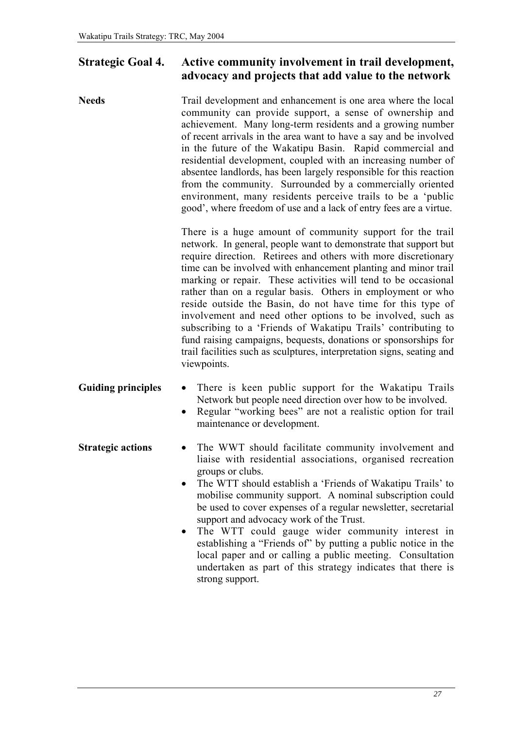## Strategic Goal 4. Active community involvement in trail development, advocacy and projects that add value to the network

**Needs**

Trail development and enhancement is one area where the local community can provide support, a sense of ownership and achievement. Many long-term residents and a growing number of recent arrivals in the area want to have a say and be involved in the future of the Wakatipu Basin. Rapid commercial and residential development, coupled with an increasing number of absentee landlords, has been largely responsible for this reaction from the community. Surrounded by a commercially oriented environment, many residents perceive trails to be a 'public good', where freedom of use and a lack of entry fees are a virtue.

There is a huge amount of community support for the trail network. In general, people want to demonstrate that support but require direction. Retirees and others with more discretionary time can be involved with enhancement planting and minor trail marking or repair. These activities will tend to be occasional rather than on a regular basis. Others in employment or who reside outside the Basin, do not have time for this type of involvement and need other options to be involved, such as subscribing to a 'Friends of Wakatipu Trails' contributing to fund raising campaigns, bequests, donations or sponsorships for trail facilities such as sculptures, interpretation signs, seating and viewpoints.

**Guiding principles**

- There is keen public support for the Wakatipu Trails Network but people need direction over how to be involved.
- Regular "working bees" are not a realistic option for trail maintenance or development.

**Strategic actions**

- The WWT should facilitate community involvement and liaise with residential associations, organised recreation groups or clubs.
- The WTT should establish a 'Friends of Wakatipu Trails' to mobilise community support. A nominal subscription could be used to cover expenses of a regular newsletter, secretarial support and advocacy work of the Trust.
- The WTT could gauge wider community interest in establishing a "Friends of" by putting a public notice in the local paper and or calling a public meeting. Consultation undertaken as part of this strategy indicates that there is strong support.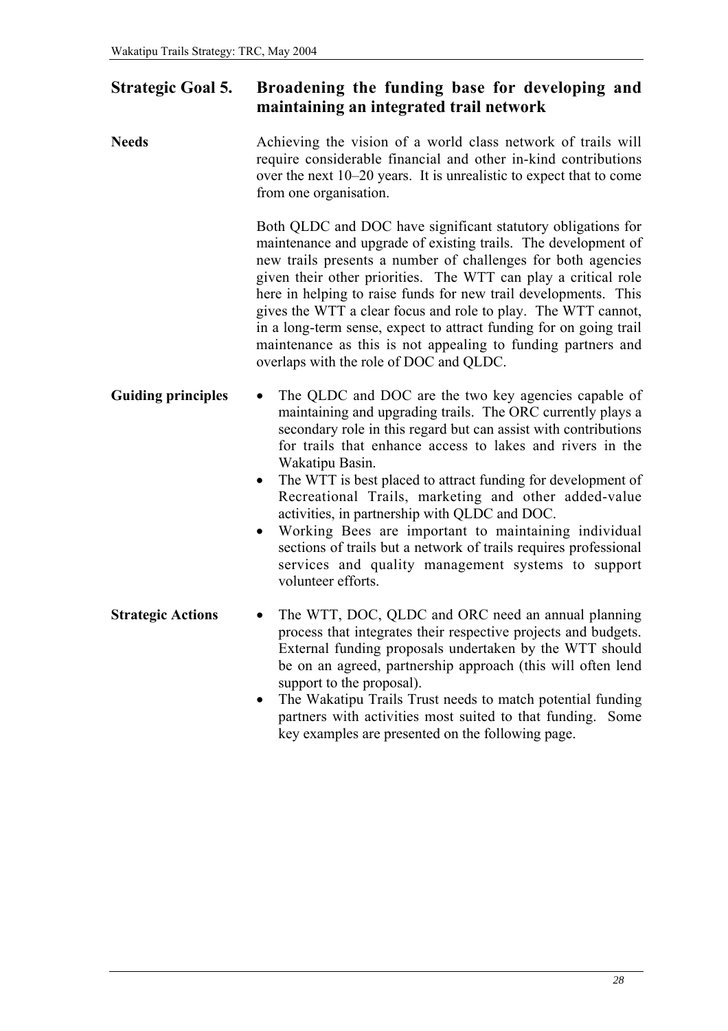## Strategic Goal 5. Broadening the funding base for developing and maintaining an integrated trail network

**Needs**

Achieving the vision of a world class network of trails will require considerable financial and other in-kind contributions over the next 10–20 years. It is unrealistic to expect that to come from one organisation.

Both QLDC and DOC have significant statutory obligations for maintenance and upgrade of existing trails. The development of new trails presents a number of challenges for both agencies given their other priorities. The WTT can play a critical role here in helping to raise funds for new trail developments. This gives the WTT a clear focus and role to play. The WTT cannot, in a long-term sense, expect to attract funding for on going trail maintenance as this is not appealing to funding partners and overlaps with the role of DOC and QLDC.

**Guiding principles**

- The QLDC and DOC are the two key agencies capable of maintaining and upgrading trails. The ORC currently plays a secondary role in this regard but can assist with contributions for trails that enhance access to lakes and rivers in the Wakatipu Basin.
- The WTT is best placed to attract funding for development of Recreational Trails, marketing and other added-value activities, in partnership with QLDC and DOC.
- Working Bees are important to maintaining individual sections of trails but a network of trails requires professional services and quality management systems to support volunteer efforts.

**Strategic Actions**

- The WTT, DOC, QLDC and ORC need an annual planning process that integrates their respective projects and budgets. External funding proposals undertaken by the WTT should be on an agreed, partnership approach (this will often lend support to the proposal).
- The Wakatipu Trails Trust needs to match potential funding partners with activities most suited to that funding. Some key examples are presented on the following page.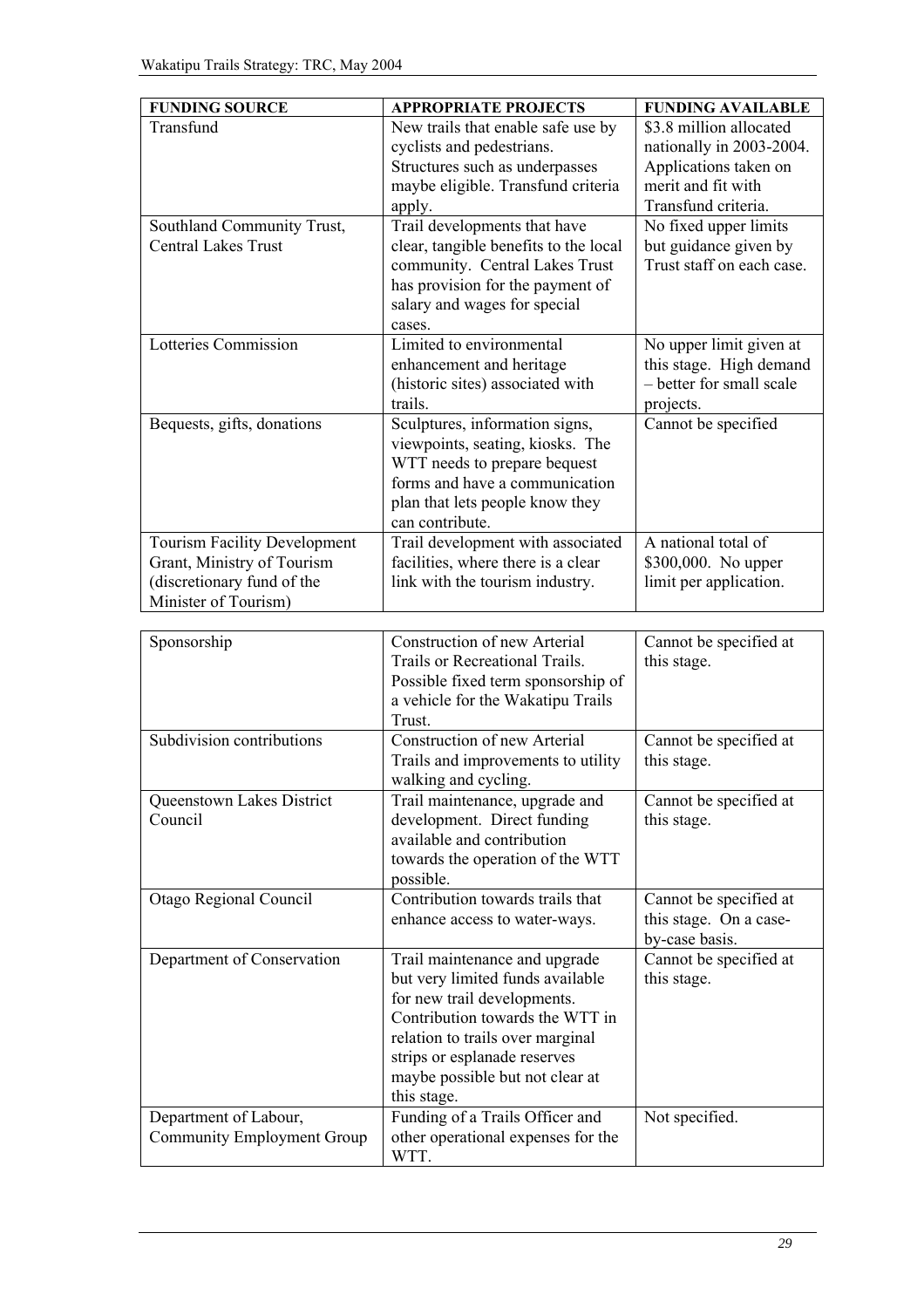| FUNDING SOURCE | APPROPRIATE PROJECTS | FUNDING AVAILABLE |
|---|---|---|
| Transfund | New trails that enable safe use by cyclists and pedestrians. Structures such as underpasses maybe eligible. Transfund criteria apply. | $3.8 million allocated nationally in 2003-2004. Applications taken on merit and fit with Transfund criteria. |
| Southland Community Trust, Central Lakes Trust | Trail developments that have clear, tangible benefits to the local community. Central Lakes Trust has provision for the payment of salary and wages for special cases. | No fixed upper limits but guidance given by Trust staff on each case. |
| Lotteries Commission | Limited to environmental enhancement and heritage (historic sites) associated with trails. | No upper limit given at this stage. High demand – better for small scale projects. |
| Bequests, gifts, donations | Sculptures, information signs, viewpoints, seating, kiosks. The WTT needs to prepare bequest forms and have a communication plan that lets people know they can contribute. | Cannot be specified |
| Tourism Facility Development Grant, Ministry of Tourism (discretionary fund of the Minister of Tourism) | Trail development with associated facilities, where there is a clear link with the tourism industry. | A national total of $300,000. No upper limit per application. |
| Sponsorship | Construction of new Arterial Trails or Recreational Trails. Possible fixed term sponsorship of a vehicle for the Wakatipu Trails Trust. | Cannot be specified at this stage. |
| Subdivision contributions | Construction of new Arterial Trails and improvements to utility walking and cycling. | Cannot be specified at this stage. |
| Queenstown Lakes District Council | Trail maintenance, upgrade and development. Direct funding available and contribution towards the operation of the WTT possible. | Cannot be specified at this stage. |
| Otago Regional Council | Contribution towards trails that enhance access to water-ways. | Cannot be specified at this stage. On a case-by-case basis. |
| Department of Conservation | Trail maintenance and upgrade but very limited funds available for new trail developments. Contribution towards the WTT in relation to trails over marginal strips or esplanade reserves maybe possible but not clear at this stage. | Cannot be specified at this stage. |
| Department of Labour, Community Employment Group | Funding of a Trails Officer and other operational expenses for the WTT. | Not specified. |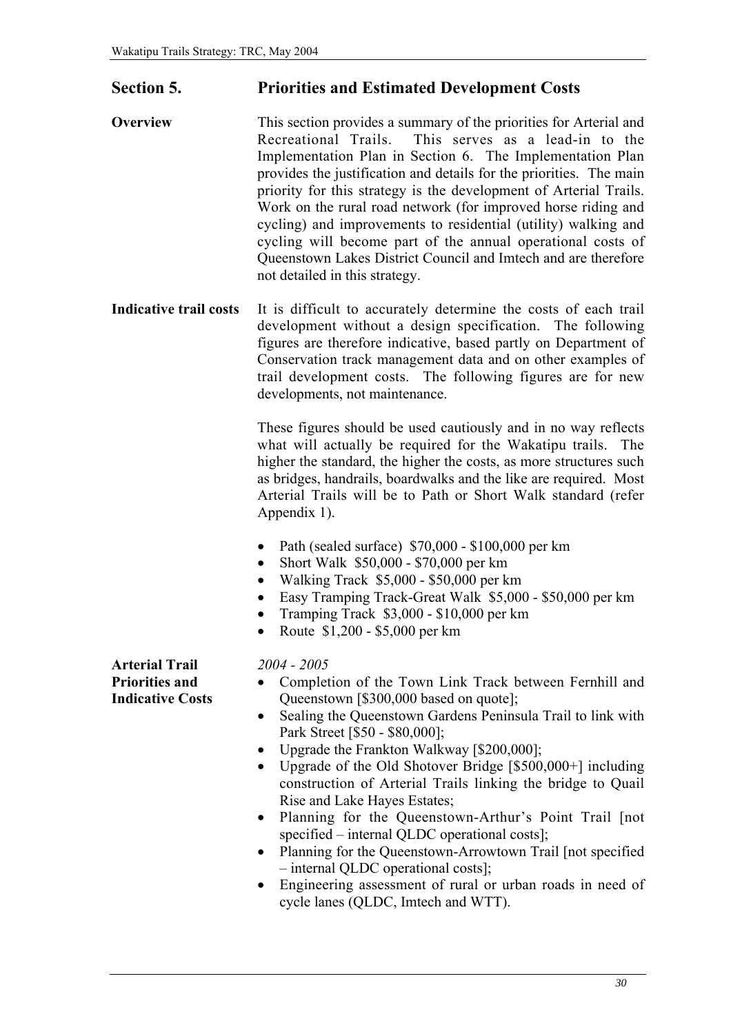## Section 5. Priorities and Estimated Development Costs

**Overview**

This section provides a summary of the priorities for Arterial and Recreational Trails. This serves as a lead-in to the Implementation Plan in Section 6. The Implementation Plan provides the justification and details for the priorities. The main priority for this strategy is the development of Arterial Trails. Work on the rural road network (for improved horse riding and cycling) and improvements to residential (utility) walking and cycling will become part of the annual operational costs of Queenstown Lakes District Council and Imtech and are therefore not detailed in this strategy.

**Indicative trail costs**

It is difficult to accurately determine the costs of each trail development without a design specification. The following figures are therefore indicative, based partly on Department of Conservation track management data and on other examples of trail development costs. The following figures are for new developments, not maintenance.

These figures should be used cautiously and in no way reflects what will actually be required for the Wakatipu trails. The higher the standard, the higher the costs, as more structures such as bridges, handrails, boardwalks and the like are required. Most Arterial Trails will be to Path or Short Walk standard (refer Appendix 1).

- Path (sealed surface) $70,000 - $100,000 per km
- Short Walk $50,000 - $70,000 per km
- Walking Track $5,000 - $50,000 per km
- Easy Tramping Track-Great Walk $5,000 - $50,000 per km
- Tramping Track $3,000 - $10,000 per km
- Route $1,200 - $5,000 per km

**Arterial Trail Priorities and Indicative Costs**

*2004 - 2005*

- Completion of the Town Link Track between Fernhill and Queenstown [$300,000 based on quote];
- Sealing the Queenstown Gardens Peninsula Trail to link with Park Street [$50 - $80,000];
- Upgrade the Frankton Walkway [$200,000];
- Upgrade of the Old Shotover Bridge [$500,000+] including construction of Arterial Trails linking the bridge to Quail Rise and Lake Hayes Estates;
- Planning for the Queenstown-Arthur's Point Trail [not specified – internal QLDC operational costs];
- Planning for the Queenstown-Arrowtown Trail [not specified – internal QLDC operational costs];
- Engineering assessment of rural or urban roads in need of cycle lanes (QLDC, Imtech and WTT).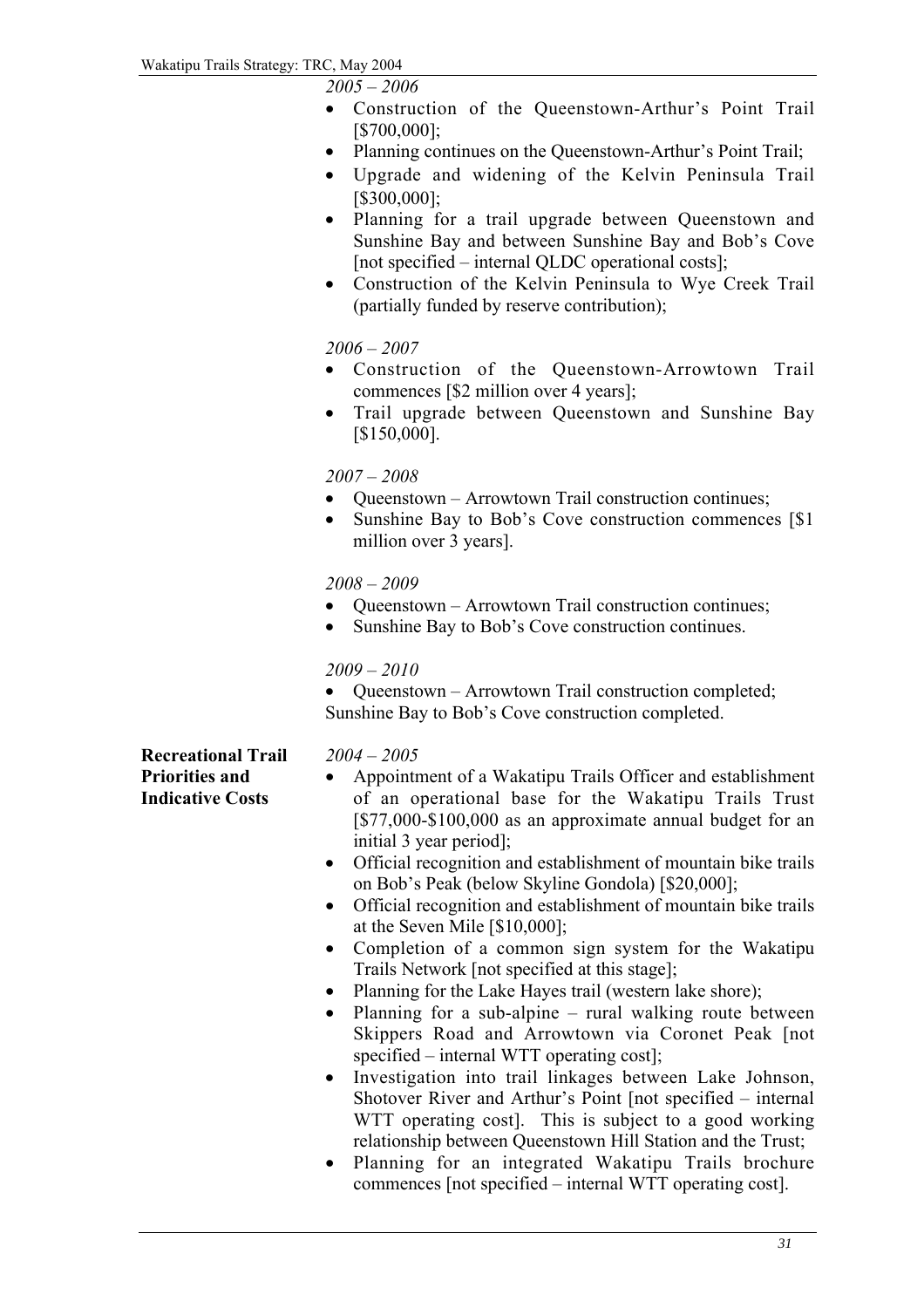*2005 – 2006*

- Construction of the Queenstown-Arthur's Point Trail [$700,000];
- Planning continues on the Queenstown-Arthur's Point Trail;
- Upgrade and widening of the Kelvin Peninsula Trail [$300,000];
- Planning for a trail upgrade between Queenstown and Sunshine Bay and between Sunshine Bay and Bob's Cove [not specified – internal QLDC operational costs];
- Construction of the Kelvin Peninsula to Wye Creek Trail (partially funded by reserve contribution);

*2006 – 2007*

- Construction of the Queenstown-Arrowtown Trail commences [$2 million over 4 years];
- Trail upgrade between Queenstown and Sunshine Bay [$150,000].

*2007 – 2008*

- Queenstown – Arrowtown Trail construction continues;
- Sunshine Bay to Bob's Cove construction commences [$1 million over 3 years].

*2008 – 2009*

- Queenstown – Arrowtown Trail construction continues;
- Sunshine Bay to Bob's Cove construction continues.

*2009 – 2010*

- Queenstown – Arrowtown Trail construction completed;

Sunshine Bay to Bob's Cove construction completed.

**Recreational Trail Priorities and Indicative Costs**

*2004 – 2005*

- Appointment of a Wakatipu Trails Officer and establishment of an operational base for the Wakatipu Trails Trust [$77,000-$100,000 as an approximate annual budget for an initial 3 year period];
- Official recognition and establishment of mountain bike trails on Bob's Peak (below Skyline Gondola) [$20,000];
- Official recognition and establishment of mountain bike trails at the Seven Mile [$10,000];
- Completion of a common sign system for the Wakatipu Trails Network [not specified at this stage];
- Planning for the Lake Hayes trail (western lake shore);
- Planning for a sub-alpine – rural walking route between Skippers Road and Arrowtown via Coronet Peak [not specified – internal WTT operating cost];
- Investigation into trail linkages between Lake Johnson, Shotover River and Arthur's Point [not specified – internal WTT operating cost]. This is subject to a good working relationship between Queenstown Hill Station and the Trust;
- Planning for an integrated Wakatipu Trails brochure commences [not specified – internal WTT operating cost].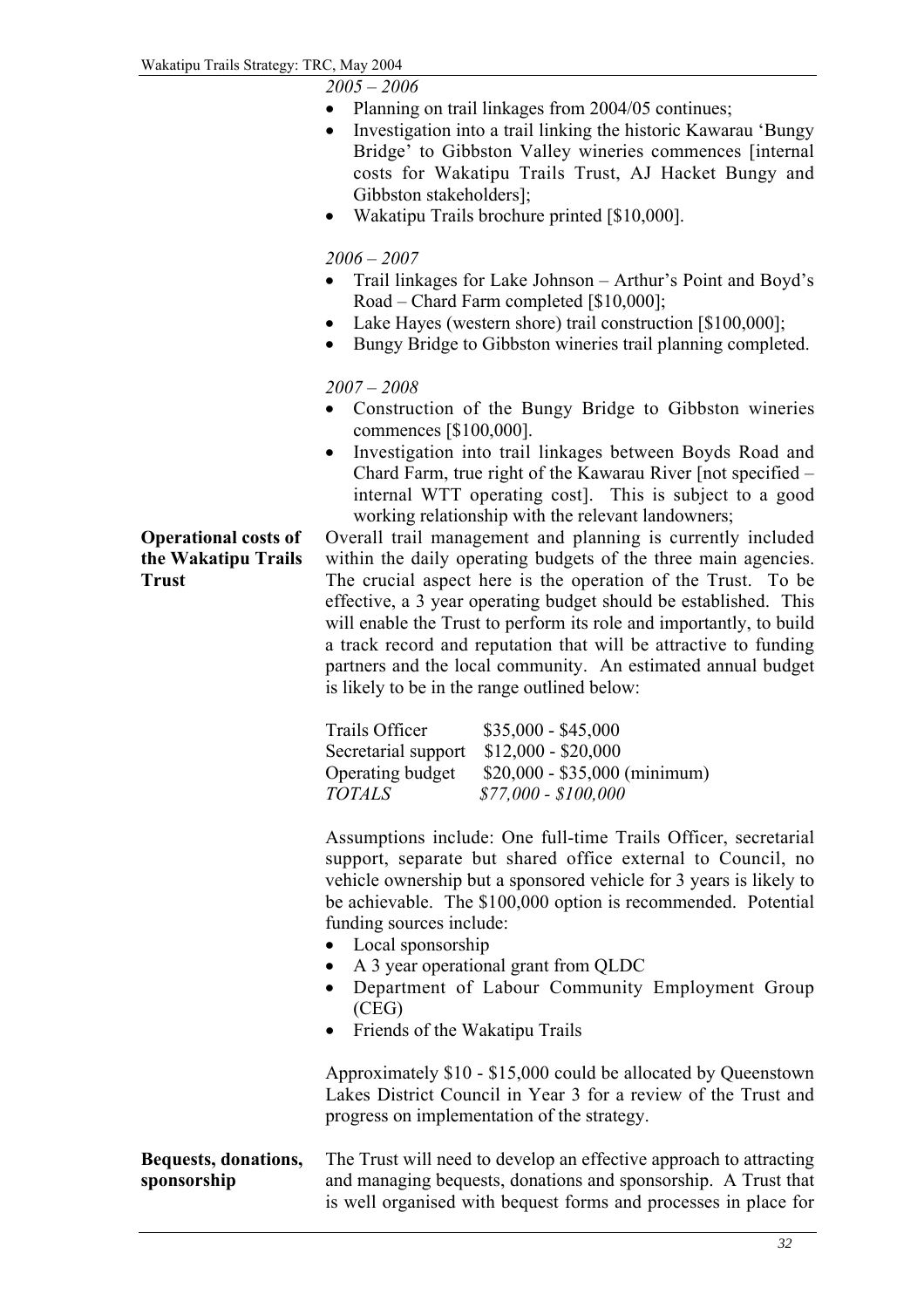*2005 – 2006*

- Planning on trail linkages from 2004/05 continues;
- Investigation into a trail linking the historic Kawarau 'Bungy Bridge' to Gibbston Valley wineries commences [internal costs for Wakatipu Trails Trust, AJ Hacket Bungy and Gibbston stakeholders];
- Wakatipu Trails brochure printed [$10,000].

*2006 – 2007*

- Trail linkages for Lake Johnson – Arthur's Point and Boyd's Road – Chard Farm completed [$10,000];
- Lake Hayes (western shore) trail construction [$100,000];
- Bungy Bridge to Gibbston wineries trail planning completed.

*2007 – 2008*

- Construction of the Bungy Bridge to Gibbston wineries commences [$100,000].
- Investigation into trail linkages between Boyds Road and Chard Farm, true right of the Kawarau River [not specified – internal WTT operating cost]. This is subject to a good working relationship with the relevant landowners;

**Operational costs of the Wakatipu Trails Trust**

Overall trail management and planning is currently included within the daily operating budgets of the three main agencies. The crucial aspect here is the operation of the Trust. To be effective, a 3 year operating budget should be established. This will enable the Trust to perform its role and importantly, to build a track record and reputation that will be attractive to funding partners and the local community. An estimated annual budget is likely to be in the range outlined below:

| | |
|---|---|
| Trails Officer | $35,000 - $45,000 |
| Secretarial support | $12,000 - $20,000 |
| Operating budget | $20,000 - $35,000 (minimum) |
| *TOTALS* | *$77,000 - $100,000* |

Assumptions include: One full-time Trails Officer, secretarial support, separate but shared office external to Council, no vehicle ownership but a sponsored vehicle for 3 years is likely to be achievable. The $100,000 option is recommended. Potential funding sources include:

- Local sponsorship
- A 3 year operational grant from QLDC
- Department of Labour Community Employment Group (CEG)
- Friends of the Wakatipu Trails

Approximately $10 - $15,000 could be allocated by Queenstown Lakes District Council in Year 3 for a review of the Trust and progress on implementation of the strategy.

**Bequests, donations, sponsorship**

The Trust will need to develop an effective approach to attracting and managing bequests, donations and sponsorship. A Trust that is well organised with bequest forms and processes in place for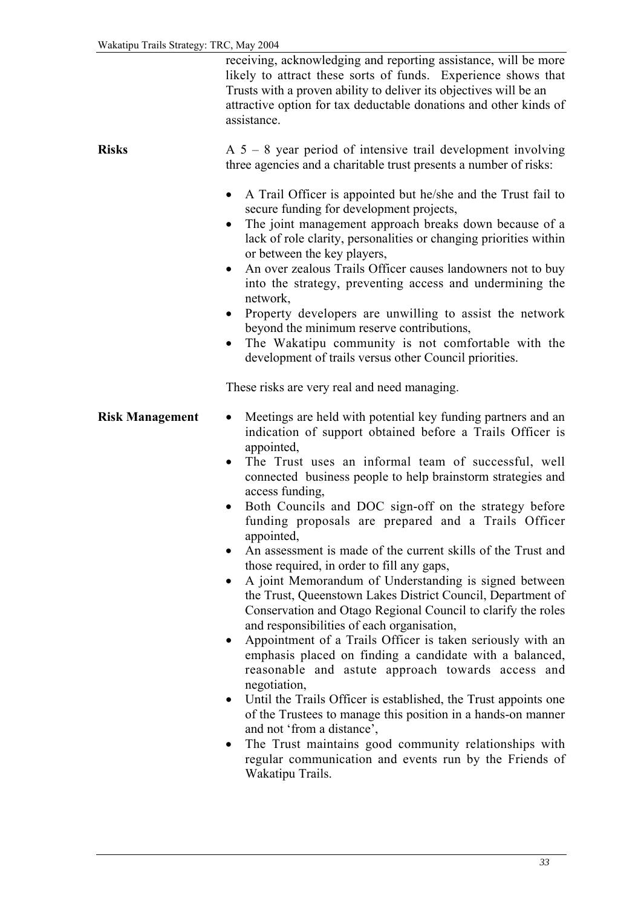receiving, acknowledging and reporting assistance, will be more likely to attract these sorts of funds. Experience shows that Trusts with a proven ability to deliver its objectives will be an attractive option for tax deductable donations and other kinds of assistance.

**Risks**

A 5 – 8 year period of intensive trail development involving three agencies and a charitable trust presents a number of risks:

- A Trail Officer is appointed but he/she and the Trust fail to secure funding for development projects,
- The joint management approach breaks down because of a lack of role clarity, personalities or changing priorities within or between the key players,
- An over zealous Trails Officer causes landowners not to buy into the strategy, preventing access and undermining the network,
- Property developers are unwilling to assist the network beyond the minimum reserve contributions,
- The Wakatipu community is not comfortable with the development of trails versus other Council priorities.

These risks are very real and need managing.

**Risk Management**

- Meetings are held with potential key funding partners and an indication of support obtained before a Trails Officer is appointed,
- The Trust uses an informal team of successful, well connected business people to help brainstorm strategies and access funding,
- Both Councils and DOC sign-off on the strategy before funding proposals are prepared and a Trails Officer appointed,
- An assessment is made of the current skills of the Trust and those required, in order to fill any gaps,
- A joint Memorandum of Understanding is signed between the Trust, Queenstown Lakes District Council, Department of Conservation and Otago Regional Council to clarify the roles and responsibilities of each organisation,
- Appointment of a Trails Officer is taken seriously with an emphasis placed on finding a candidate with a balanced, reasonable and astute approach towards access and negotiation,
- Until the Trails Officer is established, the Trust appoints one of the Trustees to manage this position in a hands-on manner and not 'from a distance',
- The Trust maintains good community relationships with regular communication and events run by the Friends of Wakatipu Trails.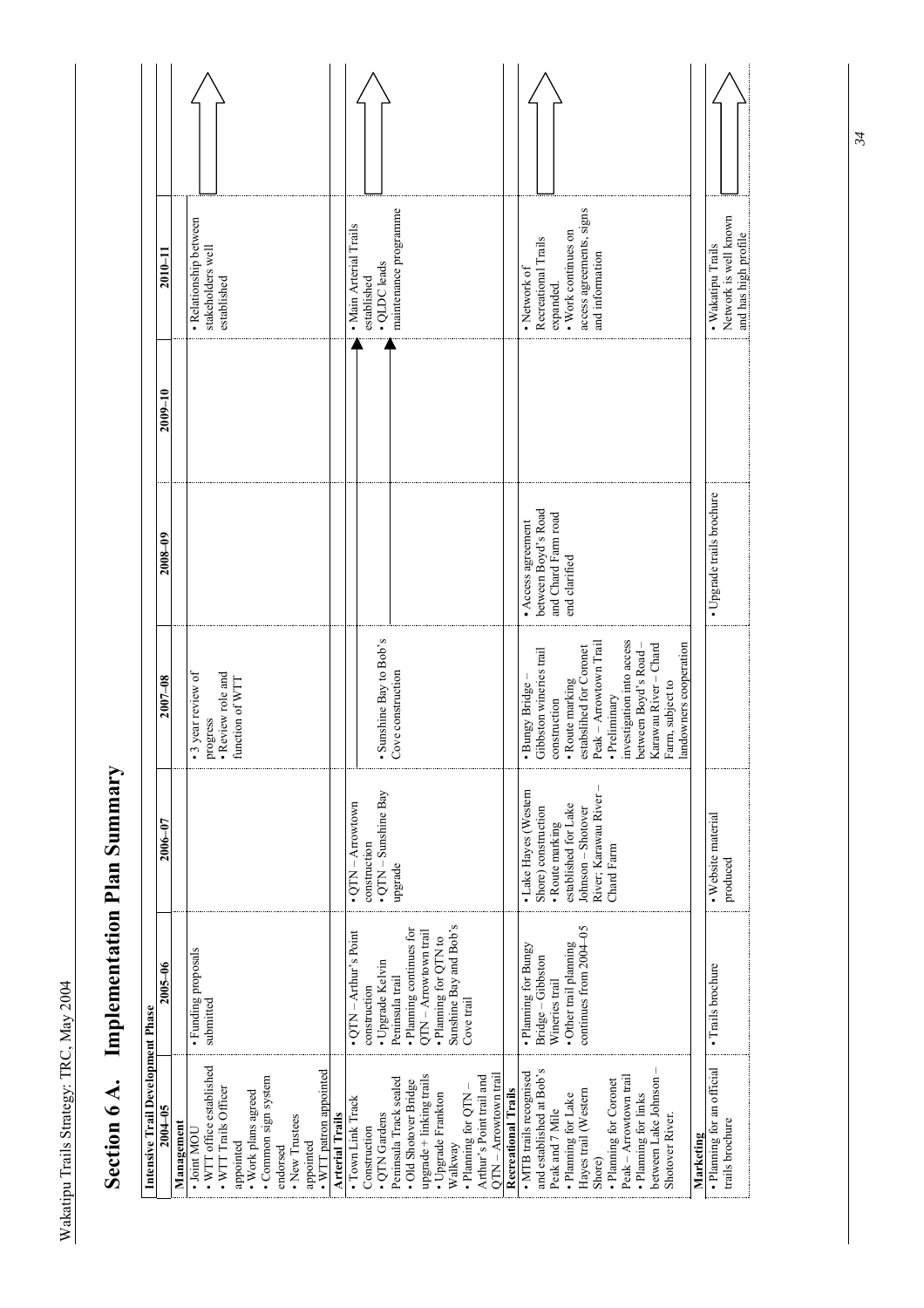# Section 6 A. Implementation Plan Summary

| Intensive Trail Development Phase | | | | | | | |
|---|---|---|---|---|---|---|---|
| **2004–05** | **2005–06** | **2006–07** | **2007–08** | **2008–09** | **2009–10** | **2010–11** | |
| **Management** | | | | | | | |
| • Joint MOU<br>• WTT office established<br>• WTT Trails Officer appointed<br>• Work plans agreed<br>• Common sign system endorsed<br>• New Trustees appointed<br>• WTT patron appointed | • Funding proposals submitted | | • 3 year review of progress<br>• Review role and function of WTT | | | • Relationship between stakeholders well established | |
| **Arterial Trails** | | | | | | | |
| • Town Link Track Construction<br>• QTN Gardens Peninsula Track sealed<br>• Old Shotover Bridge upgrade + linking trails<br>• Upgrade Frankton Walkway<br>• Planning for QTN – Arthur's Point trail and QTN – Arrowtown trail | • QTN – Arthur's Point construction<br>• Upgrade Kelvin Peninsula trail<br>• Planning continues for QTN – Arrowtown trail<br>• Planning for QTN to Sunshine Bay and Bob's Cove trail | • QTN – Arrowtown construction<br>• QTN – Sunshine Bay upgrade | • Sunshine Bay to Bob's Cove construction | | | • Main Arterial Trails established<br>• QLDC leads maintenance programme | |
| **Recreational Trails** | | | | | | | |
| • MTB trails recognised and established at Bob's Peak and 7 Mile<br>• Planning for Lake Hayes trail (Western Shore)<br>• Planning for Coronet Peak – Arrowtown trail<br>• Planning for links between Lake Johnson – Shotover River. | • Planning for Bungy Bridge – Gibbston Wineries trail<br>• Other trail planning continues from 2004–05 | • Lake Hayes (Western Shore) construction<br>• Route marking established for Lake Johnson – Shotover River; Karawau River – Chard Farm | • Bungy Bridge – Gibbston wineries trail construction<br>• Route marking established for Coronet Peak – Arrowtown Trail<br>• Preliminary investigation into access between Boyd's Road – Karawau River – Chard Farm, subject to landowners cooperation | • Access agreement between Boyd's Road and Chard Farm road end clarified | | • Network of Recreational Trails expanded.<br>• Work continues on access agreements, signs and information | |
| **Marketing** | | | | | | | |
| • Planning for an official trails brochure | • Trails brochure | • Website material produced | | • Upgrade trails brochure | | • Wakatipu Trails Network is well known and has high profile | |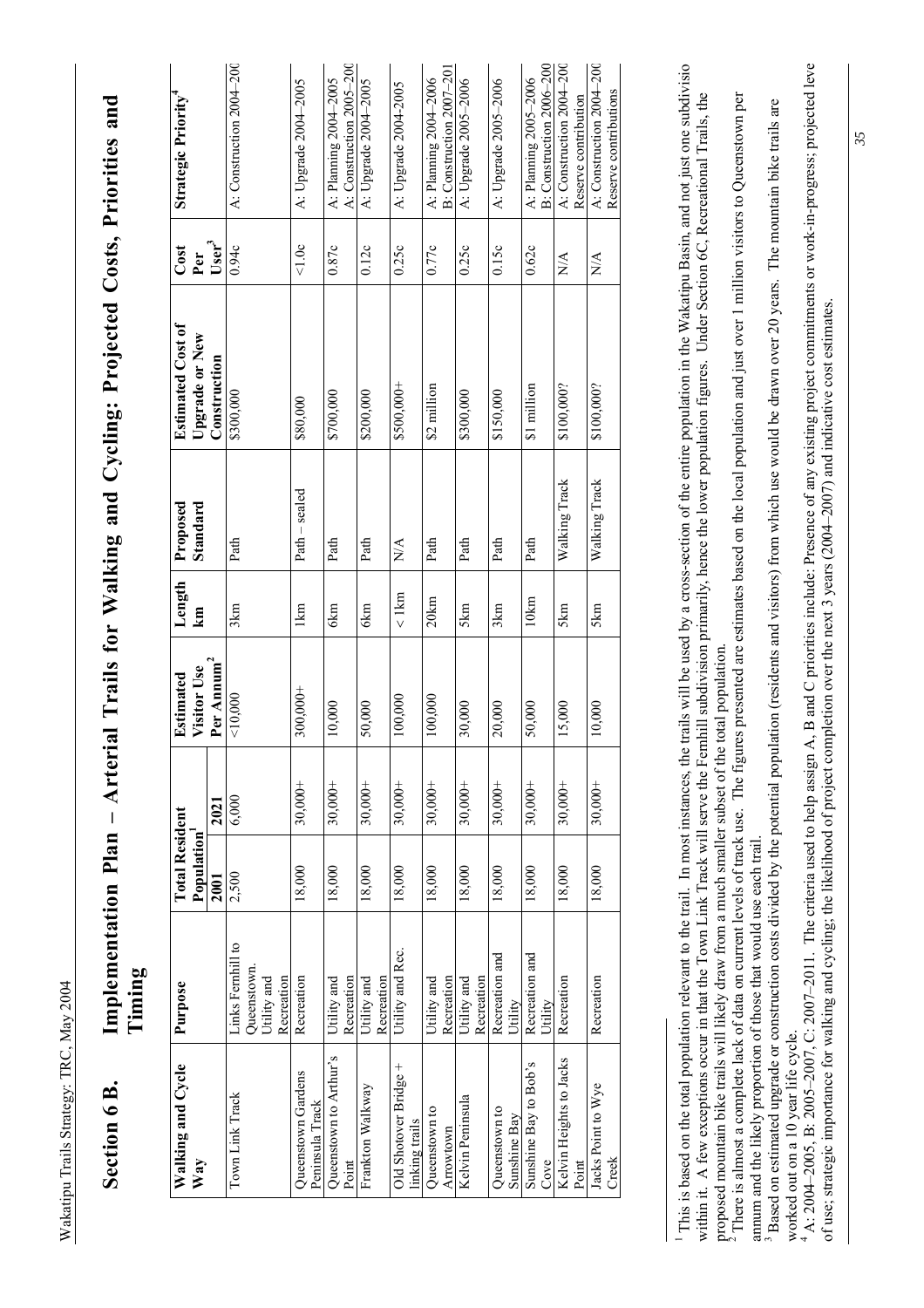# Section 6 B. Implementation Plan – Arterial Trails for Walking and Cycling: Projected Costs, Priorities and Timing

| Walking and Cycle Way | Purpose | Total Resident Population[1] | | Estimated Visitor Use Per Annum[2] | Length km | Proposed Standard | Estimated Cost of Upgrade or New Construction | Cost Per User[3] | Strategic Priority[4] |
|---|---|---|---|---|---|---|---|---|---|
| | | 2001 | 2021 | | | | | | |
| Town Link Track | Links Fernhill to Queenstown. Utility and Recreation | 2,500 | 6,000 | <10,000 | 3km | Path | $300,000 | 0.94c | A: Construction 2004–200 |
| Queenstown Gardens Peninsula Track | Recreation | 18,000 | 30,000+ | 300,000+ | 1km | Path – sealed | $80,000 | <1.0c | A: Upgrade 2004–2005 |
| Queenstown to Arthur's Point | Utility and Recreation | 18,000 | 30,000+ | 10,000 | 6km | Path | $700,000 | 0.87c | A: Planning 2004–2005 A: Construction 2005–200 |
| Frankton Walkway | Utility and Recreation | 18,000 | 30,000+ | 50,000 | 6km | Path | $200,000 | 0.12c | A: Upgrade 2004–2005 |
| Old Shotover Bridge + linking trails | Utility and Rec. | 18,000 | 30,000+ | 100,000 | < 1km | N/A | $500,000+ | 0.25c | A: Upgrade 2004-2005 |
| Queenstown to Arrowtown | Utility and Recreation | 18,000 | 30,000+ | 100,000 | 20km | Path | $2 million | 0.77c | A: Planning 2004–2006 B: Construction 2007–201 |
| Kelvin Peninsula | Utility and Recreation | 18,000 | 30,000+ | 30,000 | 5km | Path | $300,000 | 0.25c | A: Upgrade 2005–2006 |
| Queenstown to Sunshine Bay | Recreation and Utility | 18,000 | 30,000+ | 20,000 | 3km | Path | $150,000 | 0.15c | A: Upgrade 2005–2006 |
| Sunshine Bay to Bob's Cove | Recreation and Utility | 18,000 | 30,000+ | 50,000 | 10km | Path | $1 million | 0.62c | A: Planning 2005–2006 B: Construction 2006–200 |
| Kelvin Heights to Jacks Point | Recreation | 18,000 | 30,000+ | 15,000 | 5km | Walking Track | $100,000? | N/A | A: Construction 2004–200 Reserve contribution |
| Jacks Point to Wye Creek | Recreation | 18,000 | 30,000+ | 10,000 | 5km | Walking Track | $100,000? | N/A | A: Construction 2004–200 Reserve contributions |

[1] This is based on the total population relevant to the trail. In most instances, the trails will be used by a cross-section of the entire population in the Wakatipu Basin, and not just one subdivisio within it. A few exceptions occur in that the Town Link Track will serve the Fernhill subdivision primarily, hence the lower population figures. Under Section 6C, Recreational Trails, the proposed mountain bike trails will likely draw from a much smaller subset of the total population.

[2] There is almost a complete lack of data on current levels of track use. The figures presented are estimates based on the local population and just over 1 million visitors to Queenstown per annum and the likely proportion of those that would use each trail.

[3] Based on estimated upgrade or construction costs divided by the potential population (residents and visitors) from which use would be drawn over 20 years. The mountain bike trails are worked out on a 10 year life cycle.

[4] A: 2004–2005, B: 2005–2007, C: 2007–2011. The criteria used to help assign A, B and C priorities include: Presence of any existing project commitments or work-in-progress; projected leve of use; strategic importance for walking and cycling; the likelihood of project completion over the next 3 years (2004–2007) and indicative cost estimates.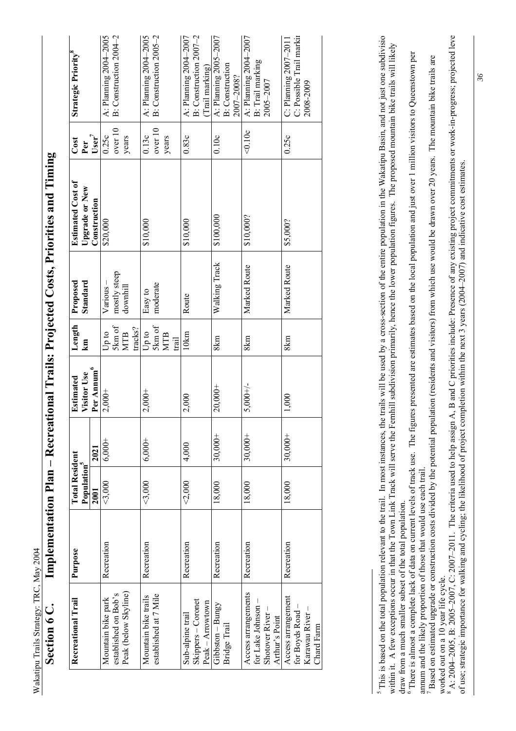## Section 6 C. Implementation Plan – Recreational Trails: Projected Costs, Priorities and Timing

| Recreational Trail | Purpose | Total Resident Population[5] | | Estimated Visitor Use Per Annum[6] | Length km | Proposed Standard | Estimated Cost of Upgrade or New Construction | Cost Per User[7] | Strategic Priority[8] |
|---|---|---|---|---|---|---|---|---|---|
| | | 2001 | 2021 | | | | | | |
| Mountain bike park established on Bob's Peak (below Skyline) | Recreation | <3,000 | 6,000+ | 2,000+ | Up to 5km of MTB tracks? | Various – mostly steep downhill | $20,000 | 0.25c over 10 years | A: Planning 2004–2005 B: Construction 2004–2 |
| Mountain bike trails established at 7 Mile | Recreation | <3,000 | 6,000+ | 2,000+ | Up to 5km of MTB trail | Easy to moderate | $10,000 | 0.13c over 10 years | A: Planning 2004–2005 B: Construction 2005–2 |
| Sub-alpine trail Skippers – Coronet Peak – Arrowtown | Recreation | <2,000 | 4,000 | 2,000 | 10km | Route | $10,000 | 0.83c | A: Planning 2004–2007 B: Construction 2007–2 (Trail marking) |
| Gibbston – Bungy Bridge Trail | Recreation | 18,000 | 30,000+ | 20,000+ | 8km | Walking Track | $100,000 | 0.10c | A: Planning 2005–2007 B: Construction 2007–2008? |
| Access arrangements for Lake Johnson – Shotover River – Arthur's Point | Recreation | 18,000 | 30,000+ | 5,000+/- | 8km | Marked Route | $10,000? | <0.10c | A: Planning 2004–2007 B: Trail marking 2005–2007 |
| Access arrangement for Boyds Road – Karawau River – Chard Farm | Recreation | 18,000 | 30,000+ | 1,000 | 8km | Marked Route | $5,000? | 0.25c | C: Planning 2007–2011 C: Possible Trail markin 2008-2009 |

[5] This is based on the total population relevant to the trail. In most instances, the trails will be used by a cross-section of the entire population in the Wakatipu Basin, and not just one subdivisio within it. A few exceptions occur in that the Town Link Track will serve the Fernhill subdivision primarily, hence the lower population figures. The proposed mountain bike trails will likely draw from a much smaller subset of the total population.

[6] There is almost a complete lack of data on current levels of track use. The figures presented are estimates based on the local population and just over 1 million visitors to Queenstown per annum and the likely proportion of those that would use each trail.

[7] Based on estimated upgrade or construction costs divided by the potential population (residents and visitors) from which use would be drawn over 20 years. The mountain bike trails are worked out on a 10 year life cycle.

[8] A: 2004–2005, B: 2005–2007, C: 2007–2011. The criteria used to help assign A, B and C priorities include: Presence of any existing project commitments or work-in-progress; projected leve of use; strategic importance for walking and cycling; the likelihood of project completion within the next 3 years (2004–2007) and indicative cost estimates.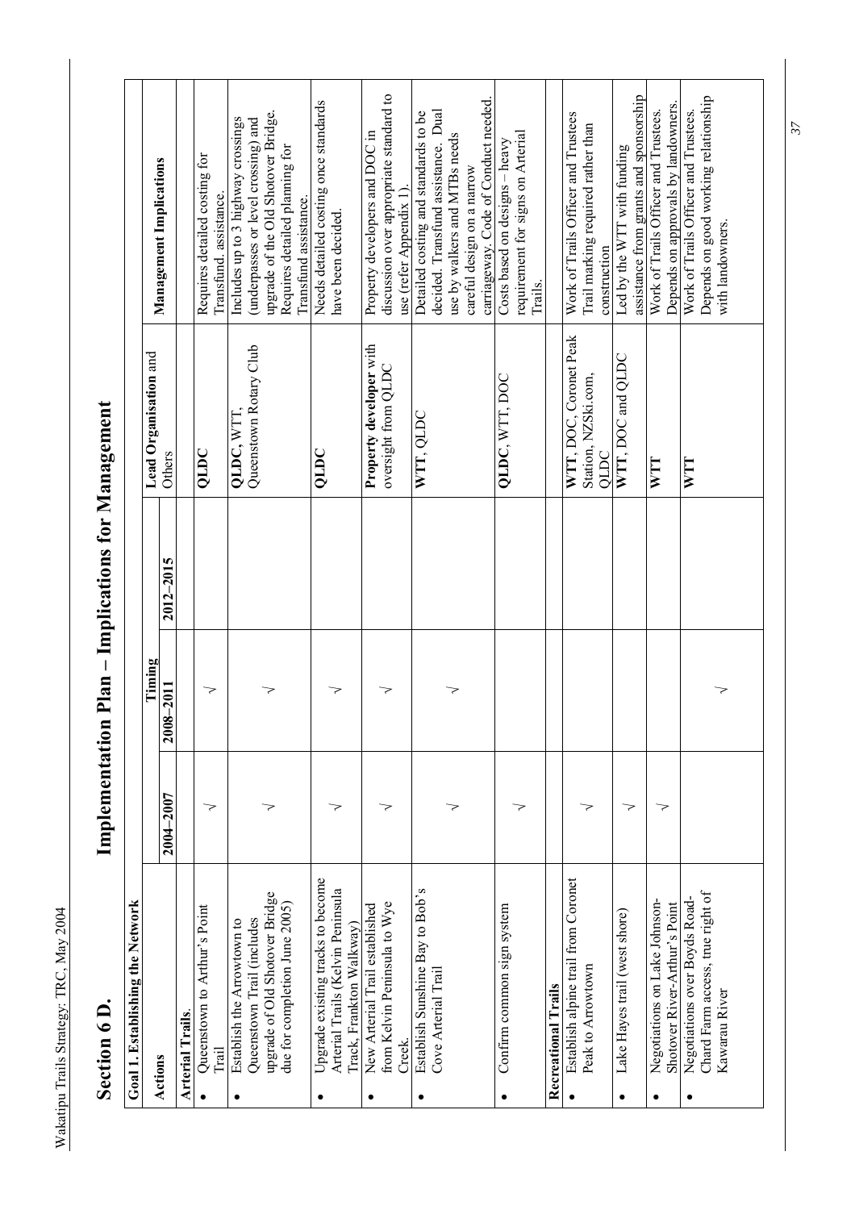## Section 6 D.

# Implementation Plan – Implications for Management

| Goal 1. Establishing the Network | | | | | |
|---|---|---|---|---|---|
| **Actions** | **Timing** | | | **Lead Organisation** and Others | **Management Implications** |
| | 2004–2007 | 2008–2011 | 2012–2015 | | |
| **Arterial Trails.** | | | | | |
| • Queenstown to Arthur's Point Trail | √ | √ | | **QLDC** | Requires detailed costing for Transfund. assistance. |
| • Establish the Arrowtown to Queenstown Trail (includes upgrade of Old Shotover Bridge due for completion June 2005) | √ | √ | | **QLDC**, WTT, Queenstown Rotary Club | Includes up to 3 highway crossings (underpasses or level crossing) and upgrade of the Old Shotover Bridge. Requires detailed planning for Transfund assistance. |
| • Upgrade existing tracks to become Arterial Trails (Kelvin Peninsula Track, Frankton Walkway) | √ | √ | | **QLDC** | Needs detailed costing once standards have been decided. |
| • New Arterial Trail established from Kelvin Peninsula to Wye Creek. | √ | √ | | **Property developer** with oversight from QLDC | Property developers and DOC in discussion over appropriate standard to use (refer Appendix 1). |
| • Establish Sunshine Bay to Bob's Cove Arterial Trail | √ | √ | | **WTT**, QLDC | Detailed costing and standards to be decided. Transfund assistance. Dual use by walkers and MTBs needs careful design on a narrow carriageway. Code of Conduct needed. |
| • Confirm common sign system | √ | | | **QLDC**, WTT, DOC | Costs based on designs – heavy requirement for signs on Arterial Trails. |
| **Recreational Trails** | | | | | |
| • Establish alpine trail from Coronet Peak to Arrowtown | √ | | | **WTT**, DOC, Coronet Peak Station, NZSki.com, QLDC | Work of Trails Officer and Trustees Trail marking required rather than construction |
| • Lake Hayes trail (west shore) | √ | | | **WTT**, DOC and QLDC | Led by the WTT with funding assistance from grants and sponsorship |
| • Negotiations on Lake Johnson-Shotover River-Arthur's Point | √ | | | **WTT** | Work of Trails Officer and Trustees. Depends on approvals by landowners. |
| • Negotiations over Boyds Road-Chard Farm access, true right of Kawarau River | | √ | | **WTT** | Work of Trails Officer and Trustees. Depends on good working relationship with landowners. |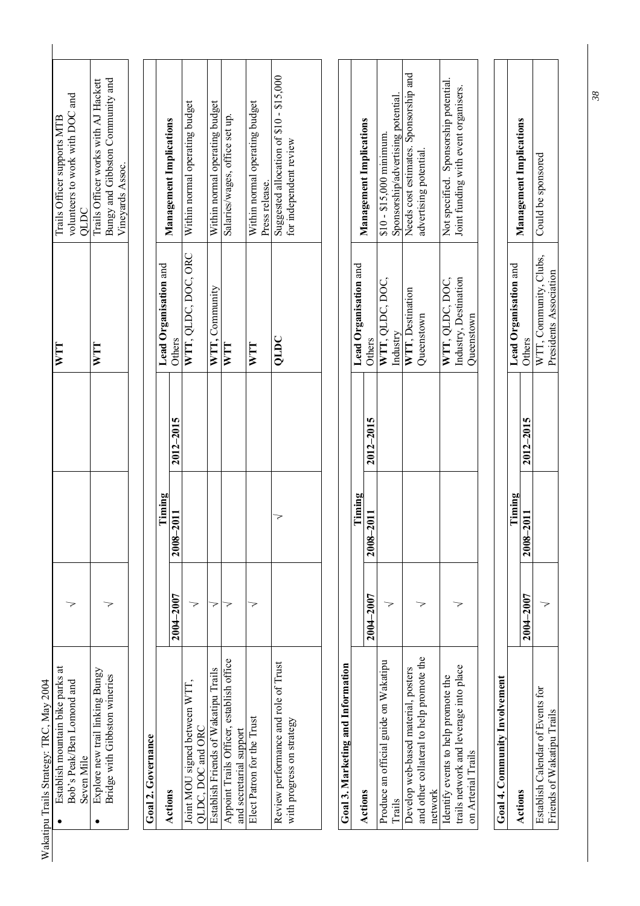| Actions | 2004–2007 | 2008–2011 | 2012–2015 | Lead Organisation and Others | Management Implications |
|---|---|---|---|---|---|
| • Establish mountain bike parks at Bob's Peak/Ben Lomond and Seven Mile | √ | | | **WTT** | Trails Officer supports MTB volunteers to work with DOC and QLDC |
| • Explore new trail linking Bungy Bridge with Gibbston wineries | √ | | | **WTT** | Trails Officer works with AJ Hackett Bungy and Gibbston Community and Vineyards Assoc. |

**Goal 2. Governance**

| Actions | Timing | | | Lead Organisation and Others | Management Implications |
|---|---|---|---|---|---|
| | 2004–2007 | 2008–2011 | 2012–2015 | | |
| Joint MOU signed between WTT, QLDC, DOC and ORC | √ | | | **WTT**, QLDC, DOC, ORC | Within normal operating budget |
| Establish Friends of Wakatipu Trails | √ | | | **WTT**, Community | Within normal operating budget |
| Appoint Trails Officer, establish office and secretarial support | √ | | | **WTT** | Salaries/wages, office set up. |
| Elect Patron for the Trust | √ | | | **WTT** | Within normal operating budget Press release. |
| Review performance and role of Trust with progress on strategy | | √ | | **QLDC** | Suggested allocation of $10 - $15,000 for independent review |

**Goal 3. Marketing and Information**

| Actions | Timing | | | Lead Organisation and Others | Management Implications |
|---|---|---|---|---|---|
| | 2004–2007 | 2008–2011 | 2012–2015 | | |
| Produce an official guide on Wakatipu Trails | √ | | | **WTT**, QLDC, DOC, Industry | $10 - $15,000 minimum. Sponsorship/advertising potential. |
| Develop web-based material, posters and other collateral to help promote the network | √ | | | **WTT**, Destination Queenstown | Needs cost estimates. Sponsorship and advertising potential. |
| Identify events to help promote the trails network and leverage into place on Arterial Trails | √ | | | **WTT**, QLDC, DOC, Industry, Destination Queenstown | Not specified. Sponsorship potential. Joint funding with event organisers. |

**Goal 4. Community Involvement**

| Actions | Timing | | | Lead Organisation and Others | Management Implications |
|---|---|---|---|---|---|
| | 2004–2007 | 2008–2011 | 2012–2015 | | |
| Establish Calendar of Events for Friends of Wakatipu Trails | √ | | | WTT, Community, Clubs, Presidents Association | Could be sponsored |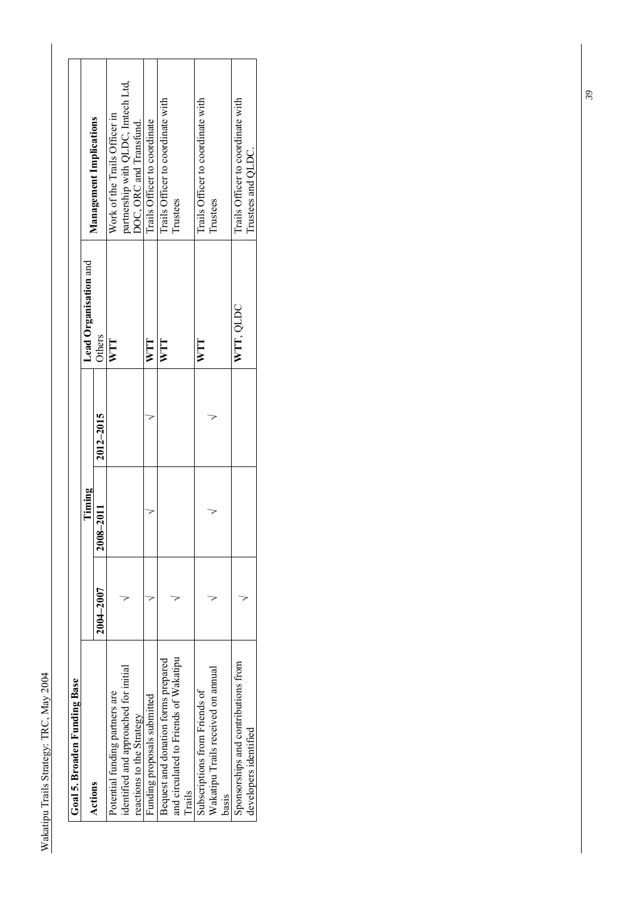| Goal 5. Broaden Funding Base | | | | | |
|---|---|---|---|---|---|
| **Actions** | **Timing** | | | **Lead Organisation** and Others | **Management Implications** |
| | **2004–2007** | **2008–2011** | **2012–2015** | | |
| Potential funding partners are identified and approached for initial reactions to the Strategy | √ | | | **WTT** | Work of the Trails Officer in partnership with QLDC, Imtech Ltd, DOC, ORC and Transfund. |
| Funding proposals submitted | √ | √ | √ | **WTT** | Trails Officer to coordinate |
| Bequest and donation forms prepared and circulated to Friends of Wakatipu Trails | √ | | | **WTT** | Trails Officer to coordinate with Trustees |
| Subscriptions from Friends of Wakatipu Trails received on annual basis | √ | √ | √ | **WTT** | Trails Officer to coordinate with Trustees |
| Sponsorships and contributions from developers identified | √ | | | **WTT**, QLDC | Trails Officer to coordinate with Trustees and QLDC. |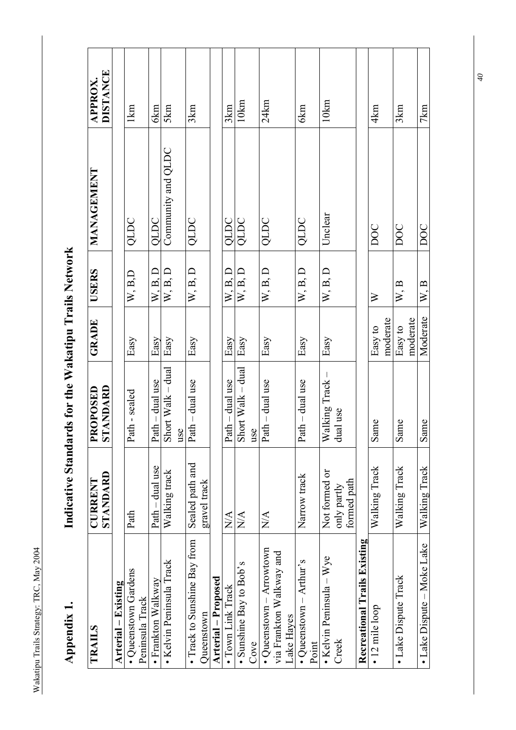## Appendix 1.

## Indicative Standards for the Wakatipu Trails Network

| TRAILS | CURRENT STANDARD | PROPOSED STANDARD | GRADE | USERS | MANAGEMENT | APPROX. DISTANCE |
|---|---|---|---|---|---|---|
| **Arterial – Existing** | | | | | | |
| • Queenstown Gardens Peninsula Track | Path | Path - sealed | Easy | W, B,D | QLDC | 1km |
| • Frankton Walkway | Path – dual use | Path – dual use | Easy | W, B, D | QLDC | 6km |
| • Kelvin Peninsula Track | Walking track | Short Walk – dual use | Easy | W, B, D | Community and QLDC | 5km |
| • Track to Sunshine Bay from Queenstown | Sealed path and gravel track | Path – dual use | Easy | W, B, D | QLDC | 3km |
| **Arterial – Proposed** | | | | | | |
| • Town Link Track | N/A | Path – dual use | Easy | W, B, D | QLDC | 3km |
| • Sunshine Bay to Bob's Cove | N/A | Short Walk – dual use | Easy | W, B, D | QLDC | 10km |
| • Queenstown – Arrowtown via Frankton Walkway and Lake Hayes | N/A | Path – dual use | Easy | W, B, D | QLDC | 24km |
| • Queenstown – Arthur's Point | Narrow track | Path – dual use | Easy | W, B, D | QLDC | 6km |
| • Kelvin Peninsula – Wye Creek | Not formed or only partly formed path | Walking Track – dual use | Easy | W, B, D | Unclear | 10km |
| **Recreational Trails Existing** | | | | | | |
| • 12 mile loop | Walking Track | Same | Easy to moderate | W | DOC | 4km |
| • Lake Dispute Track | Walking Track | Same | Easy to moderate | W, B | DOC | 3km |
| • Lake Dispute – Moke Lake | Walking Track | Same | Moderate | W, B | DOC | 7km |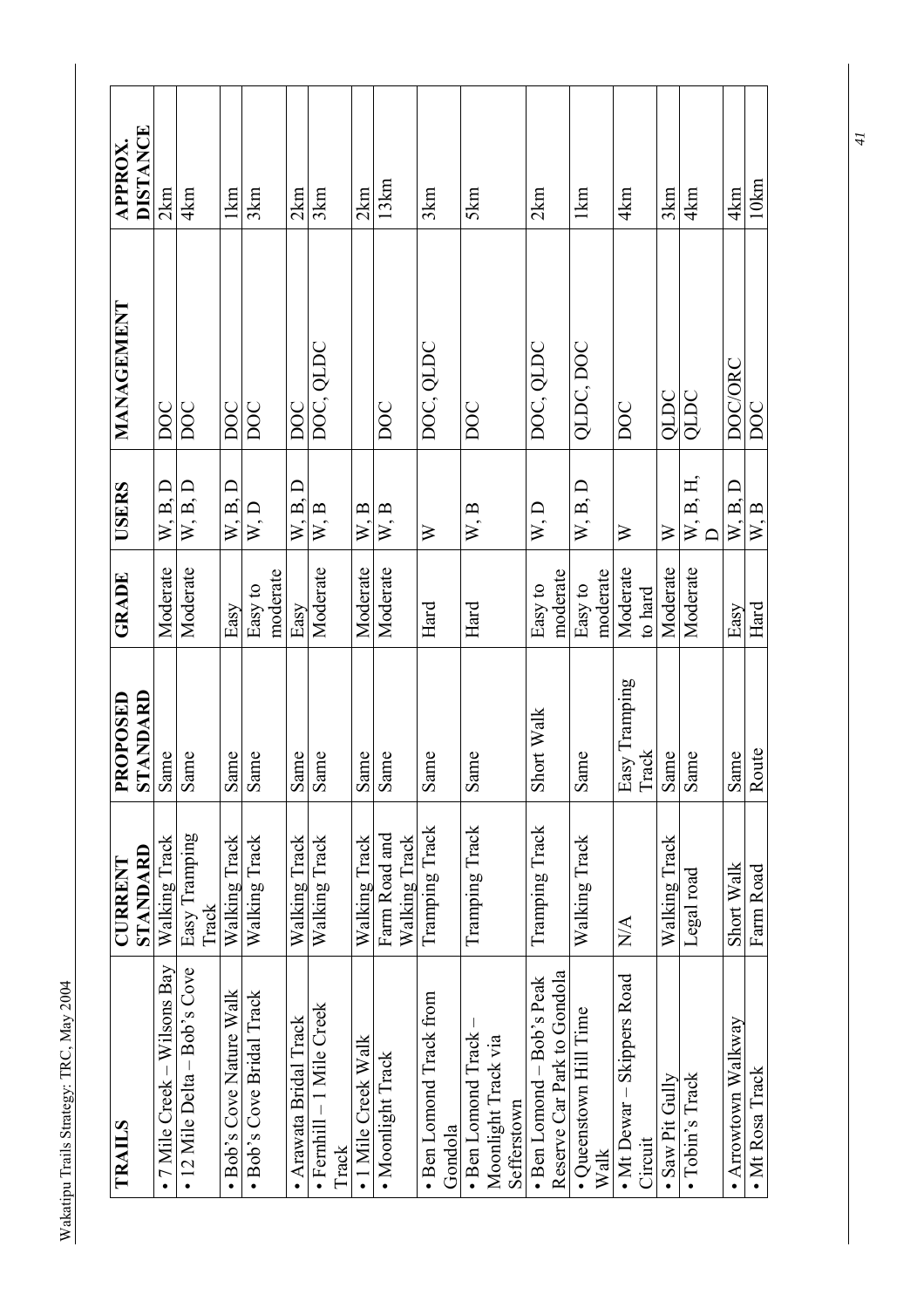| TRAILS | CURRENT STANDARD | PROPOSED STANDARD | GRADE | USERS | MANAGEMENT | APPROX. DISTANCE |
|---|---|---|---|---|---|---|
| • 7 Mile Creek – Wilsons Bay | Walking Track | Same | Moderate | W, B, D | DOC | 2km |
| • 12 Mile Delta – Bob's Cove | Easy Tramping Track | Same | Moderate | W, B, D | DOC | 4km |
| • Bob's Cove Nature Walk | Walking Track | Same | Easy | W, B, D | DOC | 1km |
| • Bob's Cove Bridal Track | Walking Track | Same | Easy to moderate | W, D | DOC | 3km |
| • Arawata Bridal Track | Walking Track | Same | Easy | W, B, D | DOC | 2km |
| • Fernhill – 1 Mile Creek Track | Walking Track | Same | Moderate | W, B | DOC, QLDC | 3km |
| • 1 Mile Creek Walk | Walking Track | Same | Moderate | W, B | | 2km |
| • Moonlight Track | Farm Road and Walking Track | Same | Moderate | W, B | DOC | 13km |
| • Ben Lomond Track from Gondola | Tramping Track | Same | Hard | W | DOC, QLDC | 3km |
| • Ben Lomond Track – Moonlight Track via Sefferstown | Tramping Track | Same | Hard | W, B | DOC | 5km |
| • Ben Lomond – Bob's Peak Reserve Car Park to Gondola | Tramping Track | Short Walk | Easy to moderate | W, D | DOC, QLDC | 2km |
| • Queenstown Hill Time Walk | Walking Track | Same | Easy to moderate | W, B, D | QLDC, DOC | 1km |
| • Mt Dewar – Skippers Road Circuit | N/A | Easy Tramping Track | Moderate to hard | W | DOC | 4km |
| • Saw Pit Gully | Walking Track | Same | Moderate | W | QLDC | 3km |
| • Tobin's Track | Legal road | Same | Moderate | W, B, H, D | QLDC | 4km |
| • Arrowtown Walkway | Short Walk | Same | Easy | W, B, D | DOC/ORC | 4km |
| • Mt Rosa Track | Farm Road | Route | Hard | W, B | DOC | 10km |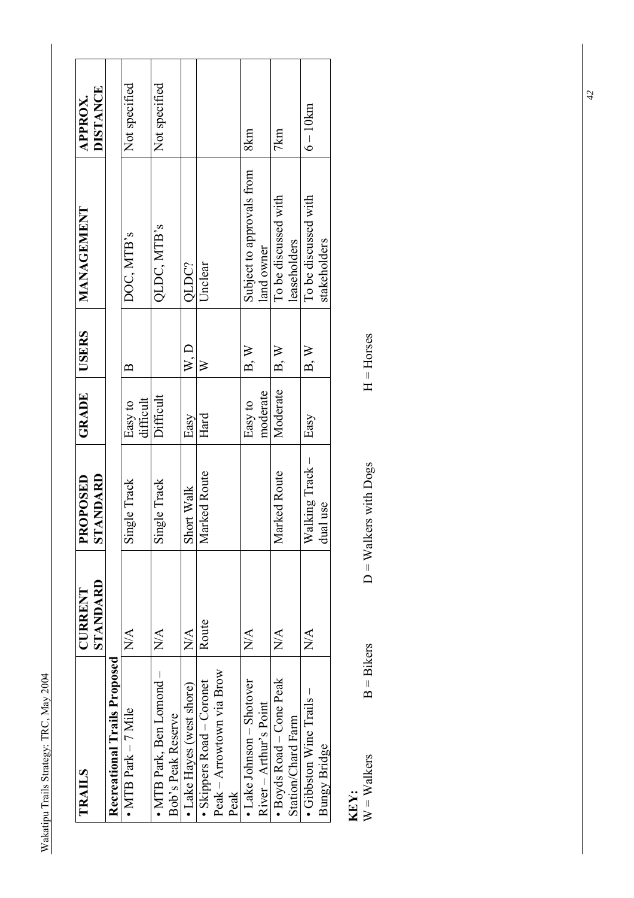| TRAILS | CURRENT STANDARD | PROPOSED STANDARD | GRADE | USERS | MANAGEMENT | APPROX. DISTANCE |
|---|---|---|---|---|---|---|
| **Recreational Trails Proposed** | | | | | | |
| • MTB Park – 7 Mile | N/A | Single Track | Easy to difficult | B | DOC, MTB's | Not specified |
| • MTB Park, Ben Lomond – Bob's Peak Reserve | N/A | Single Track | Difficult | | QLDC, MTB's | Not specified |
| • Lake Hayes (west shore) | N/A | Short Walk | Easy | W, D | QLDC? | |
| • Skippers Road – Coronet Peak – Arrowtown via Brow Peak | Route | Marked Route | Hard | W | Unclear | |
| • Lake Johnson – Shotover River – Arthur's Point | N/A | | Easy to moderate | B, W | Subject to approvals from land owner | 8km |
| • Boyds Road – Cone Peak Station/Chard Farm | N/A | Marked Route | Moderate | B, W | To be discussed with leaseholders | 7km |
| • Gibbston Wine Trails – Bungy Bridge | N/A | Walking Track – dual use | Easy | B, W | To be discussed with stakeholders | 6 – 10km |

**KEY:**
W = Walkers B = Bikers D = Walkers with Dogs H = Horses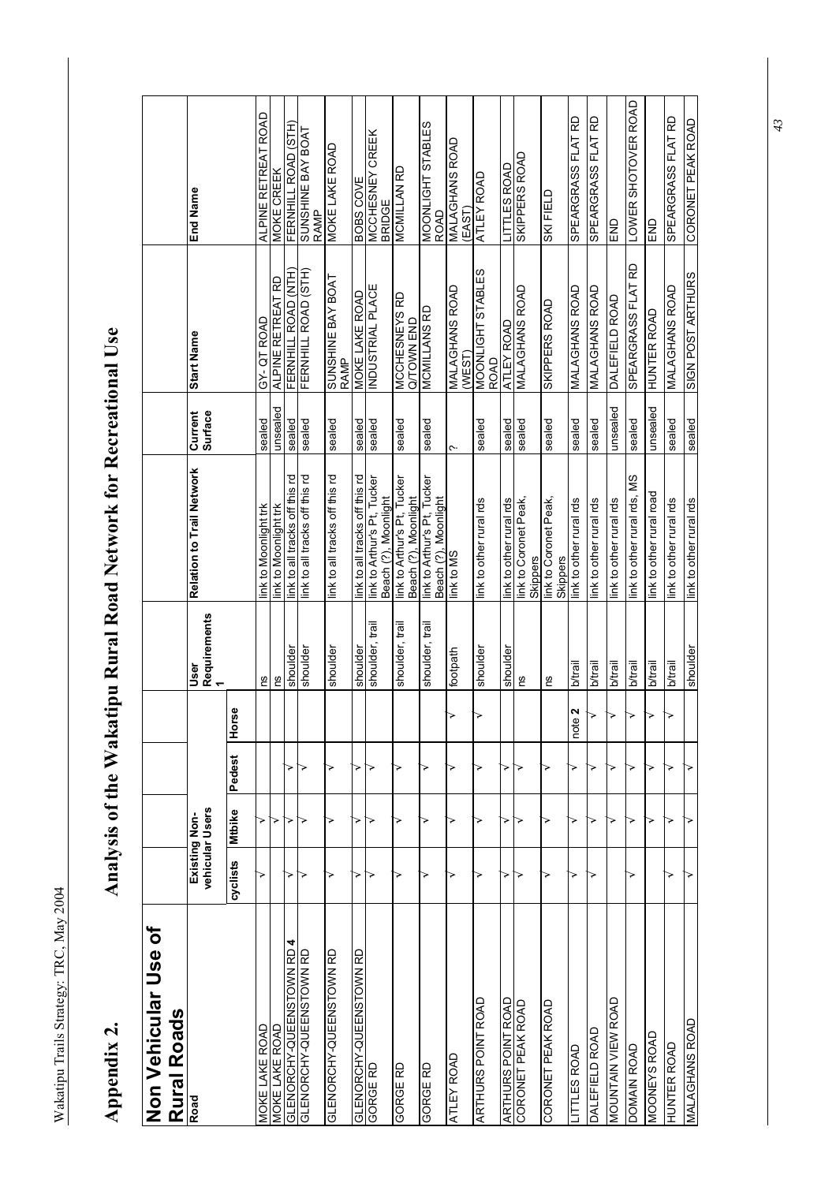# Appendix 2. Analysis of the Wakatipu Rural Road Network for Recreational Use

## Non Vehicular Use of Rural Roads

| Road | Existing Non-vehicular Users | | | | User Requirements 1 | Relation to Trail Network | Current Surface | Start Name | End Name |
|---|---|---|---|---|---|---|---|---|---|
| | cyclists | Mtbike | Pedest | Horse | | | | | |
| MOKE LAKE ROAD | ✓ | ✓ | | | ns | link to Moonlight trk | sealed | GY- QT ROAD | ALPINE RETREAT ROAD |
| MOKE LAKE ROAD | | ✓ | | | ns | link to Moonlight trk | unsealed | ALPINE RETREAT RD | MOKE CREEK |
| GLENORCHY-QUEENSTOWN RD **4** | ✓ | ✓ | ✓ | | shoulder | link to all tracks off this rd | sealed | FERNHILL ROAD (NTH) | FERNHILL ROAD (STH) |
| GLENORCHY-QUEENSTOWN RD | ✓ | ✓ | ✓ | | shoulder | link to all tracks off this rd | sealed | FERNHILL ROAD (STH) | SUNSHINE BAY BOAT RAMP |
| GLENORCHY-QUEENSTOWN RD | ✓ | ✓ | ✓ | | shoulder | link to all tracks off this rd | sealed | SUNSHINE BAY BOAT RAMP | MOKE LAKE ROAD |
| GLENORCHY-QUEENSTOWN RD | ✓ | ✓ | ✓ | | shoulder | link to all tracks off this rd | sealed | MOKE LAKE ROAD | BOBS COVE |
| GORGE RD | ✓ | ✓ | ✓ | | shoulder, trail | link to Arthur's Pt, Tucker Beach (?), Moonlight | sealed | INDUSTRIAL PLACE | MCCHESNEY CREEK BRIDGE |
| GORGE RD | ✓ | ✓ | ✓ | | shoulder, trail | link to Arthur's Pt, Tucker Beach (?), Moonlight | sealed | MCCHESNEYS RD Q/TOWN END | MCMILLAN RD |
| GORGE RD | ✓ | ✓ | ✓ | | shoulder, trail | link to Arthur's Pt, Tucker Beach (?), Moonlight | sealed | MCMILLANS RD | MOONLIGHT STABLES ROAD |
| ATLEY ROAD | ✓ | ✓ | ✓ | ✓ | footpath | link to MS | ? | MALAGHANS ROAD (WEST) | MALAGHANS ROAD (EAST) |
| ARTHURS POINT ROAD | ✓ | ✓ | ✓ | ✓ | shoulder | link to other rural rds | sealed | MOONLIGHT STABLES ROAD | ATLEY ROAD |
| ARTHURS POINT ROAD | ✓ | ✓ | ✓ | | shoulder | link to other rural rds | sealed | ATLEY ROAD | LITTLES ROAD |
| CORONET PEAK ROAD | ✓ | ✓ | ✓ | | ns | link to Coronet Peak, Skippers | sealed | MALAGHANS ROAD | SKIPPERS ROAD |
| CORONET PEAK ROAD | ✓ | ✓ | ✓ | | ns | link to Coronet Peak, Skippers | sealed | SKIPPERS ROAD | SKI FIELD |
| LITTLES ROAD | ✓ | ✓ | ✓ | note **2** | b/trail | link to other rural rds | sealed | MALAGHANS ROAD | SPEARGRASS FLAT RD |
| DALEFIELD ROAD | ✓ | ✓ | ✓ | ✓ | b/trail | link to other rural rds | sealed | MALAGHANS ROAD | SPEARGRASS FLAT RD |
| MOUNTAIN VIEW ROAD | | ✓ | ✓ | ✓ | b/trail | link to other rural rds | unsealed | DALEFIELD ROAD | END |
| DOMAIN ROAD | ✓ | ✓ | ✓ | ✓ | b/trail | link to other rural rds, MS | sealed | SPEARGRASS FLAT RD | LOWER SHOTOVER ROAD |
| MOONEYS ROAD | | ✓ | ✓ | ✓ | b/trail | link to other rural road | unsealed | HUNTER ROAD | END |
| HUNTER ROAD | ✓ | ✓ | ✓ | ✓ | b/trail | link to other rural rds | sealed | MALAGHANS ROAD | SPEARGRASS FLAT RD |
| MALAGHANS ROAD | ✓ | ✓ | ✓ | | shoulder | link to other rural rds | sealed | SIGN POST ARTHURS | CORONET PEAK ROAD |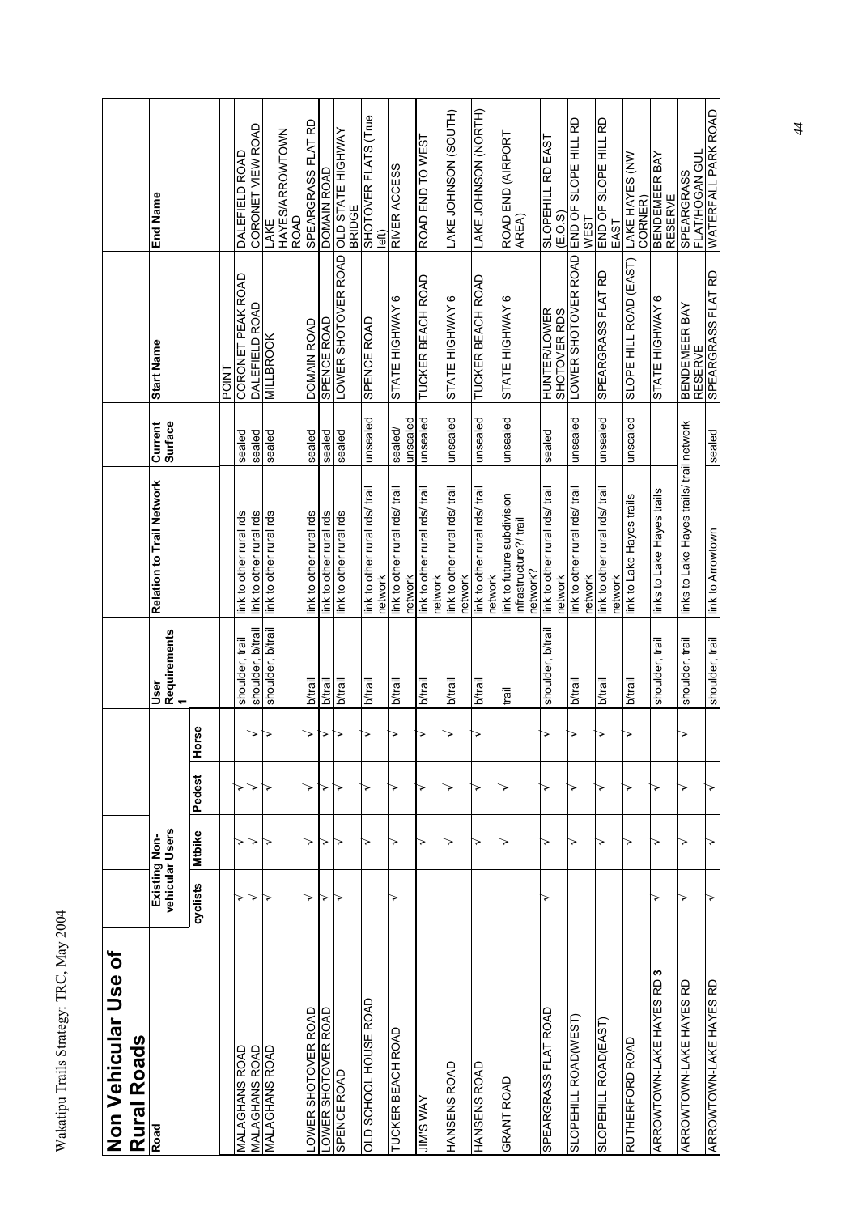# Non Vehicular Use of Rural Roads

| Road | Existing Non-vehicular Users | | | | User Requirements 1 | Relation to Trail Network | Current Surface | Start Name | End Name |
|---|---|---|---|---|---|---|---|---|---|
| | cyclists | Mtbike | Pedest | Horse | | | | | |
| | | | | | | | | POINT | |
| MALAGHANS ROAD | √ | √ | √ | | shoulder, trail | link to other rural rds | sealed | CORONET PEAK ROAD | DALEFIELD ROAD |
| MALAGHANS ROAD | √ | √ | √ | √ | shoulder, b/trail | link to other rural rds | sealed | DALEFIELD ROAD | CORONET VIEW ROAD |
| MALAGHANS ROAD | √ | √ | √ | √ | shoulder, b/trail | link to other rural rds | sealed | MILLBROOK | LAKE HAYES/ARROWTOWN ROAD |
| LOWER SHOTOVER ROAD | √ | √ | √ | √ | b/trail | link to other rural rds | sealed | DOMAIN ROAD | SPEARGRASS FLAT RD |
| LOWER SHOTOVER ROAD | √ | √ | √ | √ | b/trail | link to other rural rds | sealed | SPENCE ROAD | DOMAIN ROAD |
| SPENCE ROAD | √ | √ | √ | √ | b/trail | link to other rural rds | sealed | LOWER SHOTOVER ROAD | OLD STATE HIGHWAY BRIDGE |
| OLD SCHOOL HOUSE ROAD | | √ | √ | √ | b/trail | link to other rural rds/ trail network | unsealed | SPENCE ROAD | SHOTOVER FLATS (True left) |
| TUCKER BEACH ROAD | √ | √ | √ | √ | b/trail | link to other rural rds/ trail network | sealed/ unsealed | STATE HIGHWAY 6 | RIVER ACCESS |
| JIM'S WAY | | √ | √ | √ | b/trail | link to other rural rds/ trail network | unsealed | TUCKER BEACH ROAD | ROAD END TO WEST |
| HANSENS ROAD | | √ | √ | √ | b/trail | link to other rural rds/ trail network | unsealed | STATE HIGHWAY 6 | LAKE JOHNSON (SOUTH) |
| HANSENS ROAD | | √ | √ | √ | b/trail | link to other rural rds/ trail network | unsealed | TUCKER BEACH ROAD | LAKE JOHNSON (NORTH) |
| GRANT ROAD | | √ | √ | | trail | link to future subdivision infrastructure?/ trail network? | unsealed | STATE HIGHWAY 6 | ROAD END (AIRPORT AREA) |
| SPEARGRASS FLAT ROAD | √ | √ | √ | √ | shoulder, b/trail | link to other rural rds/ trail network | sealed | HUNTER/LOWER SHOTOVER RDS | SLOPEHILL RD EAST (E.O.S) |
| SLOPEHILL ROAD(WEST) | | √ | √ | √ | b/trail | link to other rural rds/ trail network | unsealed | LOWER SHOTOVER ROAD | END OF SLOPE HILL RD WEST |
| SLOPEHILL ROAD(EAST) | | √ | √ | √ | b/trail | link to other rural rds/ trail network | unsealed | SPEARGRASS FLAT RD | END OF SLOPE HILL RD EAST |
| RUTHERFORD ROAD | | √ | √ | √ | b/trail | link to Lake Hayes trails | unsealed | SLOPE HILL ROAD (EAST) | LAKE HAYES (NW CORNER) |
| ARROWTOWN-LAKE HAYES RD 3 | √ | √ | √ | | shoulder, trail | links to Lake Hayes trails | | STATE HIGHWAY 6 | BENDEMEER BAY RESERVE |
| ARROWTOWN-LAKE HAYES RD | √ | √ | √ | √ | shoulder, trail | links to Lake Hayes trails/ trail network | | BENDEMEER BAY RESERVE | SPEARGRASS FLAT/HOGAN GUL |
| ARROWTOWN-LAKE HAYES RD | √ | √ | √ | | shoulder, trail | link to Arrowtown | sealed | SPEARGRASS FLAT RD | WATERFALL PARK ROAD |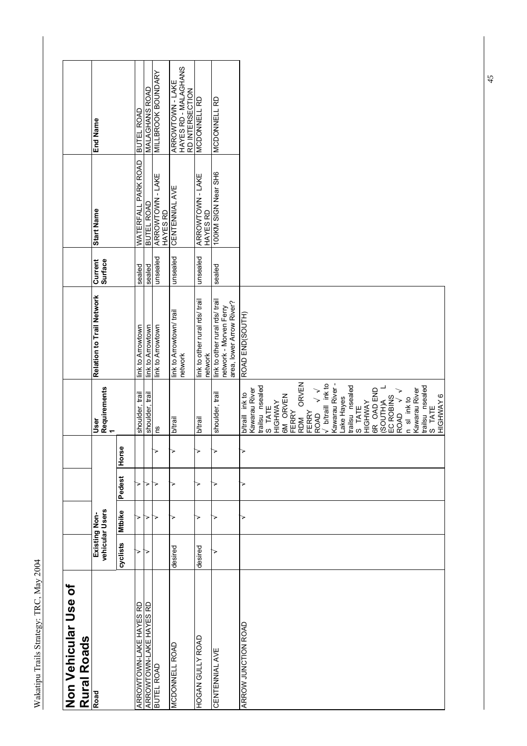## Non Vehicular Use of Rural Roads

| Road | Existing Non-vehicular Users | | | | User Requirements 1 | Relation to Trail Network | Current Surface | Start Name | End Name |
|---|---|---|---|---|---|---|---|---|---|
| | cyclists | Mtbike | Pedest | Horse | | | | | |
| ARROWTOWN-LAKE HAYES RD | √ | √ | √ | | shoulder, trail | link to Arrowtown | sealed | WATERFALL PARK ROAD | BUTEL ROAD |
| ARROWTOWN-LAKE HAYES RD | √ | √ | √ | | shoulder, trail | link to Arrowtown | sealed | BUTEL ROAD | MALAGHANS ROAD |
| BUTEL ROAD | | √ | √ | √ | ns | link to Arrowtown | unsealed | ARROWTOWN - LAKE HAYES RD | MILLBROOK BOUNDARY |
| MCDONNELL ROAD | desired | √ | √ | √ | b/trail | link to Arrowtown/ trail network | unsealed | CENTENNIAL AVE | ARROWTOWN - LAKE HAYES RD - MALAGHANS RD INTERSECTION |
| HOGAN GULLY ROAD | desired | √ | √ | √ | b/trail | link to other rural rds/ trail network | unsealed | ARROWTOWN - LAKE HAYES RD | MCDONNELL RD |
| CENTENNIAL AVE | √ | √ | √ | √ | shoulder, trail | link to other rural rds/ trail network - Morven Ferry area, lower Arrow River? | sealed | 100KM SIGN Near SH6 | MCDONNELL RD |
| ARROW JUNCTION ROAD | | √ | √ | √ | b/traill ink to Kawarau River trailsu nsealed S TATE HIGHWAY 6M ORVEN FERRY RDM ORVEN FERRY ROAD √ √ √ b/traill ink to Kawarau River - Lake Hayes trailsu nsealed S TATE HIGHWAY 6R OAD END (SOUTH)A L EC ROBINS ROAD √ √ n sl ink to Kawarau River trailsu nsealed S TATE HIGHWAY 6 | ROAD END(SOUTH) | | | |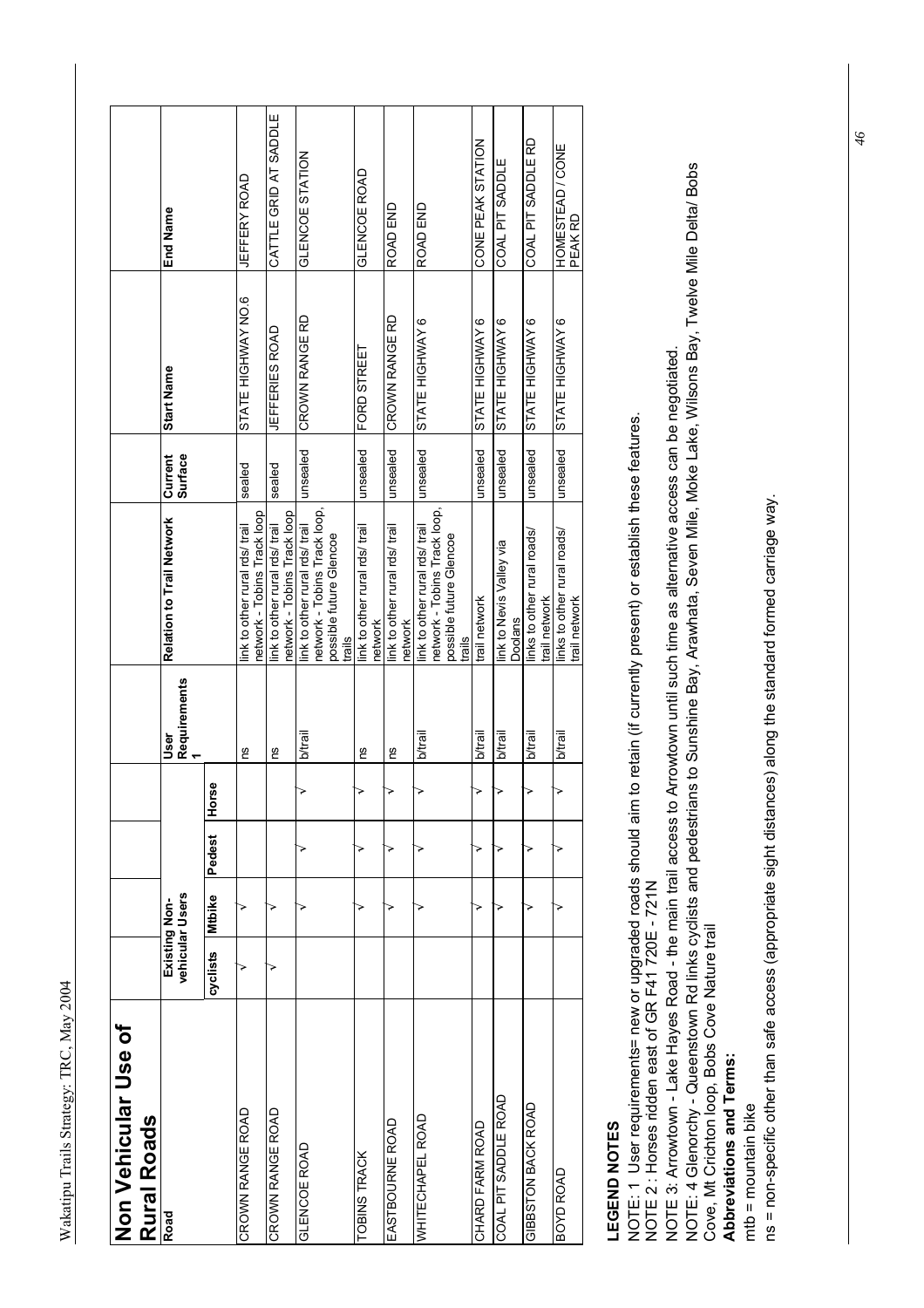## Non Vehicular Use of Rural Roads

| Road | Existing Non-vehicular Users | | | | User Requirements 1 | Relation to Trail Network | Current Surface | Start Name | End Name |
|---|---|---|---|---|---|---|---|---|---|
| | cyclists | Mtbike | Pedest | Horse | | | | | |
| CROWN RANGE ROAD | ✓ | ✓ | | | ns | link to other rural rds/ trail network - Tobins Track loop | sealed | STATE HIGHWAY NO.6 | JEFFERY ROAD |
| CROWN RANGE ROAD | ✓ | ✓ | | | ns | link to other rural rds/ trail network - Tobins Track loop | sealed | JEFFERIES ROAD | CATTLE GRID AT SADDLE |
| GLENCOE ROAD | | ✓ | ✓ | ✓ | b/trail | link to other rural rds/ trail network - Tobins Track loop, possible future Glencoe trails | unsealed | CROWN RANGE RD | GLENCOE STATION |
| TOBINS TRACK | | ✓ | ✓ | ✓ | ns | link to other rural rds/ trail network | unsealed | FORD STREET | GLENCOE ROAD |
| EASTBOURNE ROAD | | ✓ | ✓ | ✓ | ns | link to other rural rds/ trail network | unsealed | CROWN RANGE RD | ROAD END |
| WHITECHAPEL ROAD | | ✓ | ✓ | ✓ | b/trail | link to other rural rds/ trail network - Tobins Track loop, possible future Glencoe trails | unsealed | STATE HIGHWAY 6 | ROAD END |
| CHARD FARM ROAD | | ✓ | ✓ | ✓ | b/trail | trail network | unsealed | STATE HIGHWAY 6 | CONE PEAK STATION |
| COAL PIT SADDLE ROAD | | ✓ | ✓ | ✓ | b/trail | link to Nevis Valley via Doolans | unsealed | STATE HIGHWAY 6 | COAL PIT SADDLE |
| GIBBSTON BACK ROAD | | ✓ | ✓ | ✓ | b/trail | links to other rural roads/ trail network | unsealed | STATE HIGHWAY 6 | COAL PIT SADDLE RD |
| BOYD ROAD | | ✓ | ✓ | ✓ | b/trail | links to other rural roads/ trail network | unsealed | STATE HIGHWAY 6 | HOMESTEAD / CONE PEAK RD |

**LEGEND NOTES**

NOTE: 1 User requirements= new or upgraded roads should aim to retain (if currently present) or establish these features.

NOTE 2 : Horses ridden east of GR F41 720E - 721N

NOTE 3: Arrowtown - Lake Hayes Road - the main trail access to Arrowtown until such time as alternative access can be negotiated.

NOTE: 4 Glenorchy - Queenstown Rd links cyclists and pedestrians to Sunshine Bay, Arawhata, Seven Mile, Moke Lake, Wilsons Bay, Twelve Mile Delta/ Bobs Cove, Mt Crichton loop, Bobs Cove Nature trail

**Abbreviations and Terms:**

mtb = mountain bike

ns = non-specific other than safe access (appropriate sight distances) along the standard formed carriage way.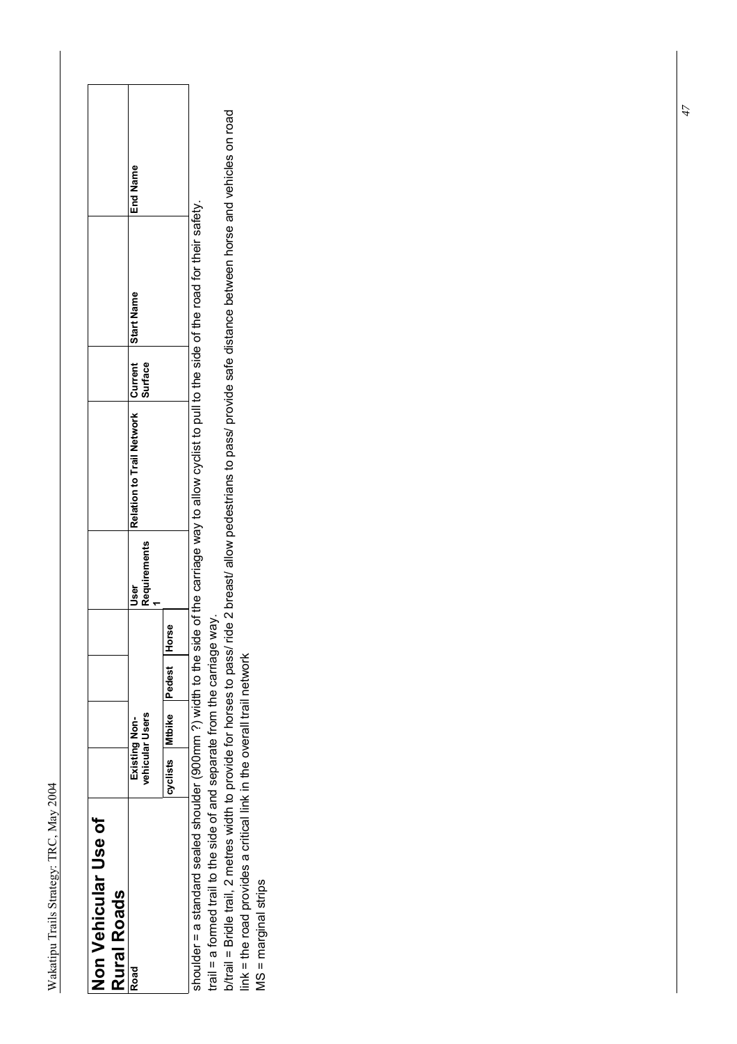## Non Vehicular Use of Rural Roads

| Road | Existing Non-vehicular Users | | | | User Requirements 1 | Relation to Trail Network | Current Surface | Start Name | End Name |
|---|---|---|---|---|---|---|---|---|---|
| | cyclists | Mtbike | Pedest | Horse | | | | | |

shoulder = a standard sealed shoulder (900mm ?) width to the side of the carriage way to allow cyclist to pull to the side of the road for their safety.

trail = a formed trail to the side of and separate from the carriage way.

b/trail = Bridle trail, 2 metres width to provide for horses to pass/ ride 2 breast/ allow pedestrians to pass/ provide safe distance between horse and vehicles on road

link = the road provides a critical link in the overall trail network

MS = marginal strips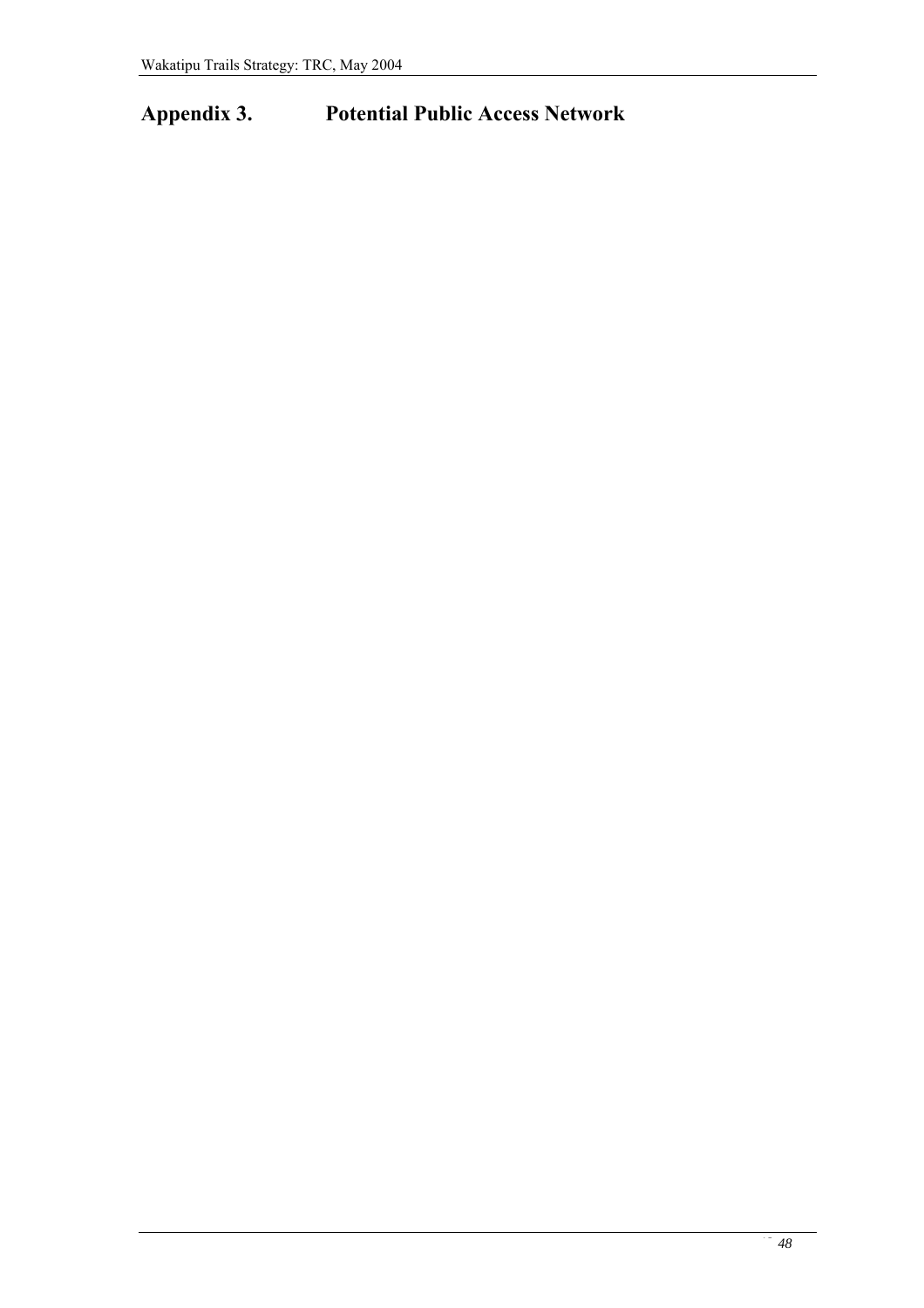# Appendix 3. Potential Public Access Network